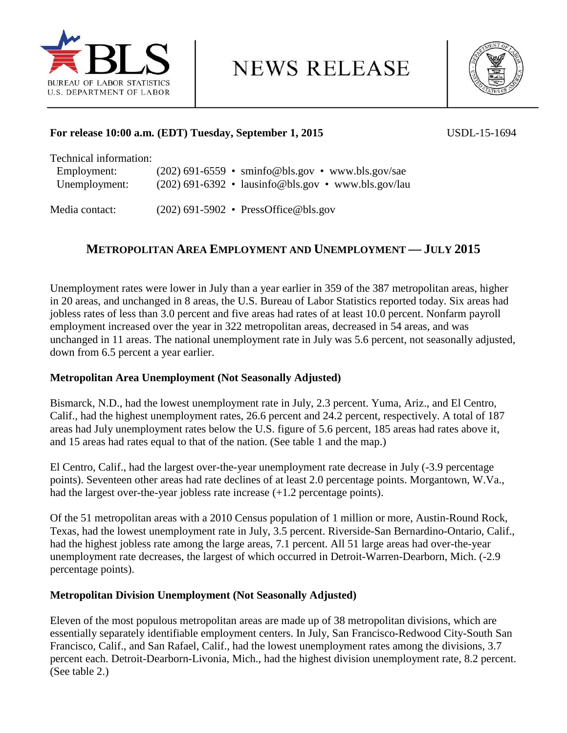BUREAU OF LABOR STATISTICS
U.S. DEPARTMENT OF LABOR

# NEWS RELEASE

**For release 10:00 a.m. (EDT) Tuesday, September 1, 2015** USDL-15-1694

Technical information:
Employment: (202) 691-6559 • sminfo@bls.gov • www.bls.gov/sae
Unemployment: (202) 691-6392 • lausinfo@bls.gov • www.bls.gov/lau

Media contact: (202) 691-5902 • PressOffice@bls.gov

## METROPOLITAN AREA EMPLOYMENT AND UNEMPLOYMENT — JULY 2015

Unemployment rates were lower in July than a year earlier in 359 of the 387 metropolitan areas, higher in 20 areas, and unchanged in 8 areas, the U.S. Bureau of Labor Statistics reported today. Six areas had jobless rates of less than 3.0 percent and five areas had rates of at least 10.0 percent. Nonfarm payroll employment increased over the year in 322 metropolitan areas, decreased in 54 areas, and was unchanged in 11 areas. The national unemployment rate in July was 5.6 percent, not seasonally adjusted, down from 6.5 percent a year earlier.

### Metropolitan Area Unemployment (Not Seasonally Adjusted)

Bismarck, N.D., had the lowest unemployment rate in July, 2.3 percent. Yuma, Ariz., and El Centro, Calif., had the highest unemployment rates, 26.6 percent and 24.2 percent, respectively. A total of 187 areas had July unemployment rates below the U.S. figure of 5.6 percent, 185 areas had rates above it, and 15 areas had rates equal to that of the nation. (See table 1 and the map.)

El Centro, Calif., had the largest over-the-year unemployment rate decrease in July (-3.9 percentage points). Seventeen other areas had rate declines of at least 2.0 percentage points. Morgantown, W.Va., had the largest over-the-year jobless rate increase (+1.2 percentage points).

Of the 51 metropolitan areas with a 2010 Census population of 1 million or more, Austin-Round Rock, Texas, had the lowest unemployment rate in July, 3.5 percent. Riverside-San Bernardino-Ontario, Calif., had the highest jobless rate among the large areas, 7.1 percent. All 51 large areas had over-the-year unemployment rate decreases, the largest of which occurred in Detroit-Warren-Dearborn, Mich. (-2.9 percentage points).

### Metropolitan Division Unemployment (Not Seasonally Adjusted)

Eleven of the most populous metropolitan areas are made up of 38 metropolitan divisions, which are essentially separately identifiable employment centers. In July, San Francisco-Redwood City-South San Francisco, Calif., and San Rafael, Calif., had the lowest unemployment rates among the divisions, 3.7 percent each. Detroit-Dearborn-Livonia, Mich., had the highest division unemployment rate, 8.2 percent. (See table 2.)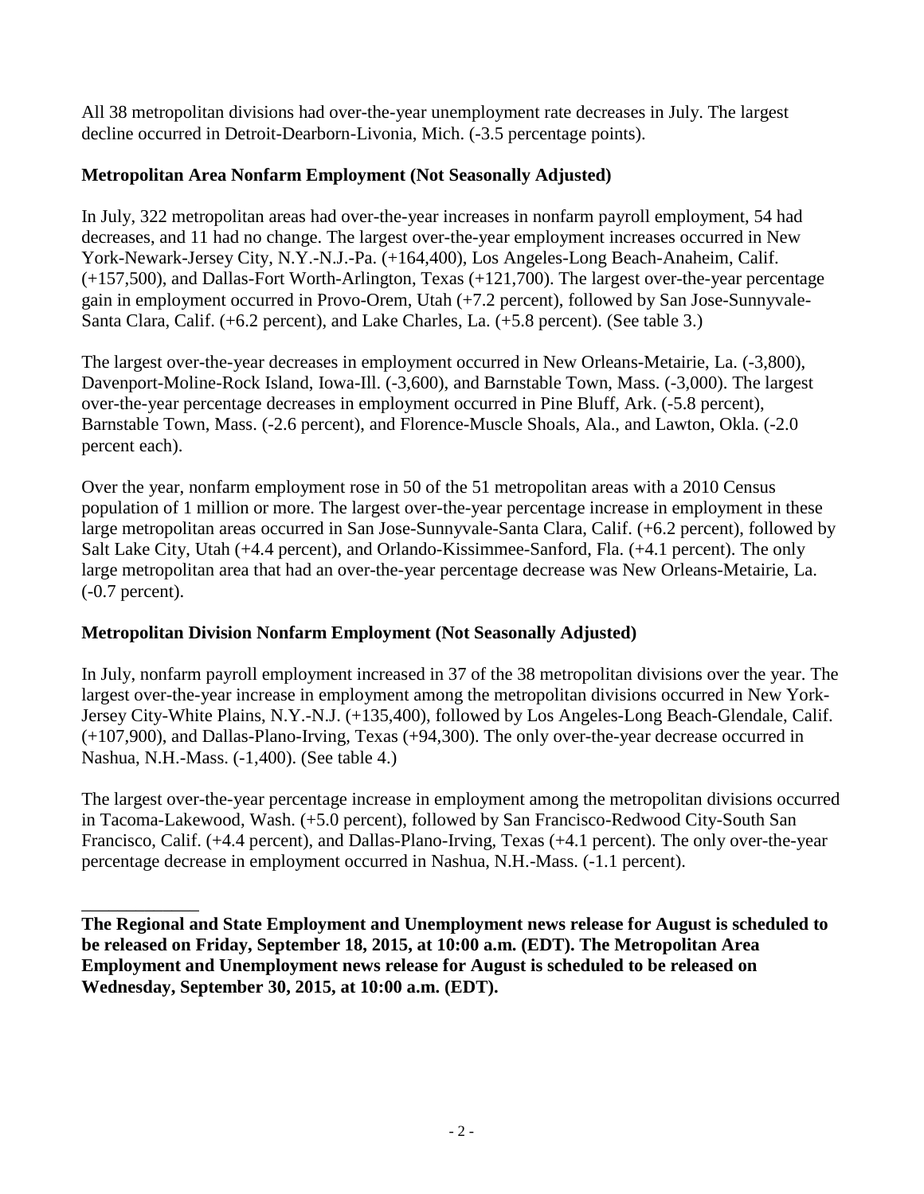All 38 metropolitan divisions had over-the-year unemployment rate decreases in July. The largest decline occurred in Detroit-Dearborn-Livonia, Mich. (-3.5 percentage points).

### Metropolitan Area Nonfarm Employment (Not Seasonally Adjusted)

In July, 322 metropolitan areas had over-the-year increases in nonfarm payroll employment, 54 had decreases, and 11 had no change. The largest over-the-year employment increases occurred in New York-Newark-Jersey City, N.Y.-N.J.-Pa. (+164,400), Los Angeles-Long Beach-Anaheim, Calif. (+157,500), and Dallas-Fort Worth-Arlington, Texas (+121,700). The largest over-the-year percentage gain in employment occurred in Provo-Orem, Utah (+7.2 percent), followed by San Jose-Sunnyvale-Santa Clara, Calif. (+6.2 percent), and Lake Charles, La. (+5.8 percent). (See table 3.)

The largest over-the-year decreases in employment occurred in New Orleans-Metairie, La. (-3,800), Davenport-Moline-Rock Island, Iowa-Ill. (-3,600), and Barnstable Town, Mass. (-3,000). The largest over-the-year percentage decreases in employment occurred in Pine Bluff, Ark. (-5.8 percent), Barnstable Town, Mass. (-2.6 percent), and Florence-Muscle Shoals, Ala., and Lawton, Okla. (-2.0 percent each).

Over the year, nonfarm employment rose in 50 of the 51 metropolitan areas with a 2010 Census population of 1 million or more. The largest over-the-year percentage increase in employment in these large metropolitan areas occurred in San Jose-Sunnyvale-Santa Clara, Calif. (+6.2 percent), followed by Salt Lake City, Utah (+4.4 percent), and Orlando-Kissimmee-Sanford, Fla. (+4.1 percent). The only large metropolitan area that had an over-the-year percentage decrease was New Orleans-Metairie, La. (-0.7 percent).

### Metropolitan Division Nonfarm Employment (Not Seasonally Adjusted)

In July, nonfarm payroll employment increased in 37 of the 38 metropolitan divisions over the year. The largest over-the-year increase in employment among the metropolitan divisions occurred in New York-Jersey City-White Plains, N.Y.-N.J. (+135,400), followed by Los Angeles-Long Beach-Glendale, Calif. (+107,900), and Dallas-Plano-Irving, Texas (+94,300). The only over-the-year decrease occurred in Nashua, N.H.-Mass. (-1,400). (See table 4.)

The largest over-the-year percentage increase in employment among the metropolitan divisions occurred in Tacoma-Lakewood, Wash. (+5.0 percent), followed by San Francisco-Redwood City-South San Francisco, Calif. (+4.4 percent), and Dallas-Plano-Irving, Texas (+4.1 percent). The only over-the-year percentage decrease in employment occurred in Nashua, N.H.-Mass. (-1.1 percent).

_____________

**The Regional and State Employment and Unemployment news release for August is scheduled to be released on Friday, September 18, 2015, at 10:00 a.m. (EDT). The Metropolitan Area Employment and Unemployment news release for August is scheduled to be released on Wednesday, September 30, 2015, at 10:00 a.m. (EDT).**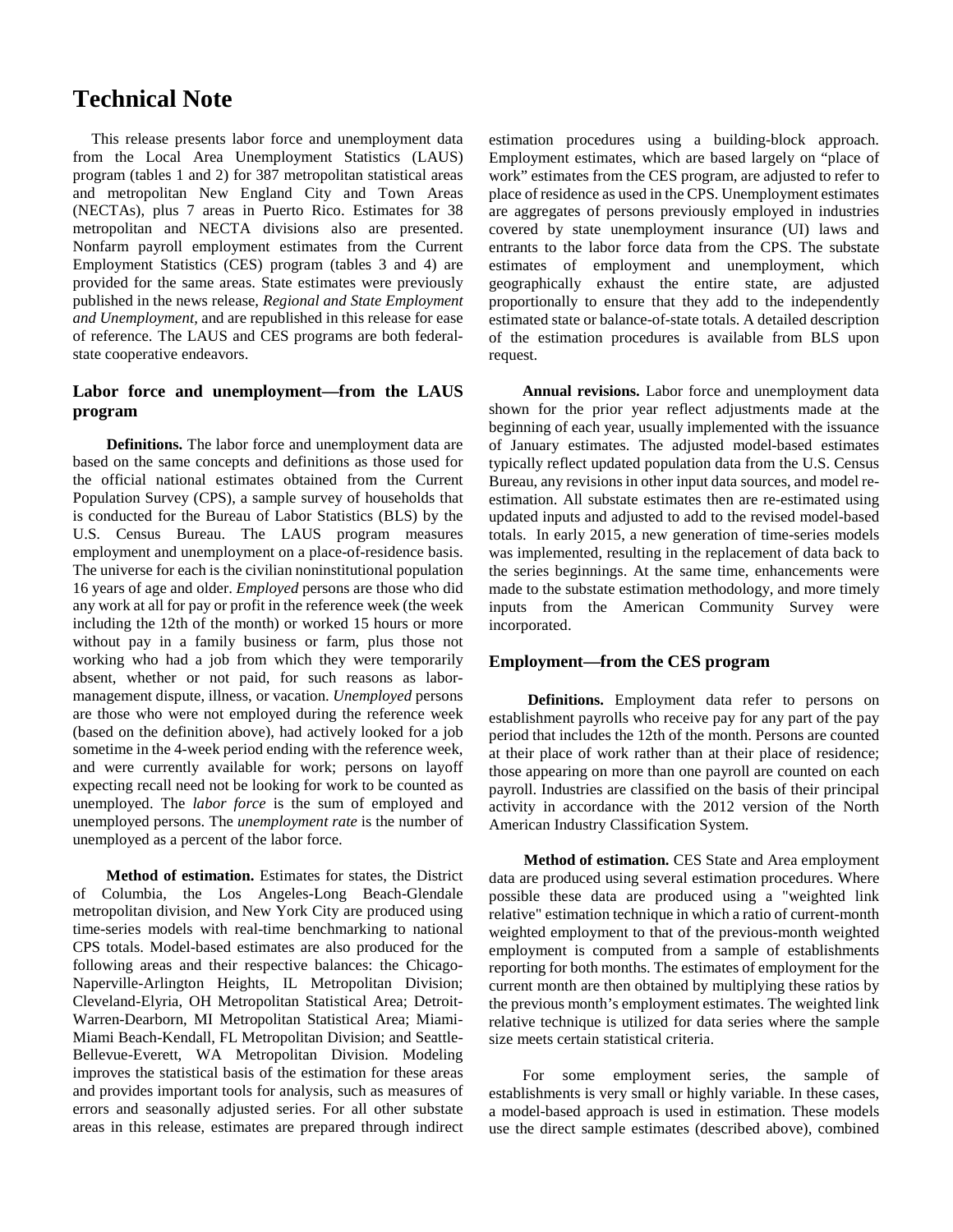# Technical Note

This release presents labor force and unemployment data from the Local Area Unemployment Statistics (LAUS) program (tables 1 and 2) for 387 metropolitan statistical areas and metropolitan New England City and Town Areas (NECTAs), plus 7 areas in Puerto Rico. Estimates for 38 metropolitan and NECTA divisions also are presented. Nonfarm payroll employment estimates from the Current Employment Statistics (CES) program (tables 3 and 4) are provided for the same areas. State estimates were previously published in the news release, *Regional and State Employment and Unemployment*, and are republished in this release for ease of reference. The LAUS and CES programs are both federal-state cooperative endeavors.

## Labor force and unemployment—from the LAUS program

**Definitions.** The labor force and unemployment data are based on the same concepts and definitions as those used for the official national estimates obtained from the Current Population Survey (CPS), a sample survey of households that is conducted for the Bureau of Labor Statistics (BLS) by the U.S. Census Bureau. The LAUS program measures employment and unemployment on a place-of-residence basis. The universe for each is the civilian noninstitutional population 16 years of age and older. *Employed* persons are those who did any work at all for pay or profit in the reference week (the week including the 12th of the month) or worked 15 hours or more without pay in a family business or farm, plus those not working who had a job from which they were temporarily absent, whether or not paid, for such reasons as labor-management dispute, illness, or vacation. *Unemployed* persons are those who were not employed during the reference week (based on the definition above), had actively looked for a job sometime in the 4-week period ending with the reference week, and were currently available for work; persons on layoff expecting recall need not be looking for work to be counted as unemployed. The *labor force* is the sum of employed and unemployed persons. The *unemployment rate* is the number of unemployed as a percent of the labor force.

**Method of estimation.** Estimates for states, the District of Columbia, the Los Angeles-Long Beach-Glendale metropolitan division, and New York City are produced using time-series models with real-time benchmarking to national CPS totals. Model-based estimates are also produced for the following areas and their respective balances: the Chicago-Naperville-Arlington Heights, IL Metropolitan Division; Cleveland-Elyria, OH Metropolitan Statistical Area; Detroit-Warren-Dearborn, MI Metropolitan Statistical Area; Miami-Miami Beach-Kendall, FL Metropolitan Division; and Seattle-Bellevue-Everett, WA Metropolitan Division. Modeling improves the statistical basis of the estimation for these areas and provides important tools for analysis, such as measures of errors and seasonally adjusted series. For all other substate areas in this release, estimates are prepared through indirect estimation procedures using a building-block approach. Employment estimates, which are based largely on "place of work" estimates from the CES program, are adjusted to refer to place of residence as used in the CPS. Unemployment estimates are aggregates of persons previously employed in industries covered by state unemployment insurance (UI) laws and entrants to the labor force data from the CPS. The substate estimates of employment and unemployment, which geographically exhaust the entire state, are adjusted proportionally to ensure that they add to the independently estimated state or balance-of-state totals. A detailed description of the estimation procedures is available from BLS upon request.

**Annual revisions.** Labor force and unemployment data shown for the prior year reflect adjustments made at the beginning of each year, usually implemented with the issuance of January estimates. The adjusted model-based estimates typically reflect updated population data from the U.S. Census Bureau, any revisions in other input data sources, and model re-estimation. All substate estimates then are re-estimated using updated inputs and adjusted to add to the revised model-based totals. In early 2015, a new generation of time-series models was implemented, resulting in the replacement of data back to the series beginnings. At the same time, enhancements were made to the substate estimation methodology, and more timely inputs from the American Community Survey were incorporated.

## Employment—from the CES program

**Definitions.** Employment data refer to persons on establishment payrolls who receive pay for any part of the pay period that includes the 12th of the month. Persons are counted at their place of work rather than at their place of residence; those appearing on more than one payroll are counted on each payroll. Industries are classified on the basis of their principal activity in accordance with the 2012 version of the North American Industry Classification System.

**Method of estimation.** CES State and Area employment data are produced using several estimation procedures. Where possible these data are produced using a "weighted link relative" estimation technique in which a ratio of current-month weighted employment to that of the previous-month weighted employment is computed from a sample of establishments reporting for both months. The estimates of employment for the current month are then obtained by multiplying these ratios by the previous month's employment estimates. The weighted link relative technique is utilized for data series where the sample size meets certain statistical criteria.

For some employment series, the sample of establishments is very small or highly variable. In these cases, a model-based approach is used in estimation. These models use the direct sample estimates (described above), combined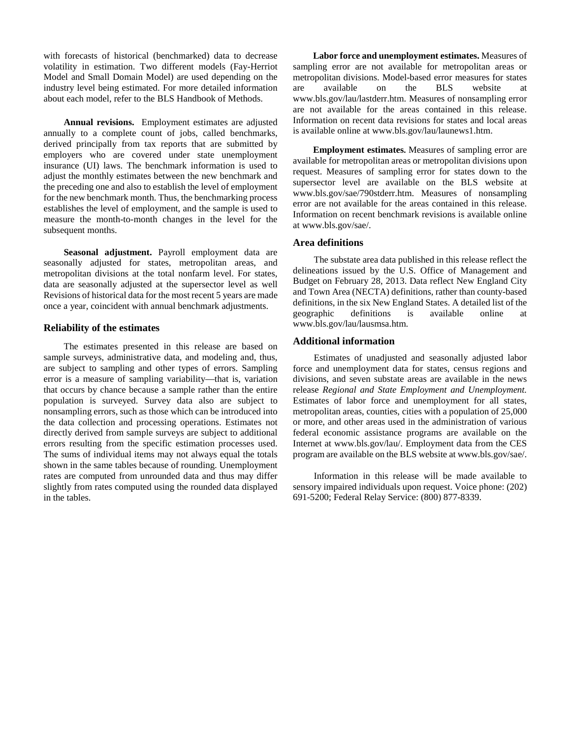with forecasts of historical (benchmarked) data to decrease volatility in estimation. Two different models (Fay-Herriot Model and Small Domain Model) are used depending on the industry level being estimated. For more detailed information about each model, refer to the BLS Handbook of Methods.

**Annual revisions.** Employment estimates are adjusted annually to a complete count of jobs, called benchmarks, derived principally from tax reports that are submitted by employers who are covered under state unemployment insurance (UI) laws. The benchmark information is used to adjust the monthly estimates between the new benchmark and the preceding one and also to establish the level of employment for the new benchmark month. Thus, the benchmarking process establishes the level of employment, and the sample is used to measure the month-to-month changes in the level for the subsequent months.

**Seasonal adjustment.** Payroll employment data are seasonally adjusted for states, metropolitan areas, and metropolitan divisions at the total nonfarm level. For states, data are seasonally adjusted at the supersector level as well Revisions of historical data for the most recent 5 years are made once a year, coincident with annual benchmark adjustments.

## Reliability of the estimates

The estimates presented in this release are based on sample surveys, administrative data, and modeling and, thus, are subject to sampling and other types of errors. Sampling error is a measure of sampling variability—that is, variation that occurs by chance because a sample rather than the entire population is surveyed. Survey data also are subject to nonsampling errors, such as those which can be introduced into the data collection and processing operations. Estimates not directly derived from sample surveys are subject to additional errors resulting from the specific estimation processes used. The sums of individual items may not always equal the totals shown in the same tables because of rounding. Unemployment rates are computed from unrounded data and thus may differ slightly from rates computed using the rounded data displayed in the tables.

**Labor force and unemployment estimates.** Measures of sampling error are not available for metropolitan areas or metropolitan divisions. Model-based error measures for states are available on the BLS website at www.bls.gov/lau/lastderr.htm. Measures of nonsampling error are not available for the areas contained in this release. Information on recent data revisions for states and local areas is available online at www.bls.gov/lau/launews1.htm.

**Employment estimates.** Measures of sampling error are available for metropolitan areas or metropolitan divisions upon request. Measures of sampling error for states down to the supersector level are available on the BLS website at www.bls.gov/sae/790stderr.htm. Measures of nonsampling error are not available for the areas contained in this release. Information on recent benchmark revisions is available online at www.bls.gov/sae/.

## Area definitions

The substate area data published in this release reflect the delineations issued by the U.S. Office of Management and Budget on February 28, 2013. Data reflect New England City and Town Area (NECTA) definitions, rather than county-based definitions, in the six New England States. A detailed list of the geographic definitions is available online at www.bls.gov/lau/lausmsa.htm.

## Additional information

Estimates of unadjusted and seasonally adjusted labor force and unemployment data for states, census regions and divisions, and seven substate areas are available in the news release *Regional and State Employment and Unemployment.* Estimates of labor force and unemployment for all states, metropolitan areas, counties, cities with a population of 25,000 or more, and other areas used in the administration of various federal economic assistance programs are available on the Internet at www.bls.gov/lau/. Employment data from the CES program are available on the BLS website at www.bls.gov/sae/.

Information in this release will be made available to sensory impaired individuals upon request. Voice phone: (202) 691-5200; Federal Relay Service: (800) 877-8339.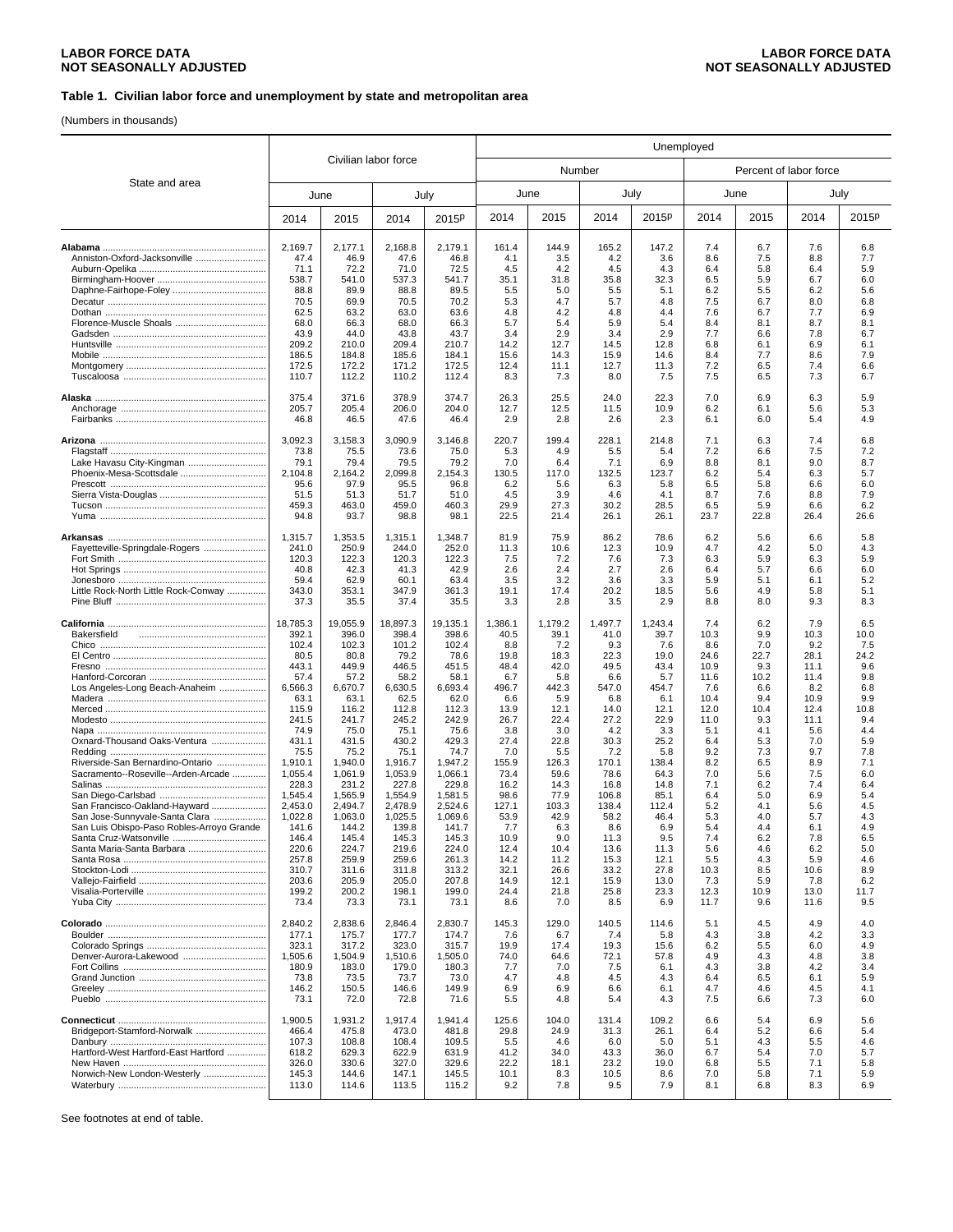**LABOR FORCE DATA**
**NOT SEASONALLY ADJUSTED**

**Table 1. Civilian labor force and unemployment by state and metropolitan area**

(Numbers in thousands)

| State and area | Civilian labor force | | | | Unemployed | | | | | | | |
|---|---|---|---|---|---|---|---|---|---|---|---|---|
| | | | | | Number | | | | Percent of labor force | | | |
| | June | | July | | June | | July | | June | | July | |
| | 2014 | 2015 | 2014 | 2015p | 2014 | 2015 | 2014 | 2015p | 2014 | 2015 | 2014 | 2015p |
| **Alabama** | 2,169.7 | 2,177.1 | 2,168.8 | 2,179.1 | 161.4 | 144.9 | 165.2 | 147.2 | 7.4 | 6.7 | 7.6 | 6.8 |
| Anniston-Oxford-Jacksonville | 47.4 | 46.9 | 47.6 | 46.8 | 4.1 | 3.5 | 4.2 | 3.6 | 8.6 | 7.5 | 8.8 | 7.7 |
| Auburn-Opelika | 71.1 | 72.2 | 71.0 | 72.5 | 4.5 | 4.2 | 4.5 | 4.3 | 6.4 | 5.8 | 6.4 | 5.9 |
| Birmingham-Hoover | 538.7 | 541.0 | 537.3 | 541.7 | 35.1 | 31.8 | 35.8 | 32.3 | 6.5 | 5.9 | 6.7 | 6.0 |
| Daphne-Fairhope-Foley | 88.8 | 89.9 | 88.8 | 89.5 | 5.5 | 5.0 | 5.5 | 5.1 | 6.2 | 5.5 | 6.2 | 5.6 |
| Decatur | 70.5 | 69.9 | 70.5 | 70.2 | 5.3 | 4.7 | 5.7 | 4.8 | 7.5 | 6.7 | 8.0 | 6.8 |
| Dothan | 62.5 | 63.2 | 63.0 | 63.6 | 4.8 | 4.2 | 4.8 | 4.4 | 7.6 | 6.7 | 7.7 | 6.9 |
| Florence-Muscle Shoals | 68.0 | 66.3 | 68.0 | 66.3 | 5.7 | 5.4 | 5.9 | 5.4 | 8.4 | 8.1 | 8.7 | 8.1 |
| Gadsden | 43.9 | 44.0 | 43.8 | 43.7 | 3.4 | 2.9 | 3.4 | 2.9 | 7.7 | 6.6 | 7.8 | 6.7 |
| Huntsville | 209.2 | 210.0 | 209.4 | 210.7 | 14.2 | 12.7 | 14.5 | 12.8 | 6.8 | 6.1 | 6.9 | 6.1 |
| Mobile | 186.5 | 184.8 | 185.6 | 184.1 | 15.6 | 14.3 | 15.9 | 14.6 | 8.4 | 7.7 | 8.6 | 7.9 |
| Montgomery | 172.5 | 172.2 | 171.2 | 172.5 | 12.4 | 11.1 | 12.7 | 11.3 | 7.2 | 6.5 | 7.4 | 6.6 |
| Tuscaloosa | 110.7 | 112.2 | 110.2 | 112.4 | 8.3 | 7.3 | 8.0 | 7.5 | 7.5 | 6.5 | 7.3 | 6.7 |
| **Alaska** | 375.4 | 371.6 | 378.9 | 374.7 | 26.3 | 25.5 | 24.0 | 22.3 | 7.0 | 6.9 | 6.3 | 5.9 |
| Anchorage | 205.7 | 205.4 | 206.0 | 204.0 | 12.7 | 12.5 | 11.5 | 10.9 | 6.2 | 6.1 | 5.6 | 5.3 |
| Fairbanks | 46.8 | 46.5 | 47.6 | 46.4 | 2.9 | 2.8 | 2.6 | 2.3 | 6.1 | 6.0 | 5.4 | 4.9 |
| **Arizona** | 3,092.3 | 3,158.3 | 3,090.9 | 3,146.8 | 220.7 | 199.4 | 228.1 | 214.8 | 7.1 | 6.3 | 7.4 | 6.8 |
| Flagstaff | 73.8 | 75.5 | 73.6 | 75.0 | 5.3 | 4.9 | 5.5 | 5.4 | 7.2 | 6.6 | 7.5 | 7.2 |
| Lake Havasu City-Kingman | 79.1 | 79.4 | 79.5 | 79.2 | 7.0 | 6.4 | 7.1 | 6.9 | 8.8 | 8.1 | 9.0 | 8.7 |
| Phoenix-Mesa-Scottsdale | 2,104.8 | 2,164.2 | 2,099.8 | 2,154.3 | 130.5 | 117.0 | 132.5 | 123.7 | 6.2 | 5.4 | 6.3 | 5.7 |
| Prescott | 95.6 | 97.9 | 95.5 | 96.8 | 6.2 | 5.6 | 6.3 | 5.8 | 6.5 | 5.8 | 6.6 | 6.0 |
| Sierra Vista-Douglas | 51.5 | 51.3 | 51.7 | 51.0 | 4.5 | 3.9 | 4.6 | 4.1 | 8.7 | 7.6 | 8.8 | 7.9 |
| Tucson | 459.3 | 463.0 | 459.0 | 460.3 | 29.9 | 27.3 | 30.2 | 28.5 | 6.5 | 5.9 | 6.6 | 6.2 |
| Yuma | 94.8 | 93.7 | 98.8 | 98.1 | 22.5 | 21.4 | 26.1 | 26.1 | 23.7 | 22.8 | 26.4 | 26.6 |
| **Arkansas** | 1,315.7 | 1,353.5 | 1,315.1 | 1,348.7 | 81.9 | 75.9 | 86.2 | 78.6 | 6.2 | 5.6 | 6.6 | 5.8 |
| Fayetteville-Springdale-Rogers | 241.0 | 250.9 | 244.0 | 252.0 | 11.3 | 10.6 | 12.3 | 10.9 | 4.7 | 4.2 | 5.0 | 4.3 |
| Fort Smith | 120.3 | 122.3 | 120.3 | 122.3 | 7.5 | 7.2 | 7.6 | 7.3 | 6.3 | 5.9 | 6.3 | 5.9 |
| Hot Springs | 40.8 | 42.3 | 41.3 | 42.9 | 2.6 | 2.4 | 2.7 | 2.6 | 6.4 | 5.7 | 6.6 | 6.0 |
| Jonesboro | 59.4 | 62.9 | 60.1 | 63.4 | 3.5 | 3.2 | 3.6 | 3.3 | 5.9 | 5.1 | 6.1 | 5.2 |
| Little Rock-North Little Rock-Conway | 343.0 | 353.1 | 347.9 | 361.3 | 19.1 | 17.4 | 20.2 | 18.5 | 5.6 | 4.9 | 5.8 | 5.1 |
| Pine Bluff | 37.3 | 35.5 | 37.4 | 35.5 | 3.3 | 2.8 | 3.5 | 2.9 | 8.8 | 8.0 | 9.3 | 8.3 |
| **California** | 18,785.3 | 19,055.9 | 18,897.3 | 19,135.1 | 1,386.1 | 1,179.2 | 1,497.7 | 1,243.4 | 7.4 | 6.2 | 7.9 | 6.5 |
| Bakersfield | 392.1 | 396.0 | 398.4 | 398.6 | 40.5 | 39.1 | 41.0 | 39.7 | 10.3 | 9.9 | 10.3 | 10.0 |
| Chico | 102.4 | 102.3 | 101.2 | 102.4 | 8.8 | 7.2 | 9.3 | 7.6 | 8.6 | 7.0 | 9.2 | 7.5 |
| El Centro | 80.5 | 80.8 | 79.2 | 78.6 | 19.8 | 18.3 | 22.3 | 19.0 | 24.6 | 22.7 | 28.1 | 24.2 |
| Fresno | 443.1 | 449.9 | 446.5 | 451.5 | 48.4 | 42.0 | 49.5 | 43.4 | 10.9 | 9.3 | 11.1 | 9.6 |
| Hanford-Corcoran | 57.4 | 57.2 | 58.2 | 58.1 | 6.7 | 5.8 | 6.6 | 5.7 | 11.6 | 10.2 | 11.4 | 9.8 |
| Los Angeles-Long Beach-Anaheim | 6,566.3 | 6,670.7 | 6,630.5 | 6,693.4 | 496.7 | 442.3 | 547.0 | 454.7 | 7.6 | 6.6 | 8.2 | 6.8 |
| Madera | 63.1 | 63.1 | 62.5 | 62.0 | 6.6 | 5.9 | 6.8 | 6.1 | 10.4 | 9.4 | 10.9 | 9.9 |
| Merced | 115.9 | 116.2 | 112.8 | 112.3 | 13.9 | 12.1 | 14.0 | 12.1 | 12.0 | 10.4 | 12.4 | 10.8 |
| Modesto | 241.5 | 241.7 | 245.2 | 242.9 | 26.7 | 22.4 | 27.2 | 22.9 | 11.0 | 9.3 | 11.1 | 9.4 |
| Napa | 74.9 | 75.0 | 75.1 | 75.6 | 3.8 | 3.0 | 4.2 | 3.3 | 5.1 | 4.1 | 5.6 | 4.4 |
| Oxnard-Thousand Oaks-Ventura | 431.1 | 431.5 | 430.2 | 429.3 | 27.4 | 22.8 | 30.3 | 25.2 | 6.4 | 5.3 | 7.0 | 5.9 |
| Redding | 75.5 | 75.2 | 75.1 | 74.7 | 7.0 | 5.5 | 7.2 | 5.8 | 9.2 | 7.3 | 9.7 | 7.8 |
| Riverside-San Bernardino-Ontario | 1,910.1 | 1,940.0 | 1,916.7 | 1,947.2 | 155.9 | 126.3 | 170.1 | 138.4 | 8.2 | 6.5 | 8.9 | 7.1 |
| Sacramento--Roseville--Arden-Arcade | 1,055.4 | 1,061.9 | 1,053.9 | 1,066.1 | 73.4 | 59.6 | 78.6 | 64.3 | 7.0 | 5.6 | 7.5 | 6.0 |
| Salinas | 228.3 | 231.2 | 227.8 | 229.8 | 16.2 | 14.3 | 16.8 | 14.8 | 7.1 | 6.2 | 7.4 | 6.4 |
| San Diego-Carlsbad | 1,545.4 | 1,565.9 | 1,554.9 | 1,581.5 | 98.6 | 77.9 | 106.8 | 85.1 | 6.4 | 5.0 | 6.9 | 5.4 |
| San Francisco-Oakland-Hayward | 2,453.0 | 2,494.7 | 2,478.9 | 2,524.6 | 127.1 | 103.3 | 138.4 | 112.4 | 5.2 | 4.1 | 5.6 | 4.5 |
| San Jose-Sunnyvale-Santa Clara | 1,022.8 | 1,063.0 | 1,025.5 | 1,069.6 | 53.9 | 42.9 | 58.2 | 46.4 | 5.3 | 4.0 | 5.7 | 4.3 |
| San Luis Obispo-Paso Robles-Arroyo Grande | 141.6 | 144.2 | 139.8 | 141.7 | 7.7 | 6.3 | 8.6 | 6.9 | 5.4 | 4.4 | 6.1 | 4.9 |
| Santa Cruz-Watsonville | 146.4 | 145.4 | 145.3 | 145.3 | 10.9 | 9.0 | 11.3 | 9.5 | 7.4 | 6.2 | 7.8 | 6.5 |
| Santa Maria-Santa Barbara | 220.6 | 224.7 | 219.6 | 224.0 | 12.4 | 10.4 | 13.6 | 11.3 | 5.6 | 4.6 | 6.2 | 5.0 |
| Santa Rosa | 257.8 | 259.9 | 259.6 | 261.3 | 14.2 | 11.2 | 15.3 | 12.1 | 5.5 | 4.3 | 5.9 | 4.6 |
| Stockton-Lodi | 310.7 | 311.6 | 311.8 | 313.2 | 32.1 | 26.6 | 33.2 | 27.8 | 10.3 | 8.5 | 10.6 | 8.9 |
| Vallejo-Fairfield | 203.6 | 205.9 | 205.0 | 207.8 | 14.9 | 12.1 | 15.9 | 13.0 | 7.3 | 5.9 | 7.8 | 6.2 |
| Visalia-Porterville | 199.2 | 200.2 | 198.1 | 199.0 | 24.4 | 21.8 | 25.8 | 23.3 | 12.3 | 10.9 | 13.0 | 11.7 |
| Yuba City | 73.4 | 73.3 | 73.1 | 73.1 | 8.6 | 7.0 | 8.5 | 6.9 | 11.7 | 9.6 | 11.6 | 9.5 |
| **Colorado** | 2,840.2 | 2,838.6 | 2,846.4 | 2,830.7 | 145.3 | 129.0 | 140.5 | 114.6 | 5.1 | 4.5 | 4.9 | 4.0 |
| Boulder | 177.1 | 175.7 | 177.7 | 174.7 | 7.6 | 6.7 | 7.4 | 5.8 | 4.3 | 3.8 | 4.2 | 3.3 |
| Colorado Springs | 323.1 | 317.2 | 323.0 | 315.7 | 19.9 | 17.4 | 19.3 | 15.6 | 6.2 | 5.5 | 6.0 | 4.9 |
| Denver-Aurora-Lakewood | 1,505.6 | 1,504.9 | 1,510.6 | 1,505.0 | 74.0 | 64.6 | 72.1 | 57.8 | 4.9 | 4.3 | 4.8 | 3.8 |
| Fort Collins | 180.9 | 183.0 | 179.0 | 180.3 | 7.7 | 7.0 | 7.5 | 6.1 | 4.3 | 3.8 | 4.2 | 3.4 |
| Grand Junction | 73.8 | 73.5 | 73.7 | 73.0 | 4.7 | 4.8 | 4.5 | 4.3 | 6.4 | 6.5 | 6.1 | 5.9 |
| Greeley | 146.2 | 150.5 | 146.6 | 149.9 | 6.9 | 6.9 | 6.6 | 6.1 | 4.7 | 4.6 | 4.5 | 4.1 |
| Pueblo | 73.1 | 72.0 | 72.8 | 71.6 | 5.5 | 4.8 | 5.4 | 4.3 | 7.5 | 6.6 | 7.3 | 6.0 |
| **Connecticut** | 1,900.5 | 1,931.2 | 1,917.4 | 1,941.4 | 125.6 | 104.0 | 131.4 | 109.2 | 6.6 | 5.4 | 6.9 | 5.6 |
| Bridgeport-Stamford-Norwalk | 466.4 | 475.8 | 473.0 | 481.8 | 29.8 | 24.9 | 31.3 | 26.1 | 6.4 | 5.2 | 6.6 | 5.4 |
| Danbury | 107.3 | 108.8 | 108.4 | 109.5 | 5.5 | 4.6 | 6.0 | 5.0 | 5.1 | 4.3 | 5.5 | 4.6 |
| Hartford-West Hartford-East Hartford | 618.2 | 629.3 | 622.9 | 631.9 | 41.2 | 34.0 | 43.3 | 36.0 | 6.7 | 5.4 | 7.0 | 5.7 |
| New Haven | 326.0 | 330.6 | 327.0 | 329.6 | 22.2 | 18.1 | 23.2 | 19.0 | 6.8 | 5.5 | 7.1 | 5.8 |
| Norwich-New London-Westerly | 145.3 | 144.6 | 147.1 | 145.5 | 10.1 | 8.3 | 10.5 | 8.6 | 7.0 | 5.8 | 7.1 | 5.9 |
| Waterbury | 113.0 | 114.6 | 113.5 | 115.2 | 9.2 | 7.8 | 9.5 | 7.9 | 8.1 | 6.8 | 8.3 | 6.9 |

See footnotes at end of table.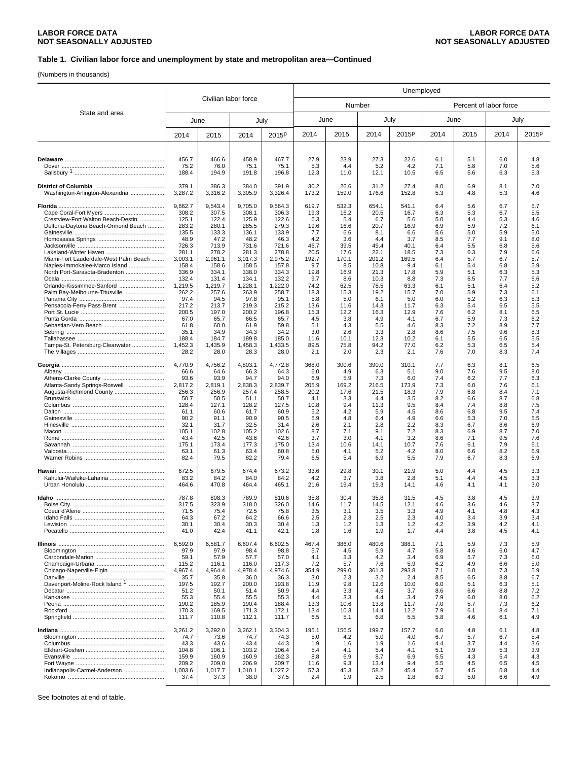**LABOR FORCE DATA**
**NOT SEASONALLY ADJUSTED**

### Table 1. Civilian labor force and unemployment by state and metropolitan area—Continued

(Numbers in thousands)

| State and area | Civilian labor force | | | | Unemployed | | | | | | | |
|---|---|---|---|---|---|---|---|---|---|---|---|---|
| | | | | | Number | | | | Percent of labor force | | | |
| | June | | July | | June | | July | | June | | July | |
| | 2014 | 2015 | 2014 | 2015p | 2014 | 2015 | 2014 | 2015p | 2014 | 2015 | 2014 | 2015p |
| **Delaware** | 456.7 | 466.6 | 458.9 | 467.7 | 27.9 | 23.9 | 27.3 | 22.6 | 6.1 | 5.1 | 6.0 | 4.8 |
| Dover | 75.2 | 76.0 | 75.1 | 75.1 | 5.3 | 4.4 | 5.2 | 4.2 | 7.1 | 5.8 | 7.0 | 5.6 |
| Salisbury [1] | 188.4 | 194.9 | 191.8 | 196.8 | 12.3 | 11.0 | 12.1 | 10.5 | 6.5 | 5.6 | 6.3 | 5.3 |
| **District of Columbia** | 379.1 | 386.3 | 384.0 | 391.9 | 30.2 | 26.6 | 31.2 | 27.4 | 8.0 | 6.9 | 8.1 | 7.0 |
| Washington-Arlington-Alexandria | 3,287.2 | 3,316.2 | 3,305.9 | 3,326.4 | 173.2 | 159.0 | 176.6 | 152.8 | 5.3 | 4.8 | 5.3 | 4.6 |
| **Florida** | 9,662.7 | 9,543.4 | 9,705.0 | 9,564.3 | 619.7 | 532.3 | 654.1 | 541.1 | 6.4 | 5.6 | 6.7 | 5.7 |
| Cape Coral-Fort Myers | 308.2 | 307.5 | 308.1 | 306.3 | 19.3 | 16.2 | 20.5 | 16.7 | 6.3 | 5.3 | 6.7 | 5.5 |
| Crestview-Fort Walton Beach-Destin | 125.1 | 122.4 | 125.9 | 122.6 | 6.3 | 5.4 | 6.7 | 5.6 | 5.0 | 4.4 | 5.3 | 4.6 |
| Deltona-Daytona Beach-Ormond Beach | 283.2 | 280.1 | 285.5 | 279.3 | 19.6 | 16.6 | 20.7 | 16.9 | 6.9 | 5.9 | 7.2 | 6.1 |
| Gainesville | 135.5 | 133.3 | 136.1 | 133.9 | 7.7 | 6.6 | 8.1 | 6.6 | 5.6 | 5.0 | 5.9 | 5.0 |
| Homosassa Springs | 48.9 | 47.2 | 48.2 | 46.3 | 4.2 | 3.6 | 4.4 | 3.7 | 8.5 | 7.7 | 9.1 | 8.0 |
| Jacksonville | 726.3 | 713.9 | 731.6 | 721.6 | 46.7 | 39.5 | 49.4 | 40.1 | 6.4 | 5.5 | 6.8 | 5.6 |
| Lakeland-Winter Haven | 281.1 | 278.2 | 281.3 | 278.8 | 20.5 | 17.6 | 22.1 | 18.5 | 7.3 | 6.3 | 7.9 | 6.6 |
| Miami-Fort Lauderdale-West Palm Beach | 3,003.1 | 2,961.1 | 3,017.3 | 2,975.2 | 192.7 | 170.1 | 201.2 | 169.5 | 6.4 | 5.7 | 6.7 | 5.7 |
| Naples-Immokalee-Marco Island | 158.4 | 158.6 | 158.5 | 157.8 | 9.7 | 8.5 | 10.8 | 9.4 | 6.1 | 5.4 | 6.8 | 5.9 |
| North Port-Sarasota-Bradenton | 336.9 | 334.1 | 338.0 | 334.3 | 19.8 | 16.9 | 21.3 | 17.8 | 5.9 | 5.1 | 6.3 | 5.3 |
| Ocala | 132.4 | 131.4 | 134.1 | 132.2 | 9.7 | 8.6 | 10.3 | 8.8 | 7.3 | 6.5 | 7.7 | 6.6 |
| Orlando-Kissimmee-Sanford | 1,219.5 | 1,219.7 | 1,228.1 | 1,222.0 | 74.2 | 62.5 | 78.5 | 63.3 | 6.1 | 5.1 | 6.4 | 5.2 |
| Palm Bay-Melbourne-Titusville | 262.2 | 257.6 | 263.9 | 258.7 | 18.3 | 15.3 | 19.2 | 15.7 | 7.0 | 5.9 | 7.3 | 6.1 |
| Panama City | 97.4 | 94.5 | 97.8 | 95.1 | 5.8 | 5.0 | 6.1 | 5.0 | 6.0 | 5.2 | 6.3 | 5.3 |
| Pensacola-Ferry Pass-Brent | 217.2 | 213.7 | 219.3 | 215.2 | 13.6 | 11.6 | 14.3 | 11.7 | 6.3 | 5.4 | 6.5 | 5.5 |
| Port St. Lucie | 200.5 | 197.0 | 200.2 | 196.8 | 15.3 | 12.2 | 16.3 | 12.9 | 7.6 | 6.2 | 8.1 | 6.5 |
| Punta Gorda | 67.0 | 65.7 | 66.5 | 65.7 | 4.5 | 3.8 | 4.9 | 4.1 | 6.7 | 5.9 | 7.3 | 6.2 |
| Sebastian-Vero Beach | 61.8 | 60.0 | 61.9 | 59.8 | 5.1 | 4.3 | 5.5 | 4.6 | 8.3 | 7.2 | 8.9 | 7.7 |
| Sebring | 35.1 | 34.9 | 34.3 | 34.2 | 3.0 | 2.6 | 3.3 | 2.8 | 8.6 | 7.5 | 9.6 | 8.3 |
| Tallahassee | 188.4 | 184.7 | 189.8 | 185.0 | 11.6 | 10.1 | 12.3 | 10.2 | 6.1 | 5.5 | 6.5 | 5.5 |
| Tampa-St. Petersburg-Clearwater | 1,452.3 | 1,435.9 | 1,458.3 | 1,433.5 | 89.5 | 75.8 | 94.2 | 77.0 | 6.2 | 5.3 | 6.5 | 5.4 |
| The Villages | 28.2 | 28.0 | 28.3 | 28.0 | 2.1 | 2.0 | 2.3 | 2.1 | 7.6 | 7.0 | 8.3 | 7.4 |
| **Georgia** | 4,770.9 | 4,756.2 | 4,803.1 | 4,772.8 | 368.0 | 300.6 | 390.0 | 310.1 | 7.7 | 6.3 | 8.1 | 6.5 |
| Albany | 66.6 | 64.6 | 66.3 | 64.3 | 6.0 | 4.9 | 6.3 | 5.1 | 9.0 | 7.6 | 9.5 | 8.0 |
| Athens-Clarke County | 93.6 | 93.9 | 94.7 | 94.0 | 6.9 | 5.9 | 7.3 | 6.0 | 7.4 | 6.2 | 7.7 | 6.3 |
| Atlanta-Sandy Springs-Roswell | 2,817.2 | 2,819.1 | 2,838.3 | 2,839.7 | 205.9 | 169.2 | 216.5 | 173.9 | 7.3 | 6.0 | 7.6 | 6.1 |
| Augusta-Richmond County | 256.3 | 256.9 | 257.4 | 258.5 | 20.2 | 17.6 | 21.5 | 18.3 | 7.9 | 6.8 | 8.4 | 7.1 |
| Brunswick | 50.7 | 50.5 | 51.1 | 50.7 | 4.1 | 3.3 | 4.4 | 3.5 | 8.2 | 6.6 | 8.7 | 6.8 |
| Columbus | 128.4 | 127.1 | 128.2 | 127.5 | 10.8 | 9.4 | 11.3 | 9.5 | 8.4 | 7.4 | 8.8 | 7.5 |
| Dalton | 61.1 | 60.6 | 61.7 | 60.9 | 5.2 | 4.2 | 5.9 | 4.5 | 8.6 | 6.8 | 9.5 | 7.4 |
| Gainesville | 90.2 | 91.1 | 90.9 | 90.5 | 5.9 | 4.8 | 6.4 | 4.9 | 6.6 | 5.3 | 7.0 | 5.5 |
| Hinesville | 32.1 | 31.7 | 32.5 | 31.4 | 2.6 | 2.1 | 2.8 | 2.2 | 8.3 | 6.7 | 8.6 | 6.9 |
| Macon | 105.1 | 102.8 | 105.2 | 102.6 | 8.7 | 7.1 | 9.1 | 7.2 | 8.3 | 6.9 | 8.7 | 7.0 |
| Rome | 43.4 | 42.5 | 43.6 | 42.6 | 3.7 | 3.0 | 4.1 | 3.2 | 8.6 | 7.1 | 9.5 | 7.6 |
| Savannah | 175.1 | 173.4 | 177.3 | 175.0 | 13.4 | 10.6 | 14.1 | 10.7 | 7.6 | 6.1 | 7.9 | 6.1 |
| Valdosta | 63.1 | 61.3 | 63.4 | 60.8 | 5.0 | 4.1 | 5.2 | 4.2 | 8.0 | 6.6 | 8.2 | 6.9 |
| Warner Robins | 82.4 | 79.5 | 82.2 | 79.4 | 6.5 | 5.4 | 6.9 | 5.5 | 7.9 | 6.7 | 8.3 | 6.9 |
| **Hawaii** | 672.5 | 679.5 | 674.4 | 673.2 | 33.6 | 29.8 | 30.1 | 21.9 | 5.0 | 4.4 | 4.5 | 3.3 |
| Kahului-Wailuku-Lahaina | 83.2 | 84.2 | 84.0 | 84.2 | 4.2 | 3.7 | 3.8 | 2.8 | 5.1 | 4.4 | 4.5 | 3.3 |
| Urban Honolulu | 464.6 | 470.8 | 464.4 | 465.1 | 21.6 | 19.4 | 19.3 | 14.1 | 4.6 | 4.1 | 4.1 | 3.0 |
| **Idaho** | 787.8 | 808.3 | 789.9 | 810.6 | 35.8 | 30.4 | 35.8 | 31.5 | 4.5 | 3.8 | 4.5 | 3.9 |
| Boise City | 317.5 | 323.9 | 318.0 | 326.0 | 14.6 | 11.7 | 14.5 | 12.1 | 4.6 | 3.6 | 4.6 | 3.7 |
| Coeur d'Alene | 71.5 | 75.4 | 72.5 | 75.8 | 3.5 | 3.1 | 3.5 | 3.3 | 4.9 | 4.1 | 4.8 | 4.3 |
| Idaho Falls | 64.3 | 67.2 | 64.2 | 66.6 | 2.5 | 2.3 | 2.5 | 2.3 | 4.0 | 3.4 | 3.9 | 3.4 |
| Lewiston | 30.1 | 30.4 | 30.3 | 30.4 | 1.3 | 1.2 | 1.3 | 1.2 | 4.2 | 3.9 | 4.2 | 4.1 |
| Pocatello | 41.0 | 42.4 | 41.1 | 42.1 | 1.8 | 1.6 | 1.9 | 1.7 | 4.4 | 3.8 | 4.5 | 4.1 |
| **Illinois** | 6,592.0 | 6,581.7 | 6,607.4 | 6,602.5 | 467.4 | 386.0 | 480.6 | 388.1 | 7.1 | 5.9 | 7.3 | 5.9 |
| Bloomington | 97.9 | 97.9 | 98.4 | 98.8 | 5.7 | 4.5 | 5.9 | 4.7 | 5.8 | 4.6 | 6.0 | 4.7 |
| Carbondale-Marion | 59.1 | 57.9 | 57.7 | 57.0 | 4.1 | 3.3 | 4.2 | 3.4 | 6.9 | 5.7 | 7.3 | 6.0 |
| Champaign-Urbana | 115.2 | 116.1 | 116.0 | 117.3 | 7.2 | 5.7 | 7.6 | 5.9 | 6.2 | 4.9 | 6.6 | 5.0 |
| Chicago-Naperville-Elgin | 4,967.4 | 4,964.4 | 4,978.4 | 4,974.6 | 354.9 | 299.0 | 361.3 | 293.8 | 7.1 | 6.0 | 7.3 | 5.9 |
| Danville | 35.7 | 35.8 | 36.0 | 36.3 | 3.0 | 2.3 | 3.2 | 2.4 | 8.5 | 6.5 | 8.8 | 6.7 |
| Davenport-Moline-Rock Island [1] | 197.5 | 192.7 | 200.0 | 193.8 | 11.9 | 9.8 | 12.6 | 10.0 | 6.0 | 5.1 | 6.3 | 5.1 |
| Decatur | 51.2 | 50.1 | 51.4 | 50.9 | 4.4 | 3.3 | 4.5 | 3.7 | 8.6 | 6.6 | 8.8 | 7.2 |
| Kankakee | 55.3 | 55.4 | 55.5 | 55.3 | 4.4 | 3.3 | 4.4 | 3.4 | 7.9 | 6.0 | 8.0 | 6.2 |
| Peoria | 190.2 | 185.9 | 190.4 | 188.4 | 13.3 | 10.6 | 13.8 | 11.7 | 7.0 | 5.7 | 7.3 | 6.2 |
| Rockford | 170.3 | 169.5 | 171.3 | 172.1 | 13.4 | 10.3 | 14.4 | 12.2 | 7.9 | 6.1 | 8.4 | 7.1 |
| Springfield | 111.7 | 110.8 | 112.1 | 111.7 | 6.5 | 5.1 | 6.8 | 5.5 | 5.8 | 4.6 | 6.1 | 4.9 |
| **Indiana** | 3,261.2 | 3,292.0 | 3,262.1 | 3,304.3 | 195.1 | 156.5 | 199.7 | 157.7 | 6.0 | 4.8 | 6.1 | 4.8 |
| Bloomington | 74.7 | 73.6 | 74.7 | 74.3 | 5.0 | 4.2 | 5.0 | 4.0 | 6.7 | 5.7 | 6.7 | 5.4 |
| Columbus | 43.3 | 43.6 | 43.4 | 44.3 | 1.9 | 1.6 | 1.9 | 1.6 | 4.4 | 3.7 | 4.4 | 3.6 |
| Elkhart-Goshen | 104.8 | 106.1 | 103.2 | 106.4 | 5.4 | 4.1 | 5.4 | 4.1 | 5.1 | 3.9 | 5.3 | 3.9 |
| Evansville | 159.9 | 160.9 | 160.9 | 162.3 | 8.8 | 6.9 | 8.7 | 6.9 | 5.5 | 4.3 | 5.4 | 4.3 |
| Fort Wayne | 209.2 | 209.0 | 206.9 | 209.7 | 11.6 | 9.3 | 13.4 | 9.4 | 5.5 | 4.5 | 6.5 | 4.5 |
| Indianapolis-Carmel-Anderson | 1,003.6 | 1,017.7 | 1,010.1 | 1,027.2 | 57.3 | 45.3 | 58.2 | 45.4 | 5.7 | 4.5 | 5.8 | 4.4 |
| Kokomo | 37.4 | 37.3 | 38.0 | 37.5 | 2.4 | 1.9 | 2.5 | 1.8 | 6.3 | 5.0 | 6.6 | 4.9 |

See footnotes at end of table.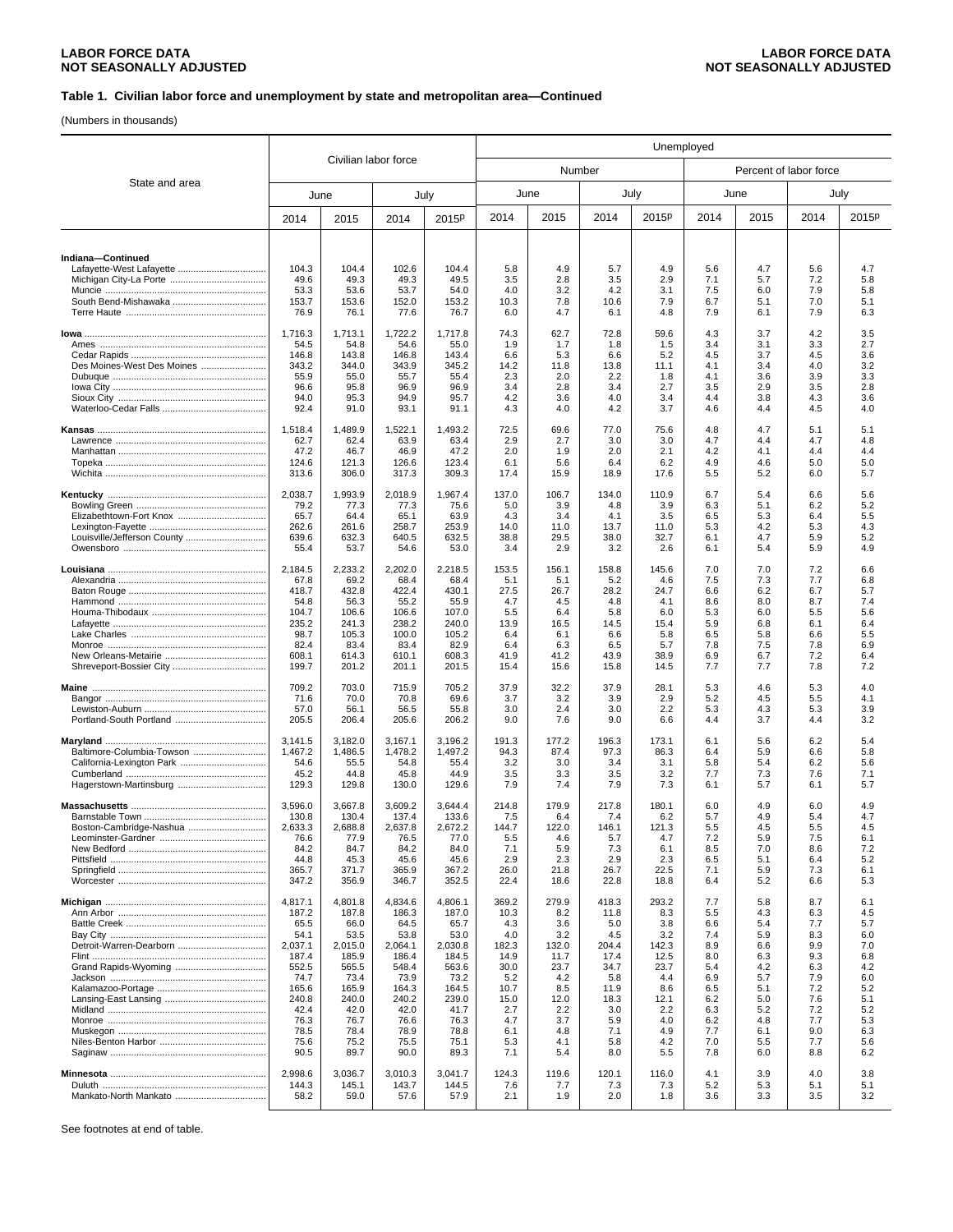LABOR FORCE DATA
NOT SEASONALLY ADJUSTED

### Table 1. Civilian labor force and unemployment by state and metropolitan area—Continued

(Numbers in thousands)

| State and area | Civilian labor force | | | | Unemployed | | | | | | | |
|---|---|---|---|---|---|---|---|---|---|---|---|---|
| | | | | | Number | | | | Percent of labor force | | | |
| | June | | July | | June | | July | | June | | July | |
| | 2014 | 2015 | 2014 | 2015p | 2014 | 2015 | 2014 | 2015p | 2014 | 2015 | 2014 | 2015p |
| **Indiana—Continued** | | | | | | | | | | | | |
| Lafayette-West Lafayette | 104.3 | 104.4 | 102.6 | 104.4 | 5.8 | 4.9 | 5.7 | 4.9 | 5.6 | 4.7 | 5.6 | 4.7 |
| Michigan City-La Porte | 49.6 | 49.3 | 49.3 | 49.5 | 3.5 | 2.8 | 3.5 | 2.9 | 7.1 | 5.7 | 7.2 | 5.8 |
| Muncie | 53.3 | 53.6 | 53.7 | 54.0 | 4.0 | 3.2 | 4.2 | 3.1 | 7.5 | 6.0 | 7.9 | 5.8 |
| South Bend-Mishawaka | 153.7 | 153.6 | 152.0 | 153.2 | 10.3 | 7.8 | 10.6 | 7.9 | 6.7 | 5.1 | 7.0 | 5.1 |
| Terre Haute | 76.9 | 76.1 | 77.6 | 76.7 | 6.0 | 4.7 | 6.1 | 4.8 | 7.9 | 6.1 | 7.9 | 6.3 |
| **Iowa** | 1,716.3 | 1,713.1 | 1,722.2 | 1,717.8 | 74.3 | 62.7 | 72.8 | 59.6 | 4.3 | 3.7 | 4.2 | 3.5 |
| Ames | 54.5 | 54.8 | 54.6 | 55.0 | 1.9 | 1.7 | 1.8 | 1.5 | 3.4 | 3.1 | 3.3 | 2.7 |
| Cedar Rapids | 146.8 | 143.8 | 146.8 | 143.4 | 6.6 | 5.3 | 6.6 | 5.2 | 4.5 | 3.7 | 4.5 | 3.6 |
| Des Moines-West Des Moines | 343.2 | 344.0 | 343.9 | 345.2 | 14.2 | 11.8 | 13.8 | 11.1 | 4.1 | 3.4 | 4.0 | 3.2 |
| Dubuque | 55.9 | 55.0 | 55.7 | 55.4 | 2.3 | 2.0 | 2.2 | 1.8 | 4.1 | 3.6 | 3.9 | 3.3 |
| Iowa City | 96.6 | 95.8 | 96.9 | 96.9 | 3.4 | 2.8 | 3.4 | 2.7 | 3.5 | 2.9 | 3.5 | 2.8 |
| Sioux City | 94.0 | 95.3 | 94.9 | 95.7 | 4.2 | 3.6 | 4.0 | 3.4 | 4.4 | 3.8 | 4.3 | 3.6 |
| Waterloo-Cedar Falls | 92.4 | 91.0 | 93.1 | 91.1 | 4.3 | 4.0 | 4.2 | 3.7 | 4.6 | 4.4 | 4.5 | 4.0 |
| **Kansas** | 1,518.4 | 1,489.9 | 1,522.1 | 1,493.2 | 72.5 | 69.6 | 77.0 | 75.6 | 4.8 | 4.7 | 5.1 | 5.1 |
| Lawrence | 62.7 | 62.4 | 63.9 | 63.4 | 2.9 | 2.7 | 3.0 | 3.0 | 4.7 | 4.4 | 4.7 | 4.8 |
| Manhattan | 47.2 | 46.7 | 46.9 | 47.2 | 2.0 | 1.9 | 2.0 | 2.1 | 4.2 | 4.1 | 4.4 | 4.4 |
| Topeka | 124.6 | 121.3 | 126.6 | 123.4 | 6.1 | 5.6 | 6.4 | 6.2 | 4.9 | 4.6 | 5.0 | 5.0 |
| Wichita | 313.6 | 306.0 | 317.3 | 309.3 | 17.4 | 15.9 | 18.9 | 17.6 | 5.5 | 5.2 | 6.0 | 5.7 |
| **Kentucky** | 2,038.7 | 1,993.9 | 2,018.9 | 1,967.4 | 137.0 | 106.7 | 134.0 | 110.9 | 6.7 | 5.4 | 6.6 | 5.6 |
| Bowling Green | 79.2 | 77.3 | 77.3 | 75.6 | 5.0 | 3.9 | 4.8 | 3.9 | 6.3 | 5.1 | 6.2 | 5.2 |
| Elizabethtown-Fort Knox | 65.7 | 64.4 | 65.1 | 63.9 | 4.3 | 3.4 | 4.1 | 3.5 | 6.5 | 5.3 | 6.4 | 5.5 |
| Lexington-Fayette | 262.6 | 261.6 | 258.7 | 253.9 | 14.0 | 11.0 | 13.7 | 11.0 | 5.3 | 4.2 | 5.3 | 4.3 |
| Louisville/Jefferson County | 639.6 | 632.3 | 640.5 | 632.5 | 38.8 | 29.5 | 38.0 | 32.7 | 6.1 | 4.7 | 5.9 | 5.2 |
| Owensboro | 55.4 | 53.7 | 54.6 | 53.0 | 3.4 | 2.9 | 3.2 | 2.6 | 6.1 | 5.4 | 5.9 | 4.9 |
| **Louisiana** | 2,184.5 | 2,233.2 | 2,202.0 | 2,218.5 | 153.5 | 156.1 | 158.8 | 145.6 | 7.0 | 7.0 | 7.2 | 6.6 |
| Alexandria | 67.8 | 69.2 | 68.4 | 68.4 | 5.1 | 5.1 | 5.2 | 4.6 | 7.5 | 7.3 | 7.7 | 6.8 |
| Baton Rouge | 418.7 | 432.8 | 422.4 | 430.1 | 27.5 | 26.7 | 28.2 | 24.7 | 6.6 | 6.2 | 6.7 | 5.7 |
| Hammond | 54.8 | 56.3 | 55.2 | 55.9 | 4.7 | 4.5 | 4.8 | 4.1 | 8.6 | 8.0 | 8.7 | 7.4 |
| Houma-Thibodaux | 104.7 | 106.6 | 106.6 | 107.0 | 5.5 | 6.4 | 5.8 | 6.0 | 5.3 | 6.0 | 5.5 | 5.6 |
| Lafayette | 235.2 | 241.3 | 238.2 | 240.0 | 13.9 | 16.5 | 14.5 | 15.4 | 5.9 | 6.8 | 6.1 | 6.4 |
| Lake Charles | 98.7 | 105.3 | 100.0 | 105.2 | 6.4 | 6.1 | 6.6 | 5.8 | 6.5 | 5.8 | 6.6 | 5.5 |
| Monroe | 82.4 | 83.4 | 83.4 | 82.9 | 6.4 | 6.3 | 6.5 | 5.7 | 7.8 | 7.5 | 7.8 | 6.9 |
| New Orleans-Metairie | 608.1 | 614.3 | 610.1 | 608.3 | 41.9 | 41.2 | 43.9 | 38.9 | 6.9 | 6.7 | 7.2 | 6.4 |
| Shreveport-Bossier City | 199.7 | 201.2 | 201.1 | 201.5 | 15.4 | 15.6 | 15.8 | 14.5 | 7.7 | 7.7 | 7.8 | 7.2 |
| **Maine** | 709.2 | 703.0 | 715.9 | 705.2 | 37.9 | 32.2 | 37.9 | 28.1 | 5.3 | 4.6 | 5.3 | 4.0 |
| Bangor | 71.6 | 70.0 | 70.8 | 69.6 | 3.7 | 3.2 | 3.9 | 2.9 | 5.2 | 4.5 | 5.5 | 4.1 |
| Lewiston-Auburn | 57.0 | 56.1 | 56.5 | 55.8 | 3.0 | 2.4 | 3.0 | 2.2 | 5.3 | 4.3 | 5.3 | 3.9 |
| Portland-South Portland | 205.5 | 206.4 | 205.6 | 206.2 | 9.0 | 7.6 | 9.0 | 6.6 | 4.4 | 3.7 | 4.4 | 3.2 |
| **Maryland** | 3,141.5 | 3,182.0 | 3,167.1 | 3,196.2 | 191.3 | 177.2 | 196.3 | 173.1 | 6.1 | 5.6 | 6.2 | 5.4 |
| Baltimore-Columbia-Towson | 1,467.2 | 1,486.5 | 1,478.2 | 1,497.2 | 94.3 | 87.4 | 97.3 | 86.3 | 6.4 | 5.9 | 6.6 | 5.8 |
| California-Lexington Park | 54.6 | 55.5 | 54.8 | 55.4 | 3.2 | 3.0 | 3.4 | 3.1 | 5.8 | 5.4 | 6.2 | 5.6 |
| Cumberland | 45.2 | 44.8 | 45.8 | 44.9 | 3.5 | 3.3 | 3.5 | 3.2 | 7.7 | 7.3 | 7.6 | 7.1 |
| Hagerstown-Martinsburg | 129.3 | 129.8 | 130.0 | 129.6 | 7.9 | 7.4 | 7.9 | 7.3 | 6.1 | 5.7 | 6.1 | 5.7 |
| **Massachusetts** | 3,596.0 | 3,667.8 | 3,609.2 | 3,644.4 | 214.8 | 179.9 | 217.8 | 180.1 | 6.0 | 4.9 | 6.0 | 4.9 |
| Barnstable Town | 130.8 | 130.4 | 137.4 | 133.6 | 7.5 | 6.4 | 7.4 | 6.2 | 5.7 | 4.9 | 5.4 | 4.7 |
| Boston-Cambridge-Nashua | 2,633.3 | 2,688.8 | 2,637.8 | 2,672.2 | 144.7 | 122.0 | 146.1 | 121.3 | 5.5 | 4.5 | 5.5 | 4.5 |
| Leominster-Gardner | 76.6 | 77.9 | 76.5 | 77.0 | 5.5 | 4.6 | 5.7 | 4.7 | 7.2 | 5.9 | 7.5 | 6.1 |
| New Bedford | 84.2 | 84.7 | 84.2 | 84.0 | 7.1 | 5.9 | 7.3 | 6.1 | 8.5 | 7.0 | 8.6 | 7.2 |
| Pittsfield | 44.8 | 45.3 | 45.6 | 45.6 | 2.9 | 2.3 | 2.9 | 2.3 | 6.5 | 5.1 | 6.4 | 5.2 |
| Springfield | 365.7 | 371.7 | 365.9 | 367.2 | 26.0 | 21.8 | 26.7 | 22.5 | 7.1 | 5.9 | 7.3 | 6.1 |
| Worcester | 347.2 | 356.9 | 346.7 | 352.5 | 22.4 | 18.6 | 22.8 | 18.8 | 6.4 | 5.2 | 6.6 | 5.3 |
| **Michigan** | 4,817.1 | 4,801.8 | 4,834.6 | 4,806.1 | 369.2 | 279.9 | 418.3 | 293.2 | 7.7 | 5.8 | 8.7 | 6.1 |
| Ann Arbor | 187.2 | 187.8 | 186.3 | 187.0 | 10.3 | 8.2 | 11.8 | 8.3 | 5.5 | 4.3 | 6.3 | 4.5 |
| Battle Creek | 65.5 | 66.0 | 64.5 | 65.7 | 4.3 | 3.6 | 5.0 | 3.8 | 6.6 | 5.4 | 7.7 | 5.7 |
| Bay City | 54.1 | 53.5 | 53.8 | 53.0 | 4.0 | 3.2 | 4.5 | 3.2 | 7.4 | 5.9 | 8.3 | 6.0 |
| Detroit-Warren-Dearborn | 2,037.1 | 2,015.0 | 2,064.1 | 2,030.8 | 182.3 | 132.0 | 204.4 | 142.3 | 8.9 | 6.6 | 9.9 | 7.0 |
| Flint | 187.4 | 185.9 | 186.4 | 184.5 | 14.9 | 11.7 | 17.4 | 12.5 | 8.0 | 6.3 | 9.3 | 6.8 |
| Grand Rapids-Wyoming | 552.5 | 565.5 | 548.4 | 563.6 | 30.0 | 23.7 | 34.7 | 23.7 | 5.4 | 4.2 | 6.3 | 4.2 |
| Jackson | 74.7 | 73.4 | 73.9 | 73.2 | 5.2 | 4.2 | 5.8 | 4.4 | 6.9 | 5.7 | 7.9 | 6.0 |
| Kalamazoo-Portage | 165.6 | 165.9 | 164.3 | 164.5 | 10.7 | 8.5 | 11.9 | 8.6 | 6.5 | 5.1 | 7.2 | 5.2 |
| Lansing-East Lansing | 240.8 | 240.0 | 240.2 | 239.0 | 15.0 | 12.0 | 18.3 | 12.1 | 6.2 | 5.0 | 7.6 | 5.1 |
| Midland | 42.4 | 42.0 | 42.0 | 41.7 | 2.7 | 2.2 | 3.0 | 2.2 | 6.3 | 5.2 | 7.2 | 5.2 |
| Monroe | 76.3 | 76.7 | 76.6 | 76.3 | 4.7 | 3.7 | 5.9 | 4.0 | 6.2 | 4.8 | 7.7 | 5.3 |
| Muskegon | 78.5 | 78.4 | 78.9 | 78.8 | 6.1 | 4.8 | 7.1 | 4.9 | 7.7 | 6.1 | 9.0 | 6.3 |
| Niles-Benton Harbor | 75.6 | 75.2 | 75.5 | 75.1 | 5.3 | 4.1 | 5.8 | 4.2 | 7.0 | 5.5 | 7.7 | 5.6 |
| Saginaw | 90.5 | 89.7 | 90.0 | 89.3 | 7.1 | 5.4 | 8.0 | 5.5 | 7.8 | 6.0 | 8.8 | 6.2 |
| **Minnesota** | 2,998.6 | 3,036.7 | 3,010.3 | 3,041.7 | 124.3 | 119.6 | 120.1 | 116.0 | 4.1 | 3.9 | 4.0 | 3.8 |
| Duluth | 144.3 | 145.1 | 143.7 | 144.5 | 7.6 | 7.7 | 7.3 | 7.3 | 5.2 | 5.3 | 5.1 | 5.1 |
| Mankato-North Mankato | 58.2 | 59.0 | 57.6 | 57.9 | 2.1 | 1.9 | 2.0 | 1.8 | 3.6 | 3.3 | 3.5 | 3.2 |

See footnotes at end of table.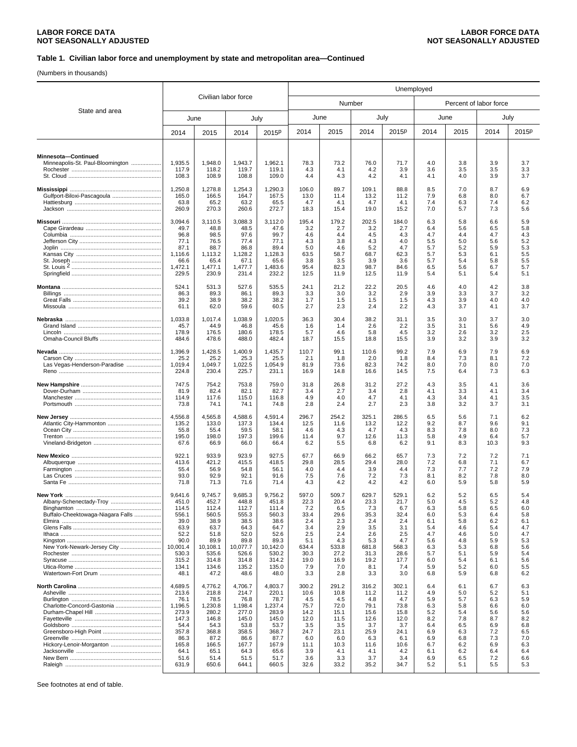## Table 1. Civilian labor force and unemployment by state and metropolitan area—Continued

(Numbers in thousands)

| State and area | Civilian labor force | | | | Unemployed | | | | | | | |
|---|---|---|---|---|---|---|---|---|---|---|---|---|
| | | | | | Number | | | | Percent of labor force | | | |
| | June | | July | | June | | July | | June | | July | |
| | 2014 | 2015 | 2014 | 2015p | 2014 | 2015 | 2014 | 2015p | 2014 | 2015 | 2014 | 2015p |
| **Minnesota—Continued** | | | | | | | | | | | | |
| Minneapolis-St. Paul-Bloomington | 1,935.5 | 1,948.0 | 1,943.7 | 1,962.1 | 78.3 | 73.2 | 76.0 | 71.7 | 4.0 | 3.8 | 3.9 | 3.7 |
| Rochester | 117.9 | 118.2 | 119.7 | 119.1 | 4.3 | 4.1 | 4.2 | 3.9 | 3.6 | 3.5 | 3.5 | 3.3 |
| St. Cloud | 108.3 | 108.9 | 108.8 | 109.0 | 4.4 | 4.3 | 4.2 | 4.1 | 4.1 | 4.0 | 3.9 | 3.7 |
| **Mississippi** | 1,250.8 | 1,278.8 | 1,254.3 | 1,290.3 | 106.0 | 89.7 | 109.1 | 88.8 | 8.5 | 7.0 | 8.7 | 6.9 |
| Gulfport-Biloxi-Pascagoula | 165.0 | 166.5 | 164.7 | 167.5 | 13.0 | 11.4 | 13.2 | 11.2 | 7.9 | 6.8 | 8.0 | 6.7 |
| Hattiesburg | 63.8 | 65.2 | 63.2 | 65.5 | 4.7 | 4.1 | 4.7 | 4.1 | 7.4 | 6.3 | 7.4 | 6.2 |
| Jackson | 260.9 | 270.3 | 260.6 | 272.7 | 18.3 | 15.4 | 19.0 | 15.2 | 7.0 | 5.7 | 7.3 | 5.6 |
| **Missouri** | 3,094.6 | 3,110.5 | 3,088.3 | 3,112.0 | 195.4 | 179.2 | 202.5 | 184.0 | 6.3 | 5.8 | 6.6 | 5.9 |
| Cape Girardeau | 49.7 | 48.8 | 48.5 | 47.6 | 3.2 | 2.7 | 3.2 | 2.7 | 6.4 | 5.6 | 6.5 | 5.8 |
| Columbia | 96.8 | 98.5 | 97.6 | 99.7 | 4.6 | 4.4 | 4.5 | 4.3 | 4.7 | 4.4 | 4.7 | 4.3 |
| Jefferson City | 77.1 | 76.5 | 77.4 | 77.1 | 4.3 | 3.8 | 4.3 | 4.0 | 5.5 | 5.0 | 5.6 | 5.2 |
| Joplin | 87.1 | 88.7 | 86.8 | 89.4 | 5.0 | 4.6 | 5.2 | 4.7 | 5.7 | 5.2 | 5.9 | 5.3 |
| Kansas City | 1,116.6 | 1,113.2 | 1,128.2 | 1,128.3 | 63.5 | 58.7 | 68.7 | 62.3 | 5.7 | 5.3 | 6.1 | 5.5 |
| St. Joseph | 66.6 | 65.4 | 67.1 | 65.6 | 3.8 | 3.5 | 3.9 | 3.6 | 5.7 | 5.4 | 5.8 | 5.5 |
| St. Louis [2] | 1,472.1 | 1,477.1 | 1,477.7 | 1,483.6 | 95.4 | 82.3 | 98.7 | 84.6 | 6.5 | 5.6 | 6.7 | 5.7 |
| Springfield | 229.5 | 230.9 | 231.4 | 232.2 | 12.5 | 11.9 | 12.5 | 11.9 | 5.4 | 5.1 | 5.4 | 5.1 |
| **Montana** | 524.1 | 531.3 | 527.6 | 535.5 | 24.1 | 21.2 | 22.2 | 20.5 | 4.6 | 4.0 | 4.2 | 3.8 |
| Billings | 86.3 | 89.3 | 86.1 | 89.3 | 3.3 | 3.0 | 3.2 | 2.9 | 3.9 | 3.3 | 3.7 | 3.2 |
| Great Falls | 39.2 | 38.9 | 38.2 | 38.2 | 1.7 | 1.5 | 1.5 | 1.5 | 4.3 | 3.9 | 4.0 | 4.0 |
| Missoula | 61.1 | 62.0 | 59.6 | 60.5 | 2.7 | 2.3 | 2.4 | 2.2 | 4.3 | 3.7 | 4.1 | 3.7 |
| **Nebraska** | 1,033.8 | 1,017.4 | 1,038.9 | 1,020.5 | 36.3 | 30.4 | 38.2 | 31.1 | 3.5 | 3.0 | 3.7 | 3.0 |
| Grand Island | 45.7 | 44.9 | 46.8 | 45.6 | 1.6 | 1.4 | 2.6 | 2.2 | 3.5 | 3.1 | 5.6 | 4.9 |
| Lincoln | 178.9 | 176.5 | 180.6 | 178.5 | 5.7 | 4.6 | 5.8 | 4.5 | 3.2 | 2.6 | 3.2 | 2.5 |
| Omaha-Council Bluffs | 484.6 | 478.6 | 488.0 | 482.4 | 18.7 | 15.5 | 18.8 | 15.5 | 3.9 | 3.2 | 3.9 | 3.2 |
| **Nevada** | 1,396.9 | 1,428.5 | 1,400.9 | 1,435.7 | 110.7 | 99.1 | 110.6 | 99.2 | 7.9 | 6.9 | 7.9 | 6.9 |
| Carson City | 25.2 | 25.2 | 25.3 | 25.5 | 2.1 | 1.8 | 2.0 | 1.8 | 8.4 | 7.3 | 8.1 | 7.2 |
| Las Vegas-Henderson-Paradise | 1,019.4 | 1,049.7 | 1,022.5 | 1,054.9 | 81.9 | 73.6 | 82.3 | 74.2 | 8.0 | 7.0 | 8.0 | 7.0 |
| Reno | 224.8 | 230.4 | 225.7 | 231.1 | 16.9 | 14.8 | 16.6 | 14.5 | 7.5 | 6.4 | 7.3 | 6.3 |
| **New Hampshire** | 747.5 | 754.2 | 753.8 | 759.0 | 31.8 | 26.8 | 31.2 | 27.2 | 4.3 | 3.5 | 4.1 | 3.6 |
| Dover-Durham | 81.9 | 82.4 | 82.1 | 82.7 | 3.4 | 2.7 | 3.4 | 2.8 | 4.1 | 3.3 | 4.1 | 3.4 |
| Manchester | 114.9 | 117.6 | 115.0 | 116.8 | 4.9 | 4.0 | 4.7 | 4.1 | 4.3 | 3.4 | 4.1 | 3.5 |
| Portsmouth | 73.8 | 74.1 | 74.1 | 74.8 | 2.8 | 2.4 | 2.7 | 2.3 | 3.8 | 3.2 | 3.7 | 3.1 |
| **New Jersey** | 4,556.8 | 4,565.8 | 4,588.6 | 4,591.4 | 296.7 | 254.2 | 325.1 | 286.5 | 6.5 | 5.6 | 7.1 | 6.2 |
| Atlantic City-Hammonton | 135.2 | 133.0 | 137.3 | 134.4 | 12.5 | 11.6 | 13.2 | 12.2 | 9.2 | 8.7 | 9.6 | 9.1 |
| Ocean City | 55.8 | 55.4 | 59.5 | 58.1 | 4.6 | 4.3 | 4.7 | 4.3 | 8.3 | 7.8 | 8.0 | 7.3 |
| Trenton | 195.0 | 198.0 | 197.3 | 199.6 | 11.4 | 9.7 | 12.6 | 11.3 | 5.8 | 4.9 | 6.4 | 5.7 |
| Vineland-Bridgeton | 67.6 | 66.9 | 66.0 | 66.4 | 6.2 | 5.5 | 6.8 | 6.2 | 9.1 | 8.3 | 10.3 | 9.3 |
| **New Mexico** | 922.1 | 933.9 | 923.9 | 927.5 | 67.7 | 66.9 | 66.2 | 65.7 | 7.3 | 7.2 | 7.2 | 7.1 |
| Albuquerque | 413.6 | 421.2 | 415.5 | 418.5 | 29.8 | 28.5 | 29.4 | 28.0 | 7.2 | 6.8 | 7.1 | 6.7 |
| Farmington | 55.4 | 56.9 | 54.8 | 56.1 | 4.0 | 4.4 | 3.9 | 4.4 | 7.3 | 7.7 | 7.2 | 7.9 |
| Las Cruces | 93.0 | 92.9 | 92.1 | 91.6 | 7.5 | 7.6 | 7.2 | 7.3 | 8.1 | 8.2 | 7.8 | 8.0 |
| Santa Fe | 71.8 | 71.3 | 71.6 | 71.4 | 4.3 | 4.2 | 4.2 | 4.2 | 6.0 | 5.9 | 5.8 | 5.9 |
| **New York** | 9,641.6 | 9,745.7 | 9,685.3 | 9,756.2 | 597.0 | 509.7 | 629.7 | 529.1 | 6.2 | 5.2 | 6.5 | 5.4 |
| Albany-Schenectady-Troy | 451.0 | 452.7 | 448.8 | 451.8 | 22.3 | 20.4 | 23.3 | 21.7 | 5.0 | 4.5 | 5.2 | 4.8 |
| Binghamton | 114.5 | 112.4 | 112.7 | 111.4 | 7.2 | 6.5 | 7.3 | 6.7 | 6.3 | 5.8 | 6.5 | 6.0 |
| Buffalo-Cheektowaga-Niagara Falls | 556.1 | 560.5 | 555.3 | 560.3 | 33.4 | 29.6 | 35.3 | 32.4 | 6.0 | 5.3 | 6.4 | 5.8 |
| Elmira | 39.0 | 38.9 | 38.5 | 38.6 | 2.4 | 2.3 | 2.4 | 2.4 | 6.1 | 5.8 | 6.2 | 6.1 |
| Glens Falls | 63.9 | 63.7 | 64.3 | 64.7 | 3.4 | 2.9 | 3.5 | 3.1 | 5.4 | 4.6 | 5.4 | 4.7 |
| Ithaca | 52.2 | 51.8 | 52.0 | 52.6 | 2.5 | 2.4 | 2.6 | 2.5 | 4.7 | 4.6 | 5.0 | 4.7 |
| Kingston | 90.0 | 89.9 | 89.8 | 89.3 | 5.1 | 4.3 | 5.3 | 4.7 | 5.6 | 4.8 | 5.9 | 5.3 |
| New York-Newark-Jersey City | 10,001.4 | 10,108.1 | 10,077.7 | 10,142.0 | 634.4 | 533.8 | 681.8 | 568.3 | 6.3 | 5.3 | 6.8 | 5.6 |
| Rochester | 530.3 | 535.6 | 526.6 | 530.2 | 30.3 | 27.2 | 31.3 | 28.6 | 5.7 | 5.1 | 5.9 | 5.4 |
| Syracuse | 315.2 | 314.8 | 314.8 | 314.2 | 19.0 | 16.9 | 19.2 | 17.7 | 6.0 | 5.4 | 6.1 | 5.6 |
| Utica-Rome | 134.1 | 134.6 | 135.2 | 135.0 | 7.9 | 7.0 | 8.1 | 7.4 | 5.9 | 5.2 | 6.0 | 5.5 |
| Watertown-Fort Drum | 48.1 | 47.2 | 48.6 | 48.0 | 3.3 | 2.8 | 3.3 | 3.0 | 6.8 | 5.9 | 6.8 | 6.2 |
| **North Carolina** | 4,689.5 | 4,776.2 | 4,706.7 | 4,803.7 | 300.2 | 291.2 | 316.2 | 302.1 | 6.4 | 6.1 | 6.7 | 6.3 |
| Asheville | 213.6 | 218.8 | 214.7 | 220.1 | 10.6 | 10.8 | 11.2 | 11.2 | 4.9 | 5.0 | 5.2 | 5.1 |
| Burlington | 76.1 | 78.5 | 76.8 | 78.7 | 4.5 | 4.5 | 4.8 | 4.7 | 5.9 | 5.7 | 6.3 | 5.9 |
| Charlotte-Concord-Gastonia | 1,196.5 | 1,230.8 | 1,198.4 | 1,237.4 | 75.7 | 72.0 | 79.1 | 73.8 | 6.3 | 5.8 | 6.6 | 6.0 |
| Durham-Chapel Hill | 273.9 | 280.2 | 277.0 | 283.9 | 14.2 | 15.1 | 15.6 | 15.8 | 5.2 | 5.4 | 5.6 | 5.6 |
| Fayetteville | 147.3 | 146.8 | 145.0 | 145.0 | 12.0 | 11.5 | 12.6 | 12.0 | 8.2 | 7.8 | 8.7 | 8.2 |
| Goldsboro | 54.4 | 54.3 | 53.8 | 53.7 | 3.5 | 3.5 | 3.7 | 3.7 | 6.4 | 6.5 | 6.9 | 6.8 |
| Greensboro-High Point | 357.8 | 368.8 | 358.5 | 368.7 | 24.7 | 23.1 | 25.9 | 24.1 | 6.9 | 6.3 | 7.2 | 6.5 |
| Greenville | 86.3 | 87.2 | 86.6 | 87.7 | 6.0 | 6.0 | 6.3 | 6.1 | 6.9 | 6.8 | 7.3 | 7.0 |
| Hickory-Lenoir-Morganton | 165.8 | 166.5 | 167.7 | 167.9 | 11.1 | 10.3 | 11.6 | 10.6 | 6.7 | 6.2 | 6.9 | 6.3 |
| Jacksonville | 64.1 | 65.1 | 64.3 | 65.6 | 3.9 | 4.1 | 4.1 | 4.2 | 6.1 | 6.2 | 6.4 | 6.4 |
| New Bern | 51.6 | 51.4 | 51.5 | 51.7 | 3.6 | 3.3 | 3.7 | 3.4 | 6.9 | 6.5 | 7.2 | 6.6 |
| Raleigh | 631.9 | 650.6 | 644.1 | 660.5 | 32.6 | 33.2 | 35.2 | 34.7 | 5.2 | 5.1 | 5.5 | 5.3 |

See footnotes at end of table.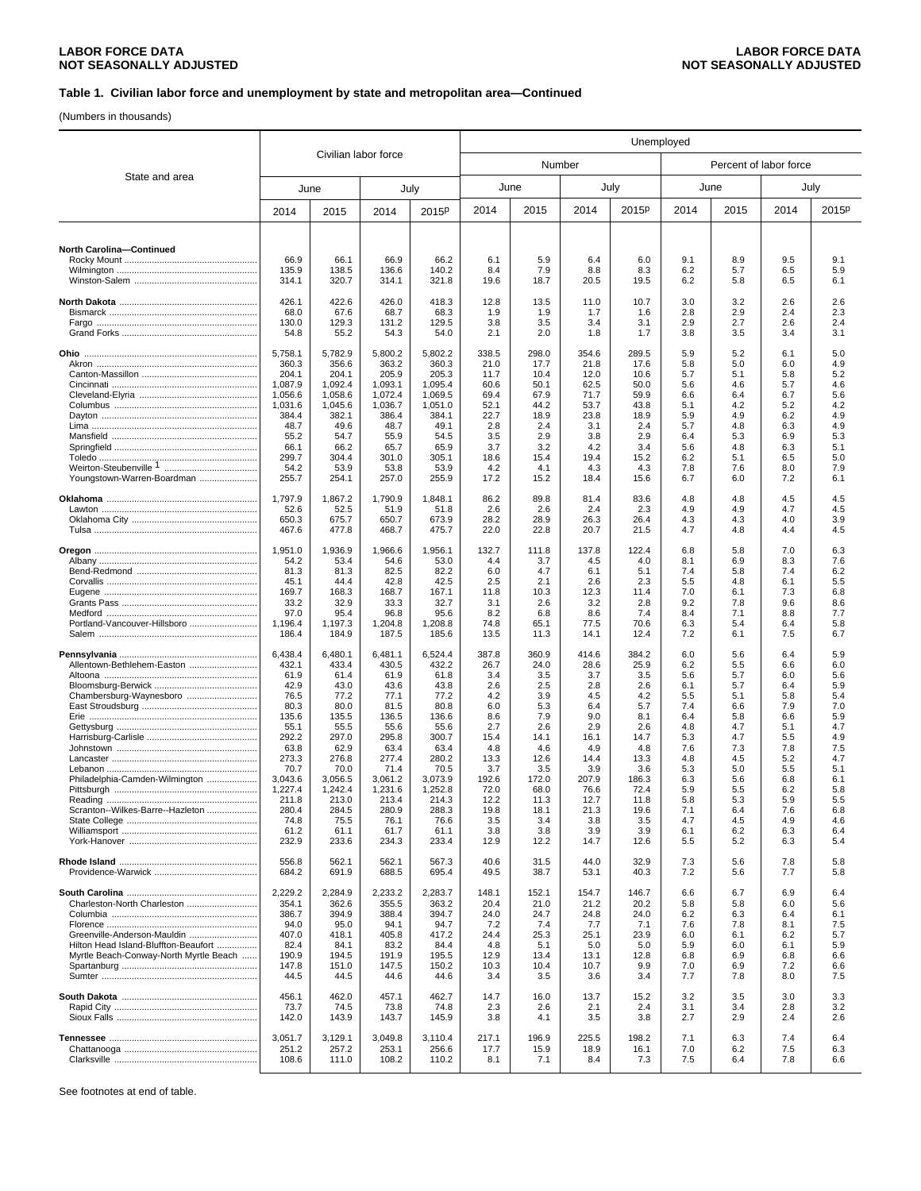## Table 1. Civilian labor force and unemployment by state and metropolitan area—Continued

(Numbers in thousands)

| State and area | Civilian labor force | | | | Unemployed | | | | | | | |
|---|---|---|---|---|---|---|---|---|---|---|---|---|
| | | | | | Number | | | | Percent of labor force | | | |
| | June | | July | | June | | July | | June | | July | |
| | 2014 | 2015 | 2014 | 2015p | 2014 | 2015 | 2014 | 2015p | 2014 | 2015 | 2014 | 2015p |
| **North Carolina—Continued** | | | | | | | | | | | | |
| Rocky Mount | 66.9 | 66.1 | 66.9 | 66.2 | 6.1 | 5.9 | 6.4 | 6.0 | 9.1 | 8.9 | 9.5 | 9.1 |
| Wilmington | 135.9 | 138.5 | 136.6 | 140.2 | 8.4 | 7.9 | 8.8 | 8.3 | 6.2 | 5.7 | 6.5 | 5.9 |
| Winston-Salem | 314.1 | 320.7 | 314.1 | 321.8 | 19.6 | 18.7 | 20.5 | 19.5 | 6.2 | 5.8 | 6.5 | 6.1 |
| **North Dakota** | 426.1 | 422.6 | 426.0 | 418.3 | 12.8 | 13.5 | 11.0 | 10.7 | 3.0 | 3.2 | 2.6 | 2.6 |
| Bismarck | 68.0 | 67.6 | 68.7 | 68.3 | 1.9 | 1.9 | 1.7 | 1.6 | 2.8 | 2.9 | 2.4 | 2.3 |
| Fargo | 130.0 | 129.3 | 131.2 | 129.5 | 3.8 | 3.5 | 3.4 | 3.1 | 2.9 | 2.7 | 2.6 | 2.4 |
| Grand Forks | 54.8 | 55.2 | 54.3 | 54.0 | 2.1 | 2.0 | 1.8 | 1.7 | 3.8 | 3.5 | 3.4 | 3.1 |
| **Ohio** | 5,758.1 | 5,782.9 | 5,800.2 | 5,802.2 | 338.5 | 298.0 | 354.6 | 289.5 | 5.9 | 5.2 | 6.1 | 5.0 |
| Akron | 360.3 | 356.6 | 363.2 | 360.3 | 21.0 | 17.7 | 21.8 | 17.6 | 5.8 | 5.0 | 6.0 | 4.9 |
| Canton-Massillon | 204.1 | 204.1 | 205.9 | 205.3 | 11.7 | 10.4 | 12.0 | 10.6 | 5.7 | 5.1 | 5.8 | 5.2 |
| Cincinnati | 1,087.9 | 1,092.4 | 1,093.1 | 1,095.4 | 60.6 | 50.1 | 62.5 | 50.0 | 5.6 | 4.6 | 5.7 | 4.6 |
| Cleveland-Elyria | 1,056.6 | 1,058.6 | 1,072.4 | 1,069.5 | 69.4 | 67.9 | 71.7 | 59.9 | 6.6 | 6.4 | 6.7 | 5.6 |
| Columbus | 1,031.6 | 1,045.6 | 1,036.7 | 1,051.0 | 52.1 | 44.2 | 53.7 | 43.8 | 5.1 | 4.2 | 5.2 | 4.2 |
| Dayton | 384.4 | 382.1 | 386.4 | 384.1 | 22.7 | 18.9 | 23.8 | 18.9 | 5.9 | 4.9 | 6.2 | 4.9 |
| Lima | 48.7 | 49.6 | 48.7 | 49.1 | 2.8 | 2.4 | 3.1 | 2.4 | 5.7 | 4.8 | 6.3 | 4.9 |
| Mansfield | 55.2 | 54.7 | 55.9 | 54.5 | 3.5 | 2.9 | 3.8 | 2.9 | 6.4 | 5.3 | 6.9 | 5.3 |
| Springfield | 66.1 | 66.2 | 65.7 | 65.9 | 3.7 | 3.2 | 4.2 | 3.4 | 5.6 | 4.8 | 6.3 | 5.1 |
| Toledo | 299.7 | 304.4 | 301.0 | 305.1 | 18.6 | 15.4 | 19.4 | 15.2 | 6.2 | 5.1 | 6.5 | 5.0 |
| Weirton-Steubenville [1] | 54.2 | 53.9 | 53.8 | 53.9 | 4.2 | 4.1 | 4.3 | 4.3 | 7.8 | 7.6 | 8.0 | 7.9 |
| Youngstown-Warren-Boardman | 255.7 | 254.1 | 257.0 | 255.9 | 17.2 | 15.2 | 18.4 | 15.6 | 6.7 | 6.0 | 7.2 | 6.1 |
| **Oklahoma** | 1,797.9 | 1,867.2 | 1,790.9 | 1,848.1 | 86.2 | 89.8 | 81.4 | 83.6 | 4.8 | 4.8 | 4.5 | 4.5 |
| Lawton | 52.6 | 52.5 | 51.9 | 51.8 | 2.6 | 2.6 | 2.4 | 2.3 | 4.9 | 4.9 | 4.7 | 4.5 |
| Oklahoma City | 650.3 | 675.7 | 650.7 | 673.9 | 28.2 | 28.9 | 26.3 | 26.4 | 4.3 | 4.3 | 4.0 | 3.9 |
| Tulsa | 467.6 | 477.8 | 468.7 | 475.7 | 22.0 | 22.8 | 20.7 | 21.5 | 4.7 | 4.8 | 4.4 | 4.5 |
| **Oregon** | 1,951.0 | 1,936.9 | 1,966.6 | 1,956.1 | 132.7 | 111.8 | 137.8 | 122.4 | 6.8 | 5.8 | 7.0 | 6.3 |
| Albany | 54.2 | 53.4 | 54.6 | 53.0 | 4.4 | 3.7 | 4.5 | 4.0 | 8.1 | 6.9 | 8.3 | 7.6 |
| Bend-Redmond | 81.3 | 81.3 | 82.5 | 82.2 | 6.0 | 4.7 | 6.1 | 5.1 | 7.4 | 5.8 | 7.4 | 6.2 |
| Corvallis | 45.1 | 44.4 | 42.8 | 42.5 | 2.5 | 2.1 | 2.6 | 2.3 | 5.5 | 4.8 | 6.1 | 5.5 |
| Eugene | 169.7 | 168.3 | 168.7 | 167.1 | 11.8 | 10.3 | 12.3 | 11.4 | 7.0 | 6.1 | 7.3 | 6.8 |
| Grants Pass | 33.2 | 32.9 | 33.3 | 32.7 | 3.1 | 2.6 | 3.2 | 2.8 | 9.2 | 7.8 | 9.6 | 8.6 |
| Medford | 97.0 | 95.4 | 96.8 | 95.6 | 8.2 | 6.8 | 8.6 | 7.4 | 8.4 | 7.1 | 8.8 | 7.7 |
| Portland-Vancouver-Hillsboro | 1,196.4 | 1,197.3 | 1,204.8 | 1,208.8 | 74.8 | 65.1 | 77.5 | 70.6 | 6.3 | 5.4 | 6.4 | 5.8 |
| Salem | 186.4 | 184.9 | 187.5 | 185.6 | 13.5 | 11.3 | 14.1 | 12.4 | 7.2 | 6.1 | 7.5 | 6.7 |
| **Pennsylvania** | 6,438.4 | 6,480.1 | 6,481.1 | 6,524.4 | 387.8 | 360.9 | 414.6 | 384.2 | 6.0 | 5.6 | 6.4 | 5.9 |
| Allentown-Bethlehem-Easton | 432.1 | 433.4 | 430.5 | 432.2 | 26.7 | 24.0 | 28.6 | 25.9 | 6.2 | 5.5 | 6.6 | 6.0 |
| Altoona | 61.9 | 61.4 | 61.9 | 61.8 | 3.4 | 3.5 | 3.7 | 3.5 | 5.6 | 5.7 | 6.0 | 5.6 |
| Bloomsburg-Berwick | 42.9 | 43.0 | 43.6 | 43.8 | 2.6 | 2.5 | 2.8 | 2.6 | 6.1 | 5.7 | 6.4 | 5.9 |
| Chambersburg-Waynesboro | 76.5 | 77.2 | 77.1 | 77.2 | 4.2 | 3.9 | 4.5 | 4.2 | 5.5 | 5.1 | 5.8 | 5.4 |
| East Stroudsburg | 80.3 | 80.0 | 81.5 | 80.8 | 6.0 | 5.3 | 6.4 | 5.7 | 7.4 | 6.6 | 7.9 | 7.0 |
| Erie | 135.6 | 135.5 | 136.5 | 136.6 | 8.6 | 7.9 | 9.0 | 8.1 | 6.4 | 5.8 | 6.6 | 5.9 |
| Gettysburg | 55.1 | 55.5 | 55.6 | 55.6 | 2.7 | 2.6 | 2.9 | 2.6 | 4.8 | 4.7 | 5.1 | 4.7 |
| Harrisburg-Carlisle | 292.2 | 297.0 | 295.8 | 300.7 | 15.4 | 14.1 | 16.1 | 14.7 | 5.3 | 4.7 | 5.5 | 4.9 |
| Johnstown | 63.8 | 62.9 | 63.4 | 63.4 | 4.8 | 4.6 | 4.9 | 4.8 | 7.6 | 7.3 | 7.8 | 7.5 |
| Lancaster | 273.3 | 276.8 | 277.4 | 280.2 | 13.3 | 12.6 | 14.4 | 13.3 | 4.8 | 4.5 | 5.2 | 4.7 |
| Lebanon | 70.7 | 70.0 | 71.4 | 70.5 | 3.7 | 3.5 | 3.9 | 3.6 | 5.3 | 5.0 | 5.5 | 5.1 |
| Philadelphia-Camden-Wilmington | 3,043.6 | 3,056.5 | 3,061.2 | 3,073.9 | 192.6 | 172.0 | 207.9 | 186.3 | 6.3 | 5.6 | 6.8 | 6.1 |
| Pittsburgh | 1,227.4 | 1,242.4 | 1,231.6 | 1,252.8 | 72.0 | 68.0 | 76.6 | 72.4 | 5.9 | 5.5 | 6.2 | 5.8 |
| Reading | 211.8 | 213.0 | 213.4 | 214.3 | 12.2 | 11.3 | 12.7 | 11.8 | 5.8 | 5.3 | 5.9 | 5.5 |
| Scranton--Wilkes-Barre--Hazleton | 280.4 | 284.5 | 280.9 | 288.3 | 19.8 | 18.1 | 21.3 | 19.6 | 7.1 | 6.4 | 7.6 | 6.8 |
| State College | 74.8 | 75.5 | 76.1 | 76.6 | 3.5 | 3.4 | 3.8 | 3.5 | 4.7 | 4.5 | 4.9 | 4.6 |
| Williamsport | 61.2 | 61.1 | 61.7 | 61.1 | 3.8 | 3.8 | 3.9 | 3.9 | 6.1 | 6.2 | 6.3 | 6.4 |
| York-Hanover | 232.9 | 233.6 | 234.3 | 233.4 | 12.9 | 12.2 | 14.7 | 12.6 | 5.5 | 5.2 | 6.3 | 5.4 |
| **Rhode Island** | 556.8 | 562.1 | 562.1 | 567.3 | 40.6 | 31.5 | 44.0 | 32.9 | 7.3 | 5.6 | 7.8 | 5.8 |
| Providence-Warwick | 684.2 | 691.9 | 688.5 | 695.4 | 49.5 | 38.7 | 53.1 | 40.3 | 7.2 | 5.6 | 7.7 | 5.8 |
| **South Carolina** | 2,229.2 | 2,284.9 | 2,233.2 | 2,283.7 | 148.1 | 152.1 | 154.7 | 146.7 | 6.6 | 6.7 | 6.9 | 6.4 |
| Charleston-North Charleston | 354.1 | 362.6 | 355.5 | 363.2 | 20.4 | 21.0 | 21.2 | 20.2 | 5.8 | 5.8 | 6.0 | 5.6 |
| Columbia | 386.7 | 394.9 | 388.4 | 394.7 | 24.0 | 24.7 | 24.8 | 24.0 | 6.2 | 6.3 | 6.4 | 6.1 |
| Florence | 94.0 | 95.0 | 94.1 | 94.7 | 7.2 | 7.4 | 7.7 | 7.1 | 7.6 | 7.8 | 8.1 | 7.5 |
| Greenville-Anderson-Mauldin | 407.0 | 418.1 | 405.8 | 417.2 | 24.4 | 25.3 | 25.1 | 23.9 | 6.0 | 6.1 | 6.2 | 5.7 |
| Hilton Head Island-Bluffton-Beaufort | 82.4 | 84.1 | 83.2 | 84.4 | 4.8 | 5.1 | 5.0 | 5.0 | 5.9 | 6.0 | 6.1 | 5.9 |
| Myrtle Beach-Conway-North Myrtle Beach | 190.9 | 194.5 | 191.9 | 195.5 | 12.9 | 13.4 | 13.1 | 12.8 | 6.8 | 6.9 | 6.8 | 6.6 |
| Spartanburg | 147.8 | 151.0 | 147.5 | 150.2 | 10.3 | 10.4 | 10.7 | 9.9 | 7.0 | 6.9 | 7.2 | 6.6 |
| Sumter | 44.5 | 44.5 | 44.6 | 44.6 | 3.4 | 3.5 | 3.6 | 3.4 | 7.7 | 7.8 | 8.0 | 7.5 |
| **South Dakota** | 456.1 | 462.0 | 457.1 | 462.7 | 14.7 | 16.0 | 13.7 | 15.2 | 3.2 | 3.5 | 3.0 | 3.3 |
| Rapid City | 73.7 | 74.5 | 73.8 | 74.8 | 2.3 | 2.6 | 2.1 | 2.4 | 3.1 | 3.4 | 2.8 | 3.2 |
| Sioux Falls | 142.0 | 143.9 | 143.7 | 145.9 | 3.8 | 4.1 | 3.5 | 3.8 | 2.7 | 2.9 | 2.4 | 2.6 |
| **Tennessee** | 3,051.7 | 3,129.1 | 3,049.8 | 3,110.4 | 217.1 | 196.9 | 225.5 | 198.2 | 7.1 | 6.3 | 7.4 | 6.4 |
| Chattanooga | 251.2 | 257.2 | 253.1 | 256.6 | 17.7 | 15.9 | 18.9 | 16.1 | 7.0 | 6.2 | 7.5 | 6.3 |
| Clarksville | 108.6 | 111.0 | 108.2 | 110.2 | 8.1 | 7.1 | 8.4 | 7.3 | 7.5 | 6.4 | 7.8 | 6.6 |

See footnotes at end of table.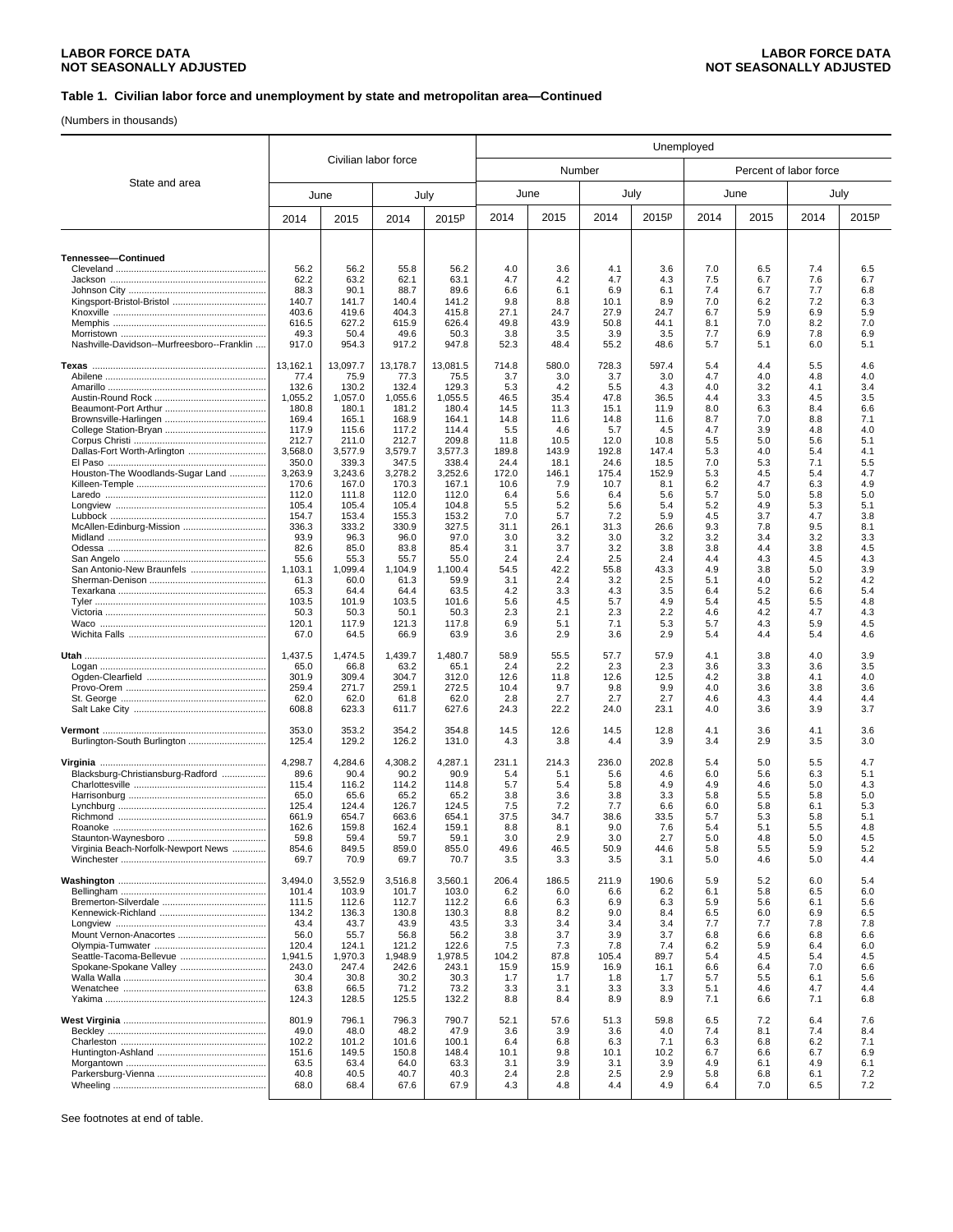**LABOR FORCE DATA**
**NOT SEASONALLY ADJUSTED**

### Table 1. Civilian labor force and unemployment by state and metropolitan area—Continued

(Numbers in thousands)

| State and area | Civilian labor force | | | | Unemployed | | | | | | | |
|---|---|---|---|---|---|---|---|---|---|---|---|---|
| | | | | | Number | | | | Percent of labor force | | | |
| | June | | July | | June | | July | | June | | July | |
| | 2014 | 2015 | 2014 | 2015p | 2014 | 2015 | 2014 | 2015p | 2014 | 2015 | 2014 | 2015p |
| **Tennessee—Continued** | | | | | | | | | | | | |
| Cleveland | 56.2 | 56.2 | 55.8 | 56.2 | 4.0 | 3.6 | 4.1 | 3.6 | 7.0 | 6.5 | 7.4 | 6.5 |
| Jackson | 62.2 | 63.2 | 62.1 | 63.1 | 4.7 | 4.2 | 4.7 | 4.3 | 7.5 | 6.7 | 7.6 | 6.7 |
| Johnson City | 88.3 | 90.1 | 88.7 | 89.6 | 6.6 | 6.1 | 6.9 | 6.1 | 7.4 | 6.7 | 7.7 | 6.8 |
| Kingsport-Bristol-Bristol | 140.7 | 141.7 | 140.4 | 141.2 | 9.8 | 8.8 | 10.1 | 8.9 | 7.0 | 6.2 | 7.2 | 6.3 |
| Knoxville | 403.6 | 419.6 | 404.3 | 415.8 | 27.1 | 24.7 | 27.9 | 24.7 | 6.7 | 5.9 | 6.9 | 5.9 |
| Memphis | 616.5 | 627.2 | 615.9 | 626.4 | 49.8 | 43.9 | 50.8 | 44.1 | 8.1 | 7.0 | 8.2 | 7.0 |
| Morristown | 49.3 | 50.4 | 49.6 | 50.3 | 3.8 | 3.5 | 3.9 | 3.5 | 7.7 | 6.9 | 7.8 | 6.9 |
| Nashville-Davidson--Murfreesboro--Franklin | 917.0 | 954.3 | 917.2 | 947.8 | 52.3 | 48.4 | 55.2 | 48.6 | 5.7 | 5.1 | 6.0 | 5.1 |
| **Texas** | 13,162.1 | 13,097.7 | 13,178.7 | 13,081.5 | 714.8 | 580.0 | 728.3 | 597.4 | 5.4 | 4.4 | 5.5 | 4.6 |
| Abilene | 77.4 | 75.9 | 77.3 | 75.5 | 3.7 | 3.0 | 3.7 | 3.0 | 4.7 | 4.0 | 4.8 | 4.0 |
| Amarillo | 132.6 | 130.2 | 132.4 | 129.3 | 5.3 | 4.2 | 5.5 | 4.3 | 4.0 | 3.2 | 4.1 | 3.4 |
| Austin-Round Rock | 1,055.2 | 1,057.0 | 1,055.6 | 1,055.5 | 46.5 | 35.4 | 47.8 | 36.5 | 4.4 | 3.3 | 4.5 | 3.5 |
| Beaumont-Port Arthur | 180.8 | 180.1 | 181.2 | 180.4 | 14.5 | 11.3 | 15.1 | 11.9 | 8.0 | 6.3 | 8.4 | 6.6 |
| Brownsville-Harlingen | 169.4 | 165.1 | 168.9 | 164.1 | 14.8 | 11.6 | 14.8 | 11.6 | 8.7 | 7.0 | 8.8 | 7.1 |
| College Station-Bryan | 117.9 | 115.6 | 117.2 | 114.4 | 5.5 | 4.6 | 5.7 | 4.5 | 4.7 | 3.9 | 4.8 | 4.0 |
| Corpus Christi | 212.7 | 211.0 | 212.7 | 209.8 | 11.8 | 10.5 | 12.0 | 10.8 | 5.5 | 5.0 | 5.6 | 5.1 |
| Dallas-Fort Worth-Arlington | 3,568.0 | 3,577.9 | 3,579.7 | 3,577.3 | 189.8 | 143.9 | 192.8 | 147.4 | 5.3 | 4.0 | 5.4 | 4.1 |
| El Paso | 350.0 | 339.3 | 347.5 | 338.4 | 24.4 | 18.1 | 24.6 | 18.5 | 7.0 | 5.3 | 7.1 | 5.5 |
| Houston-The Woodlands-Sugar Land | 3,263.9 | 3,243.6 | 3,278.2 | 3,252.6 | 172.0 | 146.1 | 175.4 | 152.9 | 5.3 | 4.5 | 5.4 | 4.7 |
| Killeen-Temple | 170.6 | 167.0 | 170.3 | 167.1 | 10.6 | 7.9 | 10.7 | 8.1 | 6.2 | 4.7 | 6.3 | 4.9 |
| Laredo | 112.0 | 111.8 | 112.0 | 112.0 | 6.4 | 5.6 | 6.4 | 5.6 | 5.7 | 5.0 | 5.8 | 5.0 |
| Longview | 105.4 | 105.4 | 105.4 | 104.8 | 5.5 | 5.2 | 5.6 | 5.4 | 5.2 | 4.9 | 5.3 | 5.1 |
| Lubbock | 154.7 | 153.4 | 155.3 | 153.2 | 7.0 | 5.7 | 7.2 | 5.9 | 4.5 | 3.7 | 4.7 | 3.8 |
| McAllen-Edinburg-Mission | 336.3 | 333.2 | 330.9 | 327.5 | 31.1 | 26.1 | 31.3 | 26.6 | 9.3 | 7.8 | 9.5 | 8.1 |
| Midland | 93.9 | 96.3 | 96.0 | 97.0 | 3.0 | 3.2 | 3.0 | 3.2 | 3.2 | 3.4 | 3.2 | 3.3 |
| Odessa | 82.6 | 85.0 | 83.8 | 85.4 | 3.1 | 3.7 | 3.2 | 3.8 | 3.8 | 4.4 | 3.8 | 4.5 |
| San Angelo | 55.6 | 55.3 | 55.7 | 55.0 | 2.4 | 2.4 | 2.5 | 2.4 | 4.4 | 4.3 | 4.5 | 4.3 |
| San Antonio-New Braunfels | 1,103.1 | 1,099.4 | 1,104.9 | 1,100.4 | 54.5 | 42.2 | 55.8 | 43.3 | 4.9 | 3.8 | 5.0 | 3.9 |
| Sherman-Denison | 61.3 | 60.0 | 61.3 | 59.9 | 3.1 | 2.4 | 3.2 | 2.5 | 5.1 | 4.0 | 5.2 | 4.2 |
| Texarkana | 65.3 | 64.4 | 64.4 | 63.5 | 4.2 | 3.3 | 4.3 | 3.5 | 6.4 | 5.2 | 6.6 | 5.4 |
| Tyler | 103.5 | 101.9 | 103.5 | 101.6 | 5.6 | 4.5 | 5.7 | 4.9 | 5.4 | 4.5 | 5.5 | 4.8 |
| Victoria | 50.3 | 50.3 | 50.1 | 50.3 | 2.3 | 2.1 | 2.3 | 2.2 | 4.6 | 4.2 | 4.7 | 4.3 |
| Waco | 120.1 | 117.9 | 121.3 | 117.8 | 6.9 | 5.1 | 7.1 | 5.3 | 5.7 | 4.3 | 5.9 | 4.5 |
| Wichita Falls | 67.0 | 64.5 | 66.9 | 63.9 | 3.6 | 2.9 | 3.6 | 2.9 | 5.4 | 4.4 | 5.4 | 4.6 |
| **Utah** | 1,437.5 | 1,474.5 | 1,439.7 | 1,480.7 | 58.9 | 55.5 | 57.7 | 57.9 | 4.1 | 3.8 | 4.0 | 3.9 |
| Logan | 65.0 | 66.8 | 63.2 | 65.1 | 2.4 | 2.2 | 2.3 | 2.3 | 3.6 | 3.3 | 3.6 | 3.5 |
| Ogden-Clearfield | 301.9 | 309.4 | 304.7 | 312.0 | 12.6 | 11.8 | 12.6 | 12.5 | 4.2 | 3.8 | 4.1 | 4.0 |
| Provo-Orem | 259.4 | 271.7 | 259.1 | 272.5 | 10.4 | 9.7 | 9.8 | 9.9 | 4.0 | 3.6 | 3.8 | 3.6 |
| St. George | 62.0 | 62.0 | 61.8 | 62.0 | 2.8 | 2.7 | 2.7 | 2.7 | 4.6 | 4.3 | 4.4 | 4.4 |
| Salt Lake City | 608.8 | 623.3 | 611.7 | 627.6 | 24.3 | 22.2 | 24.0 | 23.1 | 4.0 | 3.6 | 3.9 | 3.7 |
| **Vermont** | 353.0 | 353.2 | 354.2 | 354.8 | 14.5 | 12.6 | 14.5 | 12.8 | 4.1 | 3.6 | 4.1 | 3.6 |
| Burlington-South Burlington | 125.4 | 129.2 | 126.2 | 131.0 | 4.3 | 3.8 | 4.4 | 3.9 | 3.4 | 2.9 | 3.5 | 3.0 |
| **Virginia** | 4,298.7 | 4,284.6 | 4,308.2 | 4,287.1 | 231.1 | 214.3 | 236.0 | 202.8 | 5.4 | 5.0 | 5.5 | 4.7 |
| Blacksburg-Christiansburg-Radford | 89.6 | 90.4 | 90.2 | 90.9 | 5.4 | 5.1 | 5.6 | 4.6 | 6.0 | 5.6 | 6.3 | 5.1 |
| Charlottesville | 115.4 | 116.2 | 114.2 | 114.8 | 5.7 | 5.4 | 5.8 | 4.9 | 4.9 | 4.6 | 5.0 | 4.3 |
| Harrisonburg | 65.0 | 65.6 | 65.2 | 65.2 | 3.8 | 3.6 | 3.8 | 3.3 | 5.8 | 5.5 | 5.8 | 5.0 |
| Lynchburg | 125.4 | 124.4 | 126.7 | 124.5 | 7.5 | 7.2 | 7.7 | 6.6 | 6.0 | 5.8 | 6.1 | 5.3 |
| Richmond | 661.9 | 654.7 | 663.6 | 654.1 | 37.5 | 34.7 | 38.6 | 33.5 | 5.7 | 5.3 | 5.8 | 5.1 |
| Roanoke | 162.6 | 159.8 | 162.4 | 159.1 | 8.8 | 8.1 | 9.0 | 7.6 | 5.4 | 5.1 | 5.5 | 4.8 |
| Staunton-Waynesboro | 59.8 | 59.4 | 59.7 | 59.1 | 3.0 | 2.9 | 3.0 | 2.7 | 5.0 | 4.8 | 5.0 | 4.5 |
| Virginia Beach-Norfolk-Newport News | 854.6 | 849.5 | 859.0 | 855.0 | 49.6 | 46.5 | 50.9 | 44.6 | 5.8 | 5.5 | 5.9 | 5.2 |
| Winchester | 69.7 | 70.9 | 69.7 | 70.7 | 3.5 | 3.3 | 3.5 | 3.1 | 5.0 | 4.6 | 5.0 | 4.4 |
| **Washington** | 3,494.0 | 3,552.9 | 3,516.8 | 3,560.1 | 206.4 | 186.5 | 211.9 | 190.6 | 5.9 | 5.2 | 6.0 | 5.4 |
| Bellingham | 101.4 | 103.9 | 101.7 | 103.0 | 6.2 | 6.0 | 6.6 | 6.2 | 6.1 | 5.8 | 6.5 | 6.0 |
| Bremerton-Silverdale | 111.5 | 112.6 | 112.7 | 112.2 | 6.6 | 6.3 | 6.9 | 6.3 | 5.9 | 5.6 | 6.1 | 5.6 |
| Kennewick-Richland | 134.2 | 136.3 | 130.8 | 130.3 | 8.8 | 8.2 | 9.0 | 8.4 | 6.5 | 6.0 | 6.9 | 6.5 |
| Longview | 43.4 | 43.7 | 43.9 | 43.5 | 3.3 | 3.4 | 3.4 | 3.4 | 7.7 | 7.7 | 7.8 | 7.8 |
| Mount Vernon-Anacortes | 56.0 | 55.7 | 56.8 | 56.2 | 3.8 | 3.7 | 3.9 | 3.7 | 6.8 | 6.6 | 6.8 | 6.6 |
| Olympia-Tumwater | 120.4 | 124.1 | 121.2 | 122.6 | 7.5 | 7.3 | 7.8 | 7.4 | 6.2 | 5.9 | 6.4 | 6.0 |
| Seattle-Tacoma-Bellevue | 1,941.5 | 1,970.3 | 1,948.9 | 1,978.5 | 104.2 | 87.8 | 105.4 | 89.7 | 5.4 | 4.5 | 5.4 | 4.5 |
| Spokane-Spokane Valley | 243.0 | 247.4 | 242.6 | 243.1 | 15.9 | 15.9 | 16.9 | 16.1 | 6.6 | 6.4 | 7.0 | 6.6 |
| Walla Walla | 30.4 | 30.8 | 30.2 | 30.3 | 1.7 | 1.7 | 1.8 | 1.7 | 5.7 | 5.5 | 6.1 | 5.6 |
| Wenatchee | 63.8 | 66.5 | 71.2 | 73.2 | 3.3 | 3.1 | 3.3 | 3.3 | 5.1 | 4.6 | 4.7 | 4.4 |
| Yakima | 124.3 | 128.5 | 125.5 | 132.2 | 8.8 | 8.4 | 8.9 | 8.9 | 7.1 | 6.6 | 7.1 | 6.8 |
| **West Virginia** | 801.9 | 796.1 | 796.3 | 790.7 | 52.1 | 57.6 | 51.3 | 59.8 | 6.5 | 7.2 | 6.4 | 7.6 |
| Beckley | 49.0 | 48.0 | 48.2 | 47.9 | 3.6 | 3.9 | 3.6 | 4.0 | 7.4 | 8.1 | 7.4 | 8.4 |
| Charleston | 102.2 | 101.2 | 101.6 | 100.1 | 6.4 | 6.8 | 6.3 | 7.1 | 6.3 | 6.8 | 6.2 | 7.1 |
| Huntington-Ashland | 151.6 | 149.5 | 150.8 | 148.4 | 10.1 | 9.8 | 10.1 | 10.2 | 6.7 | 6.6 | 6.7 | 6.9 |
| Morgantown | 63.5 | 63.4 | 64.0 | 63.3 | 3.1 | 3.9 | 3.1 | 3.9 | 4.9 | 6.1 | 4.9 | 6.1 |
| Parkersburg-Vienna | 40.8 | 40.5 | 40.7 | 40.3 | 2.4 | 2.8 | 2.5 | 2.9 | 5.8 | 6.8 | 6.1 | 7.2 |
| Wheeling | 68.0 | 68.4 | 67.6 | 67.9 | 4.3 | 4.8 | 4.4 | 4.9 | 6.4 | 7.0 | 6.5 | 7.2 |

See footnotes at end of table.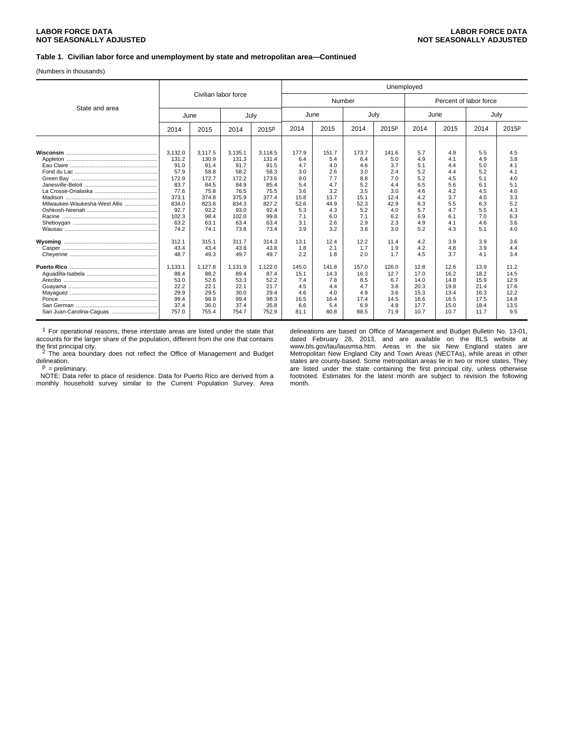LABOR FORCE DATA
NOT SEASONALLY ADJUSTED

**Table 1. Civilian labor force and unemployment by state and metropolitan area—Continued**

(Numbers in thousands)

| State and area | Civilian labor force | | | | Unemployed | | | | | | | |
|---|---|---|---|---|---|---|---|---|---|---|---|---|
| | | | | | Number | | | | Percent of labor force | | | |
| | June | | July | | June | | July | | June | | July | |
| | 2014 | 2015 | 2014 | 2015p | 2014 | 2015 | 2014 | 2015p | 2014 | 2015 | 2014 | 2015p |
| **Wisconsin** | 3,132.0 | 3,117.5 | 3,135.1 | 3,118.5 | 177.9 | 151.7 | 173.7 | 141.6 | 5.7 | 4.9 | 5.5 | 4.5 |
| Appleton | 131.2 | 130.9 | 131.3 | 131.4 | 6.4 | 5.4 | 6.4 | 5.0 | 4.9 | 4.1 | 4.9 | 3.8 |
| Eau Claire | 91.0 | 91.4 | 91.7 | 91.5 | 4.7 | 4.0 | 4.6 | 3.7 | 5.1 | 4.4 | 5.0 | 4.1 |
| Fond du Lac | 57.9 | 58.8 | 58.2 | 58.3 | 3.0 | 2.6 | 3.0 | 2.4 | 5.2 | 4.4 | 5.2 | 4.1 |
| Green Bay | 172.9 | 172.7 | 172.2 | 173.6 | 9.0 | 7.7 | 8.8 | 7.0 | 5.2 | 4.5 | 5.1 | 4.0 |
| Janesville-Beloit | 83.7 | 84.5 | 84.9 | 85.4 | 5.4 | 4.7 | 5.2 | 4.4 | 6.5 | 5.6 | 6.1 | 5.1 |
| La Crosse-Onalaska | 77.6 | 75.8 | 76.5 | 75.5 | 3.6 | 3.2 | 3.5 | 3.0 | 4.6 | 4.2 | 4.5 | 4.0 |
| Madison | 373.1 | 374.8 | 375.9 | 377.4 | 15.8 | 13.7 | 15.1 | 12.4 | 4.2 | 3.7 | 4.0 | 3.3 |
| Milwaukee-Waukesha-West Allis | 834.0 | 823.6 | 834.3 | 827.2 | 52.6 | 44.9 | 52.3 | 42.9 | 6.3 | 5.5 | 6.3 | 5.2 |
| Oshkosh-Neenah | 92.7 | 92.2 | 93.0 | 92.4 | 5.3 | 4.3 | 5.2 | 4.0 | 5.7 | 4.7 | 5.5 | 4.3 |
| Racine | 102.3 | 98.4 | 102.0 | 99.8 | 7.1 | 6.0 | 7.1 | 6.2 | 6.9 | 6.1 | 7.0 | 6.3 |
| Sheboygan | 63.2 | 63.1 | 63.4 | 63.4 | 3.1 | 2.6 | 2.9 | 2.3 | 4.9 | 4.1 | 4.6 | 3.6 |
| Wausau | 74.2 | 74.1 | 73.8 | 73.4 | 3.9 | 3.2 | 3.8 | 3.0 | 5.2 | 4.3 | 5.1 | 4.0 |
| **Wyoming** | 312.1 | 315.1 | 311.7 | 314.3 | 13.1 | 12.4 | 12.2 | 11.4 | 4.2 | 3.9 | 3.9 | 3.6 |
| Casper | 43.4 | 43.4 | 43.8 | 43.8 | 1.8 | 2.1 | 1.7 | 1.9 | 4.2 | 4.8 | 3.9 | 4.4 |
| Cheyenne | 48.7 | 49.3 | 49.7 | 49.7 | 2.2 | 1.8 | 2.0 | 1.7 | 4.5 | 3.7 | 4.1 | 3.4 |
| **Puerto Rico** | 1,133.1 | 1,127.8 | 1,131.9 | 1,122.0 | 145.0 | 141.8 | 157.0 | 126.0 | 12.8 | 12.6 | 13.9 | 11.2 |
| Aguadilla-Isabela | 88.4 | 88.2 | 89.4 | 87.4 | 15.1 | 14.3 | 16.3 | 12.7 | 17.0 | 16.2 | 18.2 | 14.5 |
| Arecibo | 53.0 | 52.6 | 53.3 | 52.2 | 7.4 | 7.8 | 8.5 | 6.7 | 14.0 | 14.8 | 15.9 | 12.9 |
| Guayama | 22.2 | 22.1 | 22.1 | 21.7 | 4.5 | 4.4 | 4.7 | 3.8 | 20.3 | 19.8 | 21.4 | 17.6 |
| Mayaguez | 29.9 | 29.5 | 30.0 | 29.4 | 4.6 | 4.0 | 4.9 | 3.6 | 15.3 | 13.4 | 16.3 | 12.2 |
| Ponce | 99.4 | 98.9 | 99.4 | 98.3 | 16.5 | 16.4 | 17.4 | 14.5 | 16.6 | 16.5 | 17.5 | 14.8 |
| San German | 37.4 | 36.0 | 37.4 | 35.8 | 6.6 | 5.4 | 6.9 | 4.8 | 17.7 | 15.0 | 18.4 | 13.5 |
| San Juan-Carolina-Caguas | 757.0 | 755.4 | 754.7 | 752.9 | 81.1 | 80.8 | 88.5 | 71.9 | 10.7 | 10.7 | 11.7 | 9.5 |

[1] For operational reasons, these interstate areas are listed under the state that accounts for the larger share of the population, different from the one that contains the first principal city.

[2] The area boundary does not reflect the Office of Management and Budget delineation.

p = preliminary.

NOTE: Data refer to place of residence. Data for Puerto Rico are derived from a monthly household survey similar to the Current Population Survey. Area delineations are based on Office of Management and Budget Bulletin No. 13-01, dated February 28, 2013, and are available on the BLS website at www.bls.gov/lau/lausmsa.htm. Areas in the six New England states are Metropolitan New England City and Town Areas (NECTAs), while areas in other states are county-based. Some metropolitan areas lie in two or more states. They are listed under the state containing the first principal city, unless otherwise footnoted. Estimates for the latest month are subject to revision the following month.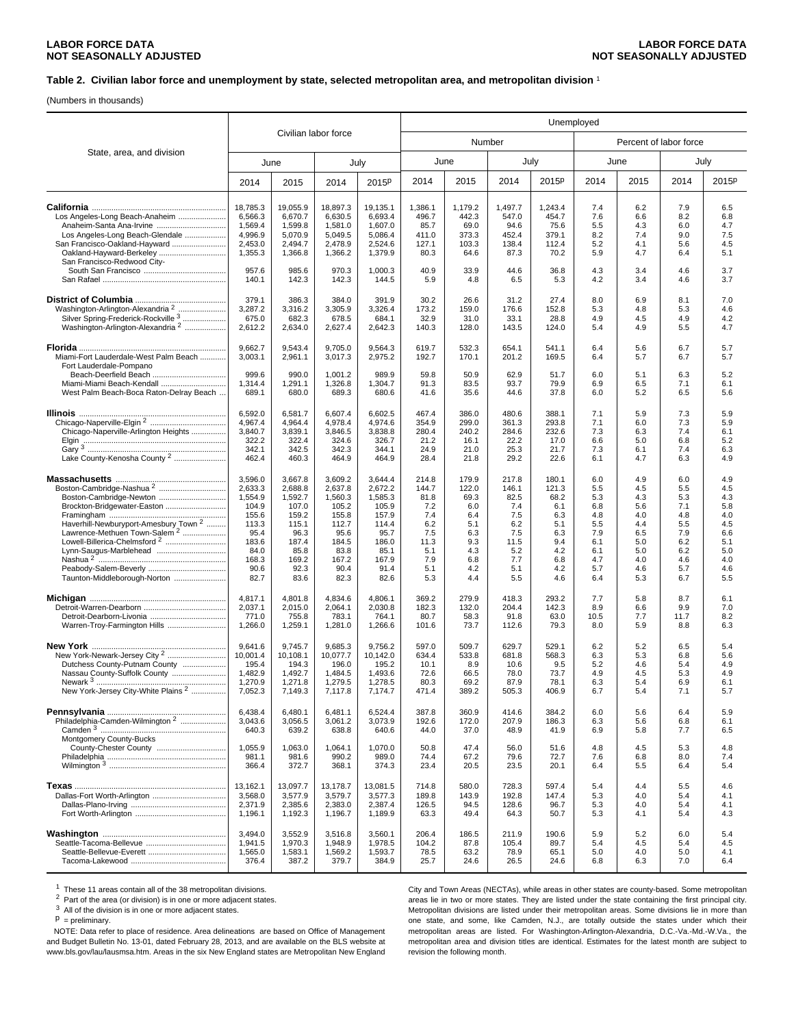**Table 2. Civilian labor force and unemployment by state, selected metropolitan area, and metropolitan division** [1]

(Numbers in thousands)

| State, area, and division | Civilian labor force | | | | Unemployed: Number | | | | Unemployed: Percent of labor force | | | |
|---|---|---|---|---|---|---|---|---|---|---|---|---|
| | June | | July | | June | | July | | June | | July | |
| | 2014 | 2015 | 2014 | 2015p | 2014 | 2015 | 2014 | 2015p | 2014 | 2015 | 2014 | 2015p |
| **California** | 18,785.3 | 19,055.9 | 18,897.3 | 19,135.1 | 1,386.1 | 1,179.2 | 1,497.7 | 1,243.4 | 7.4 | 6.2 | 7.9 | 6.5 |
| Los Angeles-Long Beach-Anaheim | 6,566.3 | 6,670.7 | 6,630.5 | 6,693.4 | 496.7 | 442.3 | 547.0 | 454.7 | 7.6 | 6.6 | 8.2 | 6.8 |
| Anaheim-Santa Ana-Irvine | 1,569.4 | 1,599.8 | 1,581.0 | 1,607.0 | 85.7 | 69.0 | 94.6 | 75.6 | 5.5 | 4.3 | 6.0 | 4.7 |
| Los Angeles-Long Beach-Glendale | 4,996.9 | 5,070.9 | 5,049.5 | 5,086.4 | 411.0 | 373.3 | 452.4 | 379.1 | 8.2 | 7.4 | 9.0 | 7.5 |
| San Francisco-Oakland-Hayward | 2,453.0 | 2,494.7 | 2,478.9 | 2,524.6 | 127.1 | 103.3 | 138.4 | 112.4 | 5.2 | 4.1 | 5.6 | 4.5 |
| Oakland-Hayward-Berkeley | 1,355.3 | 1,366.8 | 1,366.2 | 1,379.9 | 80.3 | 64.6 | 87.3 | 70.2 | 5.9 | 4.7 | 6.4 | 5.1 |
| San Francisco-Redwood City-South San Francisco | 957.6 | 985.6 | 970.3 | 1,000.3 | 40.9 | 33.9 | 44.6 | 36.8 | 4.3 | 3.4 | 4.6 | 3.7 |
| San Rafael | 140.1 | 142.3 | 142.3 | 144.5 | 5.9 | 4.8 | 6.5 | 5.3 | 4.2 | 3.4 | 4.6 | 3.7 |
| **District of Columbia** | 379.1 | 386.3 | 384.0 | 391.9 | 30.2 | 26.6 | 31.2 | 27.4 | 8.0 | 6.9 | 8.1 | 7.0 |
| Washington-Arlington-Alexandria [2] | 3,287.2 | 3,316.2 | 3,305.9 | 3,326.4 | 173.2 | 159.0 | 176.6 | 152.8 | 5.3 | 4.8 | 5.3 | 4.6 |
| Silver Spring-Frederick-Rockville [3] | 675.0 | 682.3 | 678.5 | 684.1 | 32.9 | 31.0 | 33.1 | 28.8 | 4.9 | 4.5 | 4.9 | 4.2 |
| Washington-Arlington-Alexandria [2] | 2,612.2 | 2,634.0 | 2,627.4 | 2,642.3 | 140.3 | 128.0 | 143.5 | 124.0 | 5.4 | 4.9 | 5.5 | 4.7 |
| **Florida** | 9,662.7 | 9,543.4 | 9,705.0 | 9,564.3 | 619.7 | 532.3 | 654.1 | 541.1 | 6.4 | 5.6 | 6.7 | 5.7 |
| Miami-Fort Lauderdale-West Palm Beach | 3,003.1 | 2,961.1 | 3,017.3 | 2,975.2 | 192.7 | 170.1 | 201.2 | 169.5 | 6.4 | 5.7 | 6.7 | 5.7 |
| Fort Lauderdale-Pompano Beach-Deerfield Beach | 999.6 | 990.0 | 1,001.2 | 989.9 | 59.8 | 50.9 | 62.9 | 51.7 | 6.0 | 5.1 | 6.3 | 5.2 |
| Miami-Miami Beach-Kendall | 1,314.4 | 1,291.1 | 1,326.8 | 1,304.7 | 91.3 | 83.5 | 93.7 | 79.9 | 6.9 | 6.5 | 7.1 | 6.1 |
| West Palm Beach-Boca Raton-Delray Beach | 689.1 | 680.0 | 689.3 | 680.6 | 41.6 | 35.6 | 44.6 | 37.8 | 6.0 | 5.2 | 6.5 | 5.6 |
| **Illinois** | 6,592.0 | 6,581.7 | 6,607.4 | 6,602.5 | 467.4 | 386.0 | 480.6 | 388.1 | 7.1 | 5.9 | 7.3 | 5.9 |
| Chicago-Naperville-Elgin [2] | 4,967.4 | 4,964.4 | 4,978.4 | 4,974.6 | 354.9 | 299.0 | 361.3 | 293.8 | 7.1 | 6.0 | 7.3 | 5.9 |
| Chicago-Naperville-Arlington Heights | 3,840.7 | 3,839.1 | 3,846.5 | 3,838.8 | 280.4 | 240.2 | 284.6 | 232.6 | 7.3 | 6.3 | 7.4 | 6.1 |
| Elgin | 322.2 | 322.4 | 324.6 | 326.7 | 21.2 | 16.1 | 22.2 | 17.0 | 6.6 | 5.0 | 6.8 | 5.2 |
| Gary [3] | 342.1 | 342.5 | 342.3 | 344.1 | 24.9 | 21.0 | 25.3 | 21.7 | 7.3 | 6.1 | 7.4 | 6.3 |
| Lake County-Kenosha County [2] | 462.4 | 460.3 | 464.9 | 464.9 | 28.4 | 21.8 | 29.2 | 22.6 | 6.1 | 4.7 | 6.3 | 4.9 |
| **Massachusetts** | 3,596.0 | 3,667.8 | 3,609.2 | 3,644.4 | 214.8 | 179.9 | 217.8 | 180.1 | 6.0 | 4.9 | 6.0 | 4.9 |
| Boston-Cambridge-Nashua [2] | 2,633.3 | 2,688.8 | 2,637.8 | 2,672.2 | 144.7 | 122.0 | 146.1 | 121.3 | 5.5 | 4.5 | 5.5 | 4.5 |
| Boston-Cambridge-Newton | 1,554.9 | 1,592.7 | 1,560.3 | 1,585.3 | 81.8 | 69.3 | 82.5 | 68.2 | 5.3 | 4.3 | 5.3 | 4.3 |
| Brockton-Bridgewater-Easton | 104.9 | 107.0 | 105.2 | 105.9 | 7.2 | 6.0 | 7.4 | 6.1 | 6.8 | 5.6 | 7.1 | 5.8 |
| Framingham | 155.6 | 159.2 | 155.8 | 157.9 | 7.4 | 6.4 | 7.5 | 6.3 | 4.8 | 4.0 | 4.8 | 4.0 |
| Haverhill-Newburyport-Amesbury Town [2] | 113.3 | 115.1 | 112.7 | 114.4 | 6.2 | 5.1 | 6.2 | 5.1 | 5.5 | 4.4 | 5.5 | 4.5 |
| Lawrence-Methuen Town-Salem [2] | 95.4 | 96.3 | 95.6 | 95.7 | 7.5 | 6.3 | 7.5 | 6.3 | 7.9 | 6.5 | 7.9 | 6.6 |
| Lowell-Billerica-Chelmsford [2] | 183.6 | 187.4 | 184.5 | 186.0 | 11.3 | 9.3 | 11.5 | 9.4 | 6.1 | 5.0 | 6.2 | 5.1 |
| Lynn-Saugus-Marblehead | 84.0 | 85.8 | 83.8 | 85.1 | 5.1 | 4.3 | 5.2 | 4.2 | 6.1 | 5.0 | 6.2 | 5.0 |
| Nashua [2] | 168.3 | 169.2 | 167.2 | 167.9 | 7.9 | 6.8 | 7.7 | 6.8 | 4.7 | 4.0 | 4.6 | 4.0 |
| Peabody-Salem-Beverly | 90.6 | 92.3 | 90.4 | 91.4 | 5.1 | 4.2 | 5.1 | 4.2 | 5.7 | 4.6 | 5.7 | 4.6 |
| Taunton-Middleborough-Norton | 82.7 | 83.6 | 82.3 | 82.6 | 5.3 | 4.4 | 5.5 | 4.6 | 6.4 | 5.3 | 6.7 | 5.5 |
| **Michigan** | 4,817.1 | 4,801.8 | 4,834.6 | 4,806.1 | 369.2 | 279.9 | 418.3 | 293.2 | 7.7 | 5.8 | 8.7 | 6.1 |
| Detroit-Warren-Dearborn | 2,037.1 | 2,015.0 | 2,064.1 | 2,030.8 | 182.3 | 132.0 | 204.4 | 142.3 | 8.9 | 6.6 | 9.9 | 7.0 |
| Detroit-Dearborn-Livonia | 771.0 | 755.8 | 783.1 | 764.1 | 80.7 | 58.3 | 91.8 | 63.0 | 10.5 | 7.7 | 11.7 | 8.2 |
| Warren-Troy-Farmington Hills | 1,266.0 | 1,259.1 | 1,281.0 | 1,266.6 | 101.6 | 73.7 | 112.6 | 79.3 | 8.0 | 5.9 | 8.8 | 6.3 |
| **New York** | 9,641.6 | 9,745.7 | 9,685.3 | 9,756.2 | 597.0 | 509.7 | 629.7 | 529.1 | 6.2 | 5.2 | 6.5 | 5.4 |
| New York-Newark-Jersey City [2] | 10,001.4 | 10,108.1 | 10,077.7 | 10,142.0 | 634.4 | 533.8 | 681.8 | 568.3 | 6.3 | 5.3 | 6.8 | 5.6 |
| Dutchess County-Putnam County | 195.4 | 194.3 | 196.0 | 195.2 | 10.1 | 8.9 | 10.6 | 9.5 | 5.2 | 4.6 | 5.4 | 4.9 |
| Nassau County-Suffolk County | 1,482.9 | 1,492.7 | 1,484.5 | 1,493.6 | 72.6 | 66.5 | 78.0 | 73.7 | 4.9 | 4.5 | 5.3 | 4.9 |
| Newark [3] | 1,270.9 | 1,271.8 | 1,279.5 | 1,278.5 | 80.3 | 69.2 | 87.9 | 78.1 | 6.3 | 5.4 | 6.9 | 6.1 |
| New York-Jersey City-White Plains [2] | 7,052.3 | 7,149.3 | 7,117.8 | 7,174.7 | 471.4 | 389.2 | 505.3 | 406.9 | 6.7 | 5.4 | 7.1 | 5.7 |
| **Pennsylvania** | 6,438.4 | 6,480.1 | 6,481.1 | 6,524.4 | 387.8 | 360.9 | 414.6 | 384.2 | 6.0 | 5.6 | 6.4 | 5.9 |
| Philadelphia-Camden-Wilmington [2] | 3,043.6 | 3,056.5 | 3,061.2 | 3,073.9 | 192.6 | 172.0 | 207.9 | 186.3 | 6.3 | 5.6 | 6.8 | 6.1 |
| Camden [3] | 640.3 | 639.2 | 638.8 | 640.6 | 44.0 | 37.0 | 48.9 | 41.9 | 6.9 | 5.8 | 7.7 | 6.5 |
| Montgomery County-Bucks County-Chester County | 1,055.9 | 1,063.0 | 1,064.1 | 1,070.0 | 50.8 | 47.4 | 56.0 | 51.6 | 4.8 | 4.5 | 5.3 | 4.8 |
| Philadelphia | 981.1 | 981.6 | 990.2 | 989.0 | 74.4 | 67.2 | 79.6 | 72.7 | 7.6 | 6.8 | 8.0 | 7.4 |
| Wilmington [3] | 366.4 | 372.7 | 368.1 | 374.3 | 23.4 | 20.5 | 23.5 | 20.1 | 6.4 | 5.5 | 6.4 | 5.4 |
| **Texas** | 13,162.1 | 13,097.7 | 13,178.7 | 13,081.5 | 714.8 | 580.0 | 728.3 | 597.4 | 5.4 | 4.4 | 5.5 | 4.6 |
| Dallas-Fort Worth-Arlington | 3,568.0 | 3,577.9 | 3,579.7 | 3,577.3 | 189.8 | 143.9 | 192.8 | 147.4 | 5.3 | 4.0 | 5.4 | 4.1 |
| Dallas-Plano-Irving | 2,371.9 | 2,385.6 | 2,383.0 | 2,387.4 | 126.5 | 94.5 | 128.6 | 96.7 | 5.3 | 4.0 | 5.4 | 4.1 |
| Fort Worth-Arlington | 1,196.1 | 1,192.3 | 1,196.7 | 1,189.9 | 63.3 | 49.4 | 64.3 | 50.7 | 5.3 | 4.1 | 5.4 | 4.3 |
| **Washington** | 3,494.0 | 3,552.9 | 3,516.8 | 3,560.1 | 206.4 | 186.5 | 211.9 | 190.6 | 5.9 | 5.2 | 6.0 | 5.4 |
| Seattle-Tacoma-Bellevue | 1,941.5 | 1,970.3 | 1,948.9 | 1,978.5 | 104.2 | 87.8 | 105.4 | 89.7 | 5.4 | 4.5 | 5.4 | 4.5 |
| Seattle-Bellevue-Everett | 1,565.0 | 1,583.1 | 1,569.2 | 1,593.7 | 78.5 | 63.2 | 78.9 | 65.1 | 5.0 | 4.0 | 5.0 | 4.1 |
| Tacoma-Lakewood | 376.4 | 387.2 | 379.7 | 384.9 | 25.7 | 24.6 | 26.5 | 24.6 | 6.8 | 6.3 | 7.0 | 6.4 |

[1] These 11 areas contain all of the 38 metropolitan divisions.

[2] Part of the area (or division) is in one or more adjacent states.

[3] All of the division is in one or more adjacent states.

p = preliminary.

NOTE: Data refer to place of residence. Area delineations are based on Office of Management and Budget Bulletin No. 13-01, dated February 28, 2013, and are available on the BLS website at www.bls.gov/lau/lausmsa.htm. Areas in the six New England states are Metropolitan New England City and Town Areas (NECTAs), while areas in other states are county-based. Some metropolitan areas lie in two or more states. They are listed under the state containing the first principal city. Metropolitan divisions are listed under their metropolitan areas. Some divisions lie in more than one state, and some, like Camden, N.J., are totally outside the states under which their metropolitan areas are listed. For Washington-Arlington-Alexandria, D.C.-Va.-Md.-W.Va., the metropolitan area and division titles are identical. Estimates for the latest month are subject to revision the following month.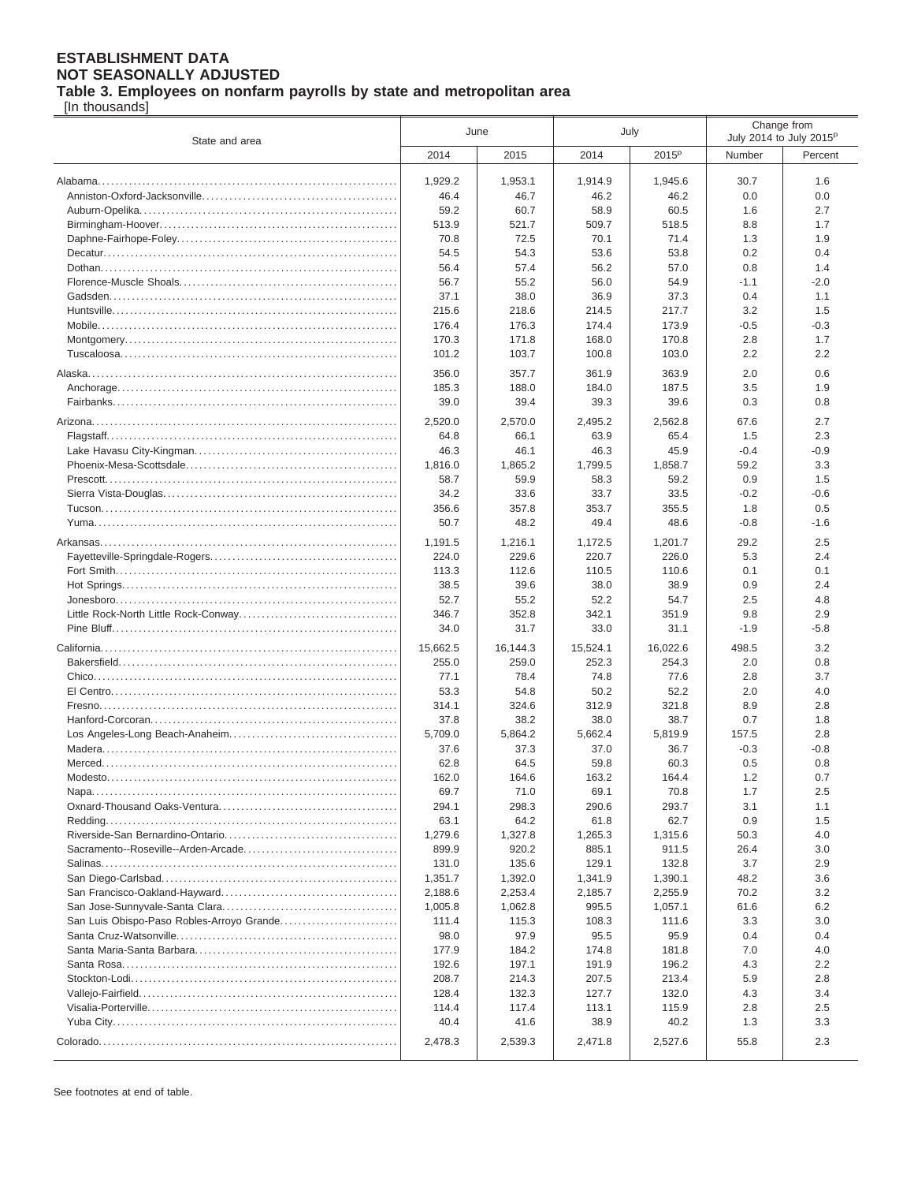**ESTABLISHMENT DATA**
**NOT SEASONALLY ADJUSTED**
**Table 3. Employees on nonfarm payrolls by state and metropolitan area**
[In thousands]

| State and area | June | | July | | Change from July 2014 to July 2015[p] | |
|---|---|---|---|---|---|---|
| | 2014 | 2015 | 2014 | 2015[p] | Number | Percent |
| Alabama | 1,929.2 | 1,953.1 | 1,914.9 | 1,945.6 | 30.7 | 1.6 |
| Anniston-Oxford-Jacksonville | 46.4 | 46.7 | 46.2 | 46.2 | 0.0 | 0.0 |
| Auburn-Opelika | 59.2 | 60.7 | 58.9 | 60.5 | 1.6 | 2.7 |
| Birmingham-Hoover | 513.9 | 521.7 | 509.7 | 518.5 | 8.8 | 1.7 |
| Daphne-Fairhope-Foley | 70.8 | 72.5 | 70.1 | 71.4 | 1.3 | 1.9 |
| Decatur | 54.5 | 54.3 | 53.6 | 53.8 | 0.2 | 0.4 |
| Dothan | 56.4 | 57.4 | 56.2 | 57.0 | 0.8 | 1.4 |
| Florence-Muscle Shoals | 56.7 | 55.2 | 56.0 | 54.9 | -1.1 | -2.0 |
| Gadsden | 37.1 | 38.0 | 36.9 | 37.3 | 0.4 | 1.1 |
| Huntsville | 215.6 | 218.6 | 214.5 | 217.7 | 3.2 | 1.5 |
| Mobile | 176.4 | 176.3 | 174.4 | 173.9 | -0.5 | -0.3 |
| Montgomery | 170.3 | 171.8 | 168.0 | 170.8 | 2.8 | 1.7 |
| Tuscaloosa | 101.2 | 103.7 | 100.8 | 103.0 | 2.2 | 2.2 |
| Alaska | 356.0 | 357.7 | 361.9 | 363.9 | 2.0 | 0.6 |
| Anchorage | 185.3 | 188.0 | 184.0 | 187.5 | 3.5 | 1.9 |
| Fairbanks | 39.0 | 39.4 | 39.3 | 39.6 | 0.3 | 0.8 |
| Arizona | 2,520.0 | 2,570.0 | 2,495.2 | 2,562.8 | 67.6 | 2.7 |
| Flagstaff | 64.8 | 66.1 | 63.9 | 65.4 | 1.5 | 2.3 |
| Lake Havasu City-Kingman | 46.3 | 46.1 | 46.3 | 45.9 | -0.4 | -0.9 |
| Phoenix-Mesa-Scottsdale | 1,816.0 | 1,865.2 | 1,799.5 | 1,858.7 | 59.2 | 3.3 |
| Prescott | 58.7 | 59.9 | 58.3 | 59.2 | 0.9 | 1.5 |
| Sierra Vista-Douglas | 34.2 | 33.6 | 33.7 | 33.5 | -0.2 | -0.6 |
| Tucson | 356.6 | 357.8 | 353.7 | 355.5 | 1.8 | 0.5 |
| Yuma | 50.7 | 48.2 | 49.4 | 48.6 | -0.8 | -1.6 |
| Arkansas | 1,191.5 | 1,216.1 | 1,172.5 | 1,201.7 | 29.2 | 2.5 |
| Fayetteville-Springdale-Rogers | 224.0 | 229.6 | 220.7 | 226.0 | 5.3 | 2.4 |
| Fort Smith | 113.3 | 112.6 | 110.5 | 110.6 | 0.1 | 0.1 |
| Hot Springs | 38.5 | 39.6 | 38.0 | 38.9 | 0.9 | 2.4 |
| Jonesboro | 52.7 | 55.2 | 52.2 | 54.7 | 2.5 | 4.8 |
| Little Rock-North Little Rock-Conway | 346.7 | 352.8 | 342.1 | 351.9 | 9.8 | 2.9 |
| Pine Bluff | 34.0 | 31.7 | 33.0 | 31.1 | -1.9 | -5.8 |
| California | 15,662.5 | 16,144.3 | 15,524.1 | 16,022.6 | 498.5 | 3.2 |
| Bakersfield | 255.0 | 259.0 | 252.3 | 254.3 | 2.0 | 0.8 |
| Chico | 77.1 | 78.4 | 74.8 | 77.6 | 2.8 | 3.7 |
| El Centro | 53.3 | 54.8 | 50.2 | 52.2 | 2.0 | 4.0 |
| Fresno | 314.1 | 324.6 | 312.9 | 321.8 | 8.9 | 2.8 |
| Hanford-Corcoran | 37.8 | 38.2 | 38.0 | 38.7 | 0.7 | 1.8 |
| Los Angeles-Long Beach-Anaheim | 5,709.0 | 5,864.2 | 5,662.4 | 5,819.9 | 157.5 | 2.8 |
| Madera | 37.6 | 37.3 | 37.0 | 36.7 | -0.3 | -0.8 |
| Merced | 62.8 | 64.5 | 59.8 | 60.3 | 0.5 | 0.8 |
| Modesto | 162.0 | 164.6 | 163.2 | 164.4 | 1.2 | 0.7 |
| Napa | 69.7 | 71.0 | 69.1 | 70.8 | 1.7 | 2.5 |
| Oxnard-Thousand Oaks-Ventura | 294.1 | 298.3 | 290.6 | 293.7 | 3.1 | 1.1 |
| Redding | 63.1 | 64.2 | 61.8 | 62.7 | 0.9 | 1.5 |
| Riverside-San Bernardino-Ontario | 1,279.6 | 1,327.8 | 1,265.3 | 1,315.6 | 50.3 | 4.0 |
| Sacramento--Roseville--Arden-Arcade | 899.9 | 920.2 | 885.1 | 911.5 | 26.4 | 3.0 |
| Salinas | 131.0 | 135.6 | 129.1 | 132.8 | 3.7 | 2.9 |
| San Diego-Carlsbad | 1,351.7 | 1,392.0 | 1,341.9 | 1,390.1 | 48.2 | 3.6 |
| San Francisco-Oakland-Hayward | 2,188.6 | 2,253.4 | 2,185.7 | 2,255.9 | 70.2 | 3.2 |
| San Jose-Sunnyvale-Santa Clara | 1,005.8 | 1,062.8 | 995.5 | 1,057.1 | 61.6 | 6.2 |
| San Luis Obispo-Paso Robles-Arroyo Grande | 111.4 | 115.3 | 108.3 | 111.6 | 3.3 | 3.0 |
| Santa Cruz-Watsonville | 98.0 | 97.9 | 95.5 | 95.9 | 0.4 | 0.4 |
| Santa Maria-Santa Barbara | 177.9 | 184.2 | 174.8 | 181.8 | 7.0 | 4.0 |
| Santa Rosa | 192.6 | 197.1 | 191.9 | 196.2 | 4.3 | 2.2 |
| Stockton-Lodi | 208.7 | 214.3 | 207.5 | 213.4 | 5.9 | 2.8 |
| Vallejo-Fairfield | 128.4 | 132.3 | 127.7 | 132.0 | 4.3 | 3.4 |
| Visalia-Porterville | 114.4 | 117.4 | 113.1 | 115.9 | 2.8 | 2.5 |
| Yuba City | 40.4 | 41.6 | 38.9 | 40.2 | 1.3 | 3.3 |
| Colorado | 2,478.3 | 2,539.3 | 2,471.8 | 2,527.6 | 55.8 | 2.3 |

See footnotes at end of table.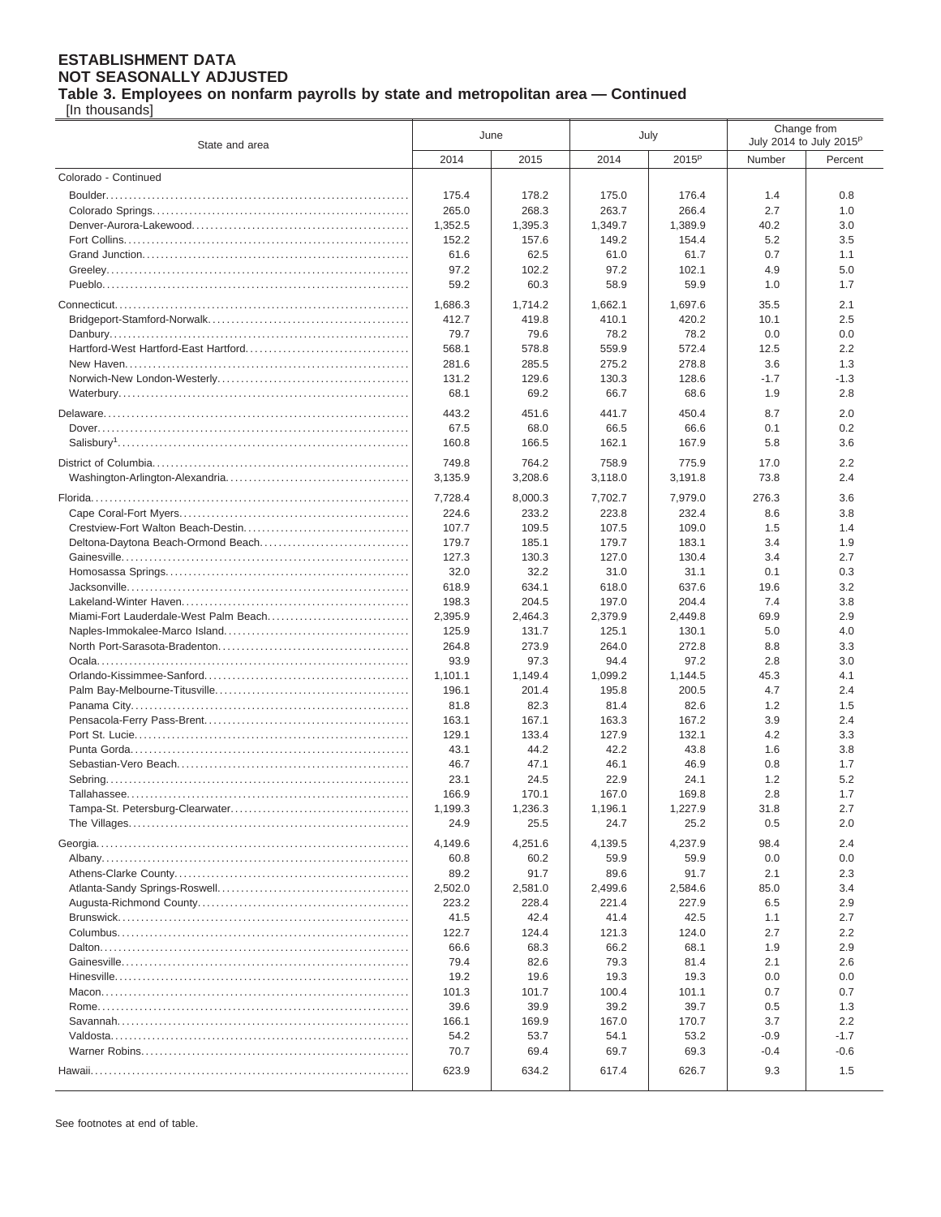**ESTABLISHMENT DATA**
**NOT SEASONALLY ADJUSTED**
**Table 3. Employees on nonfarm payrolls by state and metropolitan area — Continued**
[In thousands]

| State and area | June | | July | | Change from July 2014 to July 2015p | |
|---|---|---|---|---|---|---|
| | 2014 | 2015 | 2014 | 2015p | Number | Percent |
| Colorado - Continued | | | | | | |
| Boulder | 175.4 | 178.2 | 175.0 | 176.4 | 1.4 | 0.8 |
| Colorado Springs | 265.0 | 268.3 | 263.7 | 266.4 | 2.7 | 1.0 |
| Denver-Aurora-Lakewood | 1,352.5 | 1,395.3 | 1,349.7 | 1,389.9 | 40.2 | 3.0 |
| Fort Collins | 152.2 | 157.6 | 149.2 | 154.4 | 5.2 | 3.5 |
| Grand Junction | 61.6 | 62.5 | 61.0 | 61.7 | 0.7 | 1.1 |
| Greeley | 97.2 | 102.2 | 97.2 | 102.1 | 4.9 | 5.0 |
| Pueblo | 59.2 | 60.3 | 58.9 | 59.9 | 1.0 | 1.7 |
| Connecticut | 1,686.3 | 1,714.2 | 1,662.1 | 1,697.6 | 35.5 | 2.1 |
| Bridgeport-Stamford-Norwalk | 412.7 | 419.8 | 410.1 | 420.2 | 10.1 | 2.5 |
| Danbury | 79.7 | 79.6 | 78.2 | 78.2 | 0.0 | 0.0 |
| Hartford-West Hartford-East Hartford | 568.1 | 578.8 | 559.9 | 572.4 | 12.5 | 2.2 |
| New Haven | 281.6 | 285.5 | 275.2 | 278.8 | 3.6 | 1.3 |
| Norwich-New London-Westerly | 131.2 | 129.6 | 130.3 | 128.6 | -1.7 | -1.3 |
| Waterbury | 68.1 | 69.2 | 66.7 | 68.6 | 1.9 | 2.8 |
| Delaware | 443.2 | 451.6 | 441.7 | 450.4 | 8.7 | 2.0 |
| Dover | 67.5 | 68.0 | 66.5 | 66.6 | 0.1 | 0.2 |
| Salisbury[1] | 160.8 | 166.5 | 162.1 | 167.9 | 5.8 | 3.6 |
| District of Columbia | 749.8 | 764.2 | 758.9 | 775.9 | 17.0 | 2.2 |
| Washington-Arlington-Alexandria | 3,135.9 | 3,208.6 | 3,118.0 | 3,191.8 | 73.8 | 2.4 |
| Florida | 7,728.4 | 8,000.3 | 7,702.7 | 7,979.0 | 276.3 | 3.6 |
| Cape Coral-Fort Myers | 224.6 | 233.2 | 223.8 | 232.4 | 8.6 | 3.8 |
| Crestview-Fort Walton Beach-Destin | 107.7 | 109.5 | 107.5 | 109.0 | 1.5 | 1.4 |
| Deltona-Daytona Beach-Ormond Beach | 179.7 | 185.1 | 179.7 | 183.1 | 3.4 | 1.9 |
| Gainesville | 127.3 | 130.3 | 127.0 | 130.4 | 3.4 | 2.7 |
| Homosassa Springs | 32.0 | 32.2 | 31.0 | 31.1 | 0.1 | 0.3 |
| Jacksonville | 618.9 | 634.1 | 618.0 | 637.6 | 19.6 | 3.2 |
| Lakeland-Winter Haven | 198.3 | 204.5 | 197.0 | 204.4 | 7.4 | 3.8 |
| Miami-Fort Lauderdale-West Palm Beach | 2,395.9 | 2,464.3 | 2,379.9 | 2,449.8 | 69.9 | 2.9 |
| Naples-Immokalee-Marco Island | 125.9 | 131.7 | 125.1 | 130.1 | 5.0 | 4.0 |
| North Port-Sarasota-Bradenton | 264.8 | 273.9 | 264.0 | 272.8 | 8.8 | 3.3 |
| Ocala | 93.9 | 97.3 | 94.4 | 97.2 | 2.8 | 3.0 |
| Orlando-Kissimmee-Sanford | 1,101.1 | 1,149.4 | 1,099.2 | 1,144.5 | 45.3 | 4.1 |
| Palm Bay-Melbourne-Titusville | 196.1 | 201.4 | 195.8 | 200.5 | 4.7 | 2.4 |
| Panama City | 81.8 | 82.3 | 81.4 | 82.6 | 1.2 | 1.5 |
| Pensacola-Ferry Pass-Brent | 163.1 | 167.1 | 163.3 | 167.2 | 3.9 | 2.4 |
| Port St. Lucie | 129.1 | 133.4 | 127.9 | 132.1 | 4.2 | 3.3 |
| Punta Gorda | 43.1 | 44.2 | 42.2 | 43.8 | 1.6 | 3.8 |
| Sebastian-Vero Beach | 46.7 | 47.1 | 46.1 | 46.9 | 0.8 | 1.7 |
| Sebring | 23.1 | 24.5 | 22.9 | 24.1 | 1.2 | 5.2 |
| Tallahassee | 166.9 | 170.1 | 167.0 | 169.8 | 2.8 | 1.7 |
| Tampa-St. Petersburg-Clearwater | 1,199.3 | 1,236.3 | 1,196.1 | 1,227.9 | 31.8 | 2.7 |
| The Villages | 24.9 | 25.5 | 24.7 | 25.2 | 0.5 | 2.0 |
| Georgia | 4,149.6 | 4,251.6 | 4,139.5 | 4,237.9 | 98.4 | 2.4 |
| Albany | 60.8 | 60.2 | 59.9 | 59.9 | 0.0 | 0.0 |
| Athens-Clarke County | 89.2 | 91.7 | 89.6 | 91.7 | 2.1 | 2.3 |
| Atlanta-Sandy Springs-Roswell | 2,502.0 | 2,581.0 | 2,499.6 | 2,584.6 | 85.0 | 3.4 |
| Augusta-Richmond County | 223.2 | 228.4 | 221.4 | 227.9 | 6.5 | 2.9 |
| Brunswick | 41.5 | 42.4 | 41.4 | 42.5 | 1.1 | 2.7 |
| Columbus | 122.7 | 124.4 | 121.3 | 124.0 | 2.7 | 2.2 |
| Dalton | 66.6 | 68.3 | 66.2 | 68.1 | 1.9 | 2.9 |
| Gainesville | 79.4 | 82.6 | 79.3 | 81.4 | 2.1 | 2.6 |
| Hinesville | 19.2 | 19.6 | 19.3 | 19.3 | 0.0 | 0.0 |
| Macon | 101.3 | 101.7 | 100.4 | 101.1 | 0.7 | 0.7 |
| Rome | 39.6 | 39.9 | 39.2 | 39.7 | 0.5 | 1.3 |
| Savannah | 166.1 | 169.9 | 167.0 | 170.7 | 3.7 | 2.2 |
| Valdosta | 54.2 | 53.7 | 54.1 | 53.2 | -0.9 | -1.7 |
| Warner Robins | 70.7 | 69.4 | 69.7 | 69.3 | -0.4 | -0.6 |
| Hawaii | 623.9 | 634.2 | 617.4 | 626.7 | 9.3 | 1.5 |

See footnotes at end of table.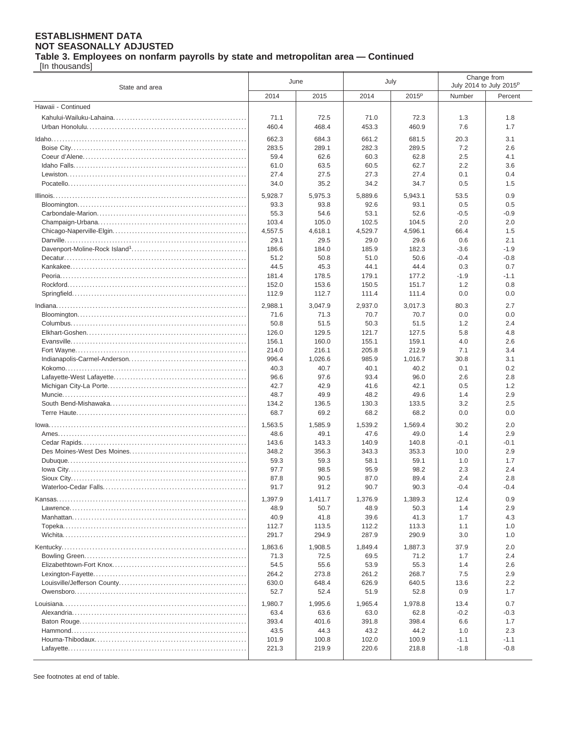**ESTABLISHMENT DATA**
**NOT SEASONALLY ADJUSTED**
**Table 3. Employees on nonfarm payrolls by state and metropolitan area — Continued**
[In thousands]

| State and area | June | | July | | Change from July 2014 to July 2015p | |
|---|---|---|---|---|---|---|
| | 2014 | 2015 | 2014 | 2015p | Number | Percent |
| Hawaii - Continued | | | | | | |
| Kahului-Wailuku-Lahaina | 71.1 | 72.5 | 71.0 | 72.3 | 1.3 | 1.8 |
| Urban Honolulu | 460.4 | 468.4 | 453.3 | 460.9 | 7.6 | 1.7 |
| Idaho | 662.3 | 684.3 | 661.2 | 681.5 | 20.3 | 3.1 |
| Boise City | 283.5 | 289.1 | 282.3 | 289.5 | 7.2 | 2.6 |
| Coeur d'Alene | 59.4 | 62.6 | 60.3 | 62.8 | 2.5 | 4.1 |
| Idaho Falls | 61.0 | 63.5 | 60.5 | 62.7 | 2.2 | 3.6 |
| Lewiston | 27.4 | 27.5 | 27.3 | 27.4 | 0.1 | 0.4 |
| Pocatello | 34.0 | 35.2 | 34.2 | 34.7 | 0.5 | 1.5 |
| Illinois | 5,928.7 | 5,975.3 | 5,889.6 | 5,943.1 | 53.5 | 0.9 |
| Bloomington | 93.3 | 93.8 | 92.6 | 93.1 | 0.5 | 0.5 |
| Carbondale-Marion | 55.3 | 54.6 | 53.1 | 52.6 | -0.5 | -0.9 |
| Champaign-Urbana | 103.4 | 105.0 | 102.5 | 104.5 | 2.0 | 2.0 |
| Chicago-Naperville-Elgin | 4,557.5 | 4,618.1 | 4,529.7 | 4,596.1 | 66.4 | 1.5 |
| Danville | 29.1 | 29.5 | 29.0 | 29.6 | 0.6 | 2.1 |
| Davenport-Moline-Rock Island[1] | 186.6 | 184.0 | 185.9 | 182.3 | -3.6 | -1.9 |
| Decatur | 51.2 | 50.8 | 51.0 | 50.6 | -0.4 | -0.8 |
| Kankakee | 44.5 | 45.3 | 44.1 | 44.4 | 0.3 | 0.7 |
| Peoria | 181.4 | 178.5 | 179.1 | 177.2 | -1.9 | -1.1 |
| Rockford | 152.0 | 153.6 | 150.5 | 151.7 | 1.2 | 0.8 |
| Springfield | 112.9 | 112.7 | 111.4 | 111.4 | 0.0 | 0.0 |
| Indiana | 2,988.1 | 3,047.9 | 2,937.0 | 3,017.3 | 80.3 | 2.7 |
| Bloomington | 71.6 | 71.3 | 70.7 | 70.7 | 0.0 | 0.0 |
| Columbus | 50.8 | 51.5 | 50.3 | 51.5 | 1.2 | 2.4 |
| Elkhart-Goshen | 126.0 | 129.5 | 121.7 | 127.5 | 5.8 | 4.8 |
| Evansville | 156.1 | 160.0 | 155.1 | 159.1 | 4.0 | 2.6 |
| Fort Wayne | 214.0 | 216.1 | 205.8 | 212.9 | 7.1 | 3.4 |
| Indianapolis-Carmel-Anderson | 996.4 | 1,026.6 | 985.9 | 1,016.7 | 30.8 | 3.1 |
| Kokomo | 40.3 | 40.7 | 40.1 | 40.2 | 0.1 | 0.2 |
| Lafayette-West Lafayette | 96.6 | 97.6 | 93.4 | 96.0 | 2.6 | 2.8 |
| Michigan City-La Porte | 42.7 | 42.9 | 41.6 | 42.1 | 0.5 | 1.2 |
| Muncie | 48.7 | 49.9 | 48.2 | 49.6 | 1.4 | 2.9 |
| South Bend-Mishawaka | 134.2 | 136.5 | 130.3 | 133.5 | 3.2 | 2.5 |
| Terre Haute | 68.7 | 69.2 | 68.2 | 68.2 | 0.0 | 0.0 |
| Iowa | 1,563.5 | 1,585.9 | 1,539.2 | 1,569.4 | 30.2 | 2.0 |
| Ames | 48.6 | 49.1 | 47.6 | 49.0 | 1.4 | 2.9 |
| Cedar Rapids | 143.6 | 143.3 | 140.9 | 140.8 | -0.1 | -0.1 |
| Des Moines-West Des Moines | 348.2 | 356.3 | 343.3 | 353.3 | 10.0 | 2.9 |
| Dubuque | 59.3 | 59.3 | 58.1 | 59.1 | 1.0 | 1.7 |
| Iowa City | 97.7 | 98.5 | 95.9 | 98.2 | 2.3 | 2.4 |
| Sioux City | 87.8 | 90.5 | 87.0 | 89.4 | 2.4 | 2.8 |
| Waterloo-Cedar Falls | 91.7 | 91.2 | 90.7 | 90.3 | -0.4 | -0.4 |
| Kansas | 1,397.9 | 1,411.7 | 1,376.9 | 1,389.3 | 12.4 | 0.9 |
| Lawrence | 48.9 | 50.7 | 48.9 | 50.3 | 1.4 | 2.9 |
| Manhattan | 40.9 | 41.8 | 39.6 | 41.3 | 1.7 | 4.3 |
| Topeka | 112.7 | 113.5 | 112.2 | 113.3 | 1.1 | 1.0 |
| Wichita | 291.7 | 294.9 | 287.9 | 290.9 | 3.0 | 1.0 |
| Kentucky | 1,863.6 | 1,908.5 | 1,849.4 | 1,887.3 | 37.9 | 2.0 |
| Bowling Green | 71.3 | 72.5 | 69.5 | 71.2 | 1.7 | 2.4 |
| Elizabethtown-Fort Knox | 54.5 | 55.6 | 53.9 | 55.3 | 1.4 | 2.6 |
| Lexington-Fayette | 264.2 | 273.8 | 261.2 | 268.7 | 7.5 | 2.9 |
| Louisville/Jefferson County | 630.0 | 648.4 | 626.9 | 640.5 | 13.6 | 2.2 |
| Owensboro | 52.7 | 52.4 | 51.9 | 52.8 | 0.9 | 1.7 |
| Louisiana | 1,980.7 | 1,995.6 | 1,965.4 | 1,978.8 | 13.4 | 0.7 |
| Alexandria | 63.4 | 63.6 | 63.0 | 62.8 | -0.2 | -0.3 |
| Baton Rouge | 393.4 | 401.6 | 391.8 | 398.4 | 6.6 | 1.7 |
| Hammond | 43.5 | 44.3 | 43.2 | 44.2 | 1.0 | 2.3 |
| Houma-Thibodaux | 101.9 | 100.8 | 102.0 | 100.9 | -1.1 | -1.1 |
| Lafayette | 221.3 | 219.9 | 220.6 | 218.8 | -1.8 | -0.8 |

See footnotes at end of table.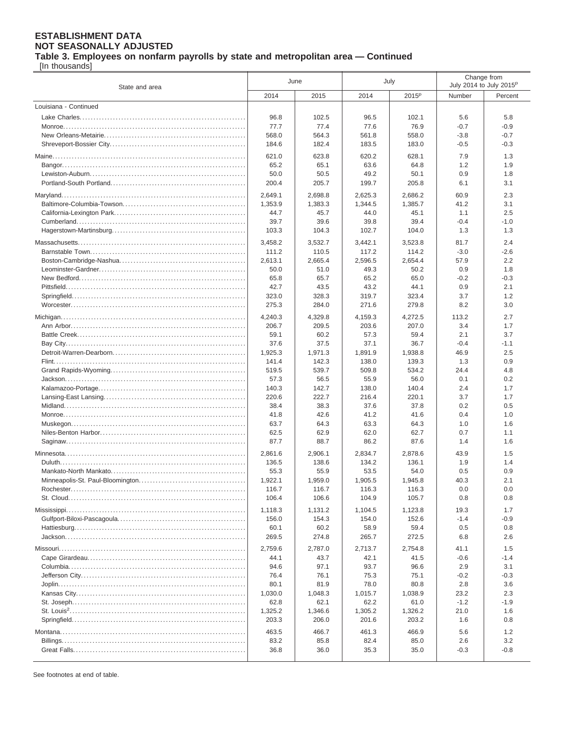**ESTABLISHMENT DATA**
**NOT SEASONALLY ADJUSTED**
**Table 3. Employees on nonfarm payrolls by state and metropolitan area — Continued**
[In thousands]

| State and area | June | | July | | Change from July 2014 to July 2015p | |
|---|---|---|---|---|---|---|
| | 2014 | 2015 | 2014 | 2015p | Number | Percent |
| Louisiana - Continued | | | | | | |
| Lake Charles | 96.8 | 102.5 | 96.5 | 102.1 | 5.6 | 5.8 |
| Monroe | 77.7 | 77.4 | 77.6 | 76.9 | -0.7 | -0.9 |
| New Orleans-Metairie | 568.0 | 564.3 | 561.8 | 558.0 | -3.8 | -0.7 |
| Shreveport-Bossier City | 184.6 | 182.4 | 183.5 | 183.0 | -0.5 | -0.3 |
| Maine | 621.0 | 623.8 | 620.2 | 628.1 | 7.9 | 1.3 |
| Bangor | 65.2 | 65.1 | 63.6 | 64.8 | 1.2 | 1.9 |
| Lewiston-Auburn | 50.0 | 50.5 | 49.2 | 50.1 | 0.9 | 1.8 |
| Portland-South Portland | 200.4 | 205.7 | 199.7 | 205.8 | 6.1 | 3.1 |
| Maryland | 2,649.1 | 2,698.8 | 2,625.3 | 2,686.2 | 60.9 | 2.3 |
| Baltimore-Columbia-Towson | 1,353.9 | 1,383.3 | 1,344.5 | 1,385.7 | 41.2 | 3.1 |
| California-Lexington Park | 44.7 | 45.7 | 44.0 | 45.1 | 1.1 | 2.5 |
| Cumberland | 39.7 | 39.6 | 39.8 | 39.4 | -0.4 | -1.0 |
| Hagerstown-Martinsburg | 103.3 | 104.3 | 102.7 | 104.0 | 1.3 | 1.3 |
| Massachusetts | 3,458.2 | 3,532.7 | 3,442.1 | 3,523.8 | 81.7 | 2.4 |
| Barnstable Town | 111.2 | 110.5 | 117.2 | 114.2 | -3.0 | -2.6 |
| Boston-Cambridge-Nashua | 2,613.1 | 2,665.4 | 2,596.5 | 2,654.4 | 57.9 | 2.2 |
| Leominster-Gardner | 50.0 | 51.0 | 49.3 | 50.2 | 0.9 | 1.8 |
| New Bedford | 65.8 | 65.7 | 65.2 | 65.0 | -0.2 | -0.3 |
| Pittsfield | 42.7 | 43.5 | 43.2 | 44.1 | 0.9 | 2.1 |
| Springfield | 323.0 | 328.3 | 319.7 | 323.4 | 3.7 | 1.2 |
| Worcester | 275.3 | 284.0 | 271.6 | 279.8 | 8.2 | 3.0 |
| Michigan | 4,240.3 | 4,329.8 | 4,159.3 | 4,272.5 | 113.2 | 2.7 |
| Ann Arbor | 206.7 | 209.5 | 203.6 | 207.0 | 3.4 | 1.7 |
| Battle Creek | 59.1 | 60.2 | 57.3 | 59.4 | 2.1 | 3.7 |
| Bay City | 37.6 | 37.5 | 37.1 | 36.7 | -0.4 | -1.1 |
| Detroit-Warren-Dearborn | 1,925.3 | 1,971.3 | 1,891.9 | 1,938.8 | 46.9 | 2.5 |
| Flint | 141.4 | 142.3 | 138.0 | 139.3 | 1.3 | 0.9 |
| Grand Rapids-Wyoming | 519.5 | 539.7 | 509.8 | 534.2 | 24.4 | 4.8 |
| Jackson | 57.3 | 56.5 | 55.9 | 56.0 | 0.1 | 0.2 |
| Kalamazoo-Portage | 140.3 | 142.7 | 138.0 | 140.4 | 2.4 | 1.7 |
| Lansing-East Lansing | 220.6 | 222.7 | 216.4 | 220.1 | 3.7 | 1.7 |
| Midland | 38.4 | 38.3 | 37.6 | 37.8 | 0.2 | 0.5 |
| Monroe | 41.8 | 42.6 | 41.2 | 41.6 | 0.4 | 1.0 |
| Muskegon | 63.7 | 64.3 | 63.3 | 64.3 | 1.0 | 1.6 |
| Niles-Benton Harbor | 62.5 | 62.9 | 62.0 | 62.7 | 0.7 | 1.1 |
| Saginaw | 87.7 | 88.7 | 86.2 | 87.6 | 1.4 | 1.6 |
| Minnesota | 2,861.6 | 2,906.1 | 2,834.7 | 2,878.6 | 43.9 | 1.5 |
| Duluth | 136.5 | 138.6 | 134.2 | 136.1 | 1.9 | 1.4 |
| Mankato-North Mankato | 55.3 | 55.9 | 53.5 | 54.0 | 0.5 | 0.9 |
| Minneapolis-St. Paul-Bloomington | 1,922.1 | 1,959.0 | 1,905.5 | 1,945.8 | 40.3 | 2.1 |
| Rochester | 116.7 | 116.7 | 116.3 | 116.3 | 0.0 | 0.0 |
| St. Cloud | 106.4 | 106.6 | 104.9 | 105.7 | 0.8 | 0.8 |
| Mississippi | 1,118.3 | 1,131.2 | 1,104.5 | 1,123.8 | 19.3 | 1.7 |
| Gulfport-Biloxi-Pascagoula | 156.0 | 154.3 | 154.0 | 152.6 | -1.4 | -0.9 |
| Hattiesburg | 60.1 | 60.2 | 58.9 | 59.4 | 0.5 | 0.8 |
| Jackson | 269.5 | 274.8 | 265.7 | 272.5 | 6.8 | 2.6 |
| Missouri | 2,759.6 | 2,787.0 | 2,713.7 | 2,754.8 | 41.1 | 1.5 |
| Cape Girardeau | 44.1 | 43.7 | 42.1 | 41.5 | -0.6 | -1.4 |
| Columbia | 94.6 | 97.1 | 93.7 | 96.6 | 2.9 | 3.1 |
| Jefferson City | 76.4 | 76.1 | 75.3 | 75.1 | -0.2 | -0.3 |
| Joplin | 80.1 | 81.9 | 78.0 | 80.8 | 2.8 | 3.6 |
| Kansas City | 1,030.0 | 1,048.3 | 1,015.7 | 1,038.9 | 23.2 | 2.3 |
| St. Joseph | 62.8 | 62.1 | 62.2 | 61.0 | -1.2 | -1.9 |
| St. Louis[2] | 1,325.2 | 1,346.6 | 1,305.2 | 1,326.2 | 21.0 | 1.6 |
| Springfield | 203.3 | 206.0 | 201.6 | 203.2 | 1.6 | 0.8 |
| Montana | 463.5 | 466.7 | 461.3 | 466.9 | 5.6 | 1.2 |
| Billings | 83.2 | 85.8 | 82.4 | 85.0 | 2.6 | 3.2 |
| Great Falls | 36.8 | 36.0 | 35.3 | 35.0 | -0.3 | -0.8 |

See footnotes at end of table.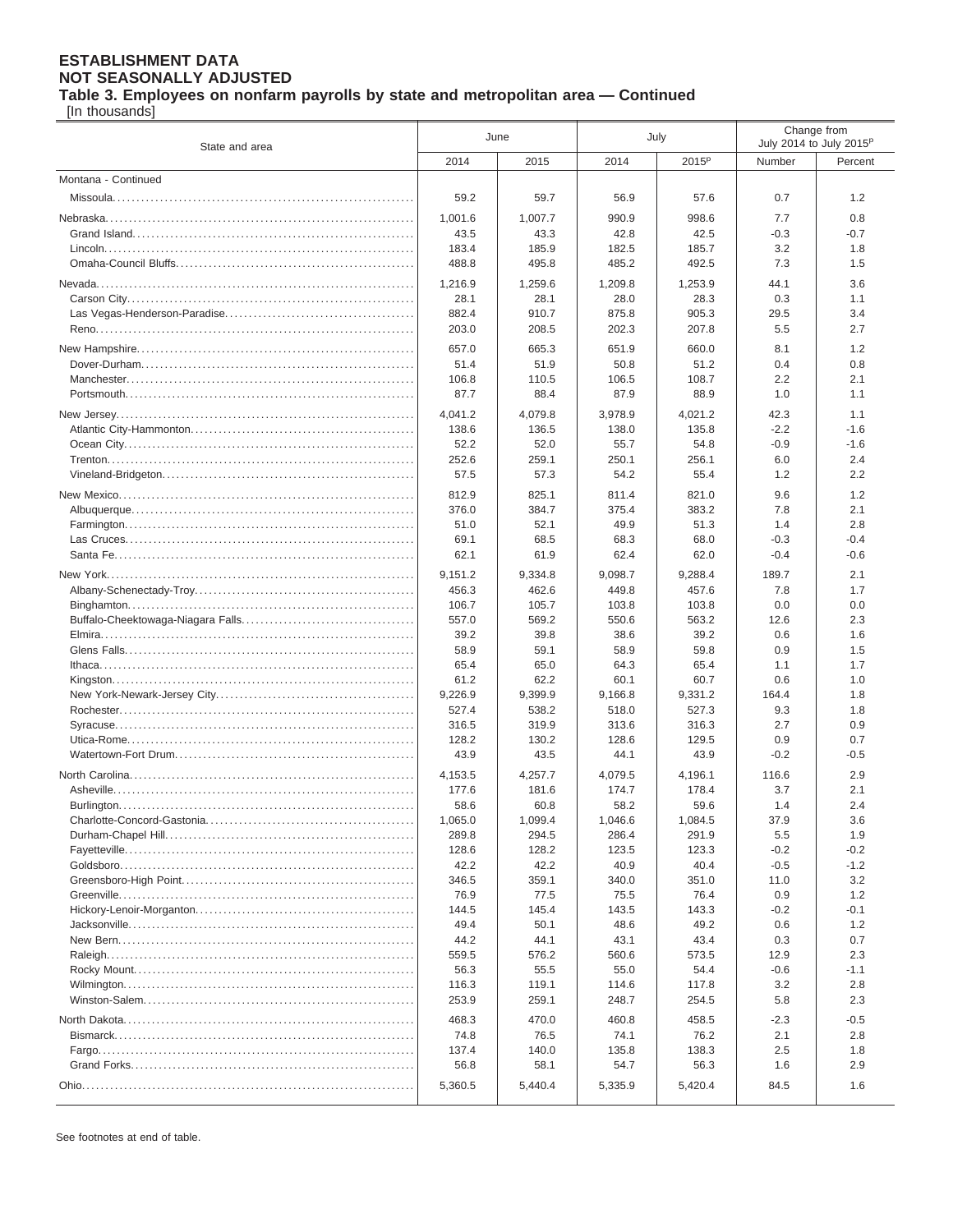**ESTABLISHMENT DATA**
**NOT SEASONALLY ADJUSTED**
**Table 3. Employees on nonfarm payrolls by state and metropolitan area — Continued**
[In thousands]

| State and area | June | | July | | Change from July 2014 to July 2015[p] | |
|---|---|---|---|---|---|---|
| | 2014 | 2015 | 2014 | 2015[p] | Number | Percent |
| Montana - Continued | | | | | | |
| Missoula | 59.2 | 59.7 | 56.9 | 57.6 | 0.7 | 1.2 |
| Nebraska | 1,001.6 | 1,007.7 | 990.9 | 998.6 | 7.7 | 0.8 |
| Grand Island | 43.5 | 43.3 | 42.8 | 42.5 | -0.3 | -0.7 |
| Lincoln | 183.4 | 185.9 | 182.5 | 185.7 | 3.2 | 1.8 |
| Omaha-Council Bluffs | 488.8 | 495.8 | 485.2 | 492.5 | 7.3 | 1.5 |
| Nevada | 1,216.9 | 1,259.6 | 1,209.8 | 1,253.9 | 44.1 | 3.6 |
| Carson City | 28.1 | 28.1 | 28.0 | 28.3 | 0.3 | 1.1 |
| Las Vegas-Henderson-Paradise | 882.4 | 910.7 | 875.8 | 905.3 | 29.5 | 3.4 |
| Reno | 203.0 | 208.5 | 202.3 | 207.8 | 5.5 | 2.7 |
| New Hampshire | 657.0 | 665.3 | 651.9 | 660.0 | 8.1 | 1.2 |
| Dover-Durham | 51.4 | 51.9 | 50.8 | 51.2 | 0.4 | 0.8 |
| Manchester | 106.8 | 110.5 | 106.5 | 108.7 | 2.2 | 2.1 |
| Portsmouth | 87.7 | 88.4 | 87.9 | 88.9 | 1.0 | 1.1 |
| New Jersey | 4,041.2 | 4,079.8 | 3,978.9 | 4,021.2 | 42.3 | 1.1 |
| Atlantic City-Hammonton | 138.6 | 136.5 | 138.0 | 135.8 | -2.2 | -1.6 |
| Ocean City | 52.2 | 52.0 | 55.7 | 54.8 | -0.9 | -1.6 |
| Trenton | 252.6 | 259.1 | 250.1 | 256.1 | 6.0 | 2.4 |
| Vineland-Bridgeton | 57.5 | 57.3 | 54.2 | 55.4 | 1.2 | 2.2 |
| New Mexico | 812.9 | 825.1 | 811.4 | 821.0 | 9.6 | 1.2 |
| Albuquerque | 376.0 | 384.7 | 375.4 | 383.2 | 7.8 | 2.1 |
| Farmington | 51.0 | 52.1 | 49.9 | 51.3 | 1.4 | 2.8 |
| Las Cruces | 69.1 | 68.5 | 68.3 | 68.0 | -0.3 | -0.4 |
| Santa Fe | 62.1 | 61.9 | 62.4 | 62.0 | -0.4 | -0.6 |
| New York | 9,151.2 | 9,334.8 | 9,098.7 | 9,288.4 | 189.7 | 2.1 |
| Albany-Schenectady-Troy | 456.3 | 462.6 | 449.8 | 457.6 | 7.8 | 1.7 |
| Binghamton | 106.7 | 105.7 | 103.8 | 103.8 | 0.0 | 0.0 |
| Buffalo-Cheektowaga-Niagara Falls | 557.0 | 569.2 | 550.6 | 563.2 | 12.6 | 2.3 |
| Elmira | 39.2 | 39.8 | 38.6 | 39.2 | 0.6 | 1.6 |
| Glens Falls | 58.9 | 59.1 | 58.9 | 59.8 | 0.9 | 1.5 |
| Ithaca | 65.4 | 65.0 | 64.3 | 65.4 | 1.1 | 1.7 |
| Kingston | 61.2 | 62.2 | 60.1 | 60.7 | 0.6 | 1.0 |
| New York-Newark-Jersey City | 9,226.9 | 9,399.9 | 9,166.8 | 9,331.2 | 164.4 | 1.8 |
| Rochester | 527.4 | 538.2 | 518.0 | 527.3 | 9.3 | 1.8 |
| Syracuse | 316.5 | 319.9 | 313.6 | 316.3 | 2.7 | 0.9 |
| Utica-Rome | 128.2 | 130.2 | 128.6 | 129.5 | 0.9 | 0.7 |
| Watertown-Fort Drum | 43.9 | 43.5 | 44.1 | 43.9 | -0.2 | -0.5 |
| North Carolina | 4,153.5 | 4,257.7 | 4,079.5 | 4,196.1 | 116.6 | 2.9 |
| Asheville | 177.6 | 181.6 | 174.7 | 178.4 | 3.7 | 2.1 |
| Burlington | 58.6 | 60.8 | 58.2 | 59.6 | 1.4 | 2.4 |
| Charlotte-Concord-Gastonia | 1,065.0 | 1,099.4 | 1,046.6 | 1,084.5 | 37.9 | 3.6 |
| Durham-Chapel Hill | 289.8 | 294.5 | 286.4 | 291.9 | 5.5 | 1.9 |
| Fayetteville | 128.6 | 128.2 | 123.5 | 123.3 | -0.2 | -0.2 |
| Goldsboro | 42.2 | 42.2 | 40.9 | 40.4 | -0.5 | -1.2 |
| Greensboro-High Point | 346.5 | 359.1 | 340.0 | 351.0 | 11.0 | 3.2 |
| Greenville | 76.9 | 77.5 | 75.5 | 76.4 | 0.9 | 1.2 |
| Hickory-Lenoir-Morganton | 144.5 | 145.4 | 143.5 | 143.3 | -0.2 | -0.1 |
| Jacksonville | 49.4 | 50.1 | 48.6 | 49.2 | 0.6 | 1.2 |
| New Bern | 44.2 | 44.1 | 43.1 | 43.4 | 0.3 | 0.7 |
| Raleigh | 559.5 | 576.2 | 560.6 | 573.5 | 12.9 | 2.3 |
| Rocky Mount | 56.3 | 55.5 | 55.0 | 54.4 | -0.6 | -1.1 |
| Wilmington | 116.3 | 119.1 | 114.6 | 117.8 | 3.2 | 2.8 |
| Winston-Salem | 253.9 | 259.1 | 248.7 | 254.5 | 5.8 | 2.3 |
| North Dakota | 468.3 | 470.0 | 460.8 | 458.5 | -2.3 | -0.5 |
| Bismarck | 74.8 | 76.5 | 74.1 | 76.2 | 2.1 | 2.8 |
| Fargo | 137.4 | 140.0 | 135.8 | 138.3 | 2.5 | 1.8 |
| Grand Forks | 56.8 | 58.1 | 54.7 | 56.3 | 1.6 | 2.9 |
| Ohio | 5,360.5 | 5,440.4 | 5,335.9 | 5,420.4 | 84.5 | 1.6 |

See footnotes at end of table.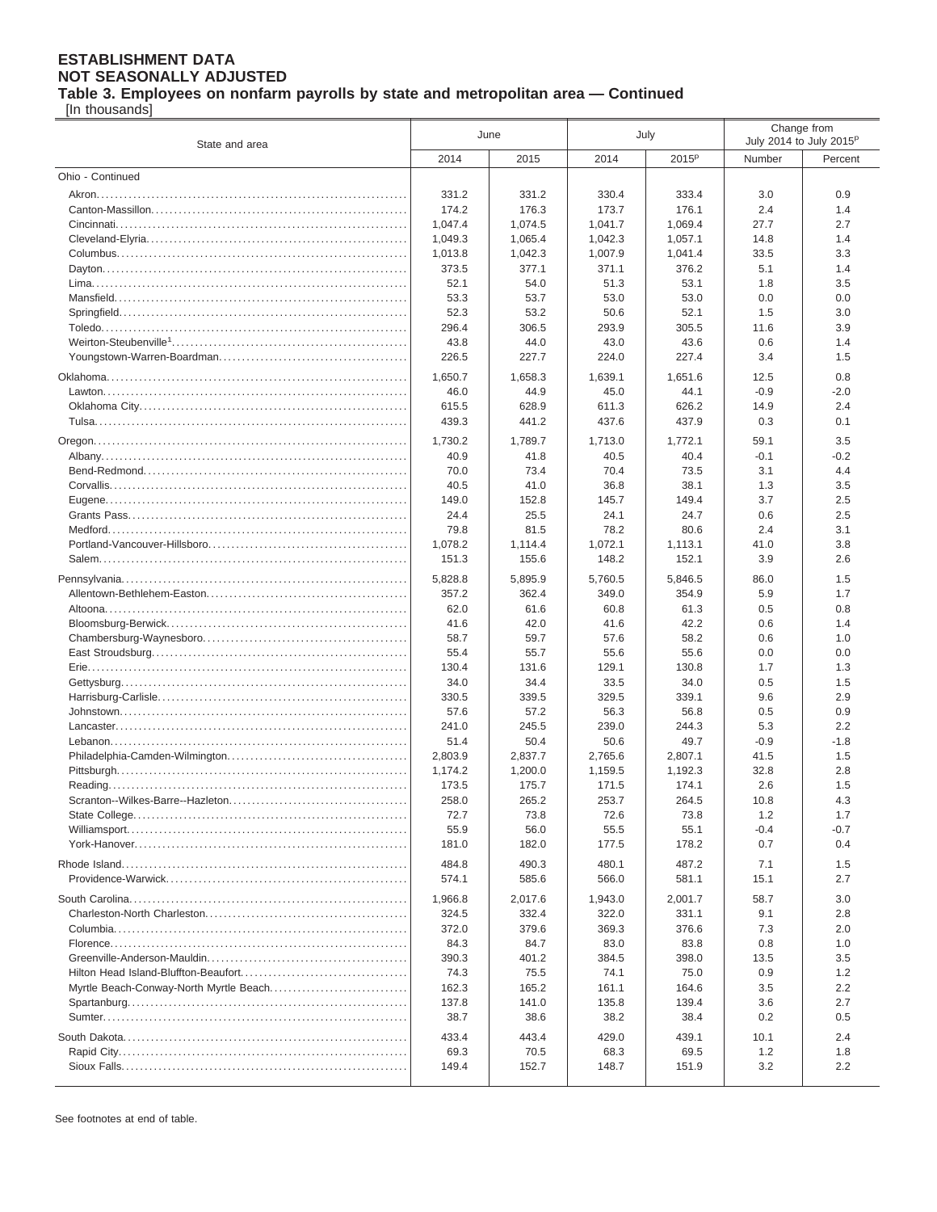**ESTABLISHMENT DATA**
**NOT SEASONALLY ADJUSTED**
**Table 3. Employees on nonfarm payrolls by state and metropolitan area — Continued**
[In thousands]

| State and area | June | | July | | Change from July 2014 to July 2015[p] | |
|---|---|---|---|---|---|---|
| | 2014 | 2015 | 2014 | 2015[p] | Number | Percent |
| Ohio - Continued | | | | | | |
| Akron | 331.2 | 331.2 | 330.4 | 333.4 | 3.0 | 0.9 |
| Canton-Massillon | 174.2 | 176.3 | 173.7 | 176.1 | 2.4 | 1.4 |
| Cincinnati | 1,047.4 | 1,074.5 | 1,041.7 | 1,069.4 | 27.7 | 2.7 |
| Cleveland-Elyria | 1,049.3 | 1,065.4 | 1,042.3 | 1,057.1 | 14.8 | 1.4 |
| Columbus | 1,013.8 | 1,042.3 | 1,007.9 | 1,041.4 | 33.5 | 3.3 |
| Dayton | 373.5 | 377.1 | 371.1 | 376.2 | 5.1 | 1.4 |
| Lima | 52.1 | 54.0 | 51.3 | 53.1 | 1.8 | 3.5 |
| Mansfield | 53.3 | 53.7 | 53.0 | 53.0 | 0.0 | 0.0 |
| Springfield | 52.3 | 53.2 | 50.6 | 52.1 | 1.5 | 3.0 |
| Toledo | 296.4 | 306.5 | 293.9 | 305.5 | 11.6 | 3.9 |
| Weirton-Steubenville[1] | 43.8 | 44.0 | 43.0 | 43.6 | 0.6 | 1.4 |
| Youngstown-Warren-Boardman | 226.5 | 227.7 | 224.0 | 227.4 | 3.4 | 1.5 |
| Oklahoma | 1,650.7 | 1,658.3 | 1,639.1 | 1,651.6 | 12.5 | 0.8 |
| Lawton | 46.0 | 44.9 | 45.0 | 44.1 | -0.9 | -2.0 |
| Oklahoma City | 615.5 | 628.9 | 611.3 | 626.2 | 14.9 | 2.4 |
| Tulsa | 439.3 | 441.2 | 437.6 | 437.9 | 0.3 | 0.1 |
| Oregon | 1,730.2 | 1,789.7 | 1,713.0 | 1,772.1 | 59.1 | 3.5 |
| Albany | 40.9 | 41.8 | 40.5 | 40.4 | -0.1 | -0.2 |
| Bend-Redmond | 70.0 | 73.4 | 70.4 | 73.5 | 3.1 | 4.4 |
| Corvallis | 40.5 | 41.0 | 36.8 | 38.1 | 1.3 | 3.5 |
| Eugene | 149.0 | 152.8 | 145.7 | 149.4 | 3.7 | 2.5 |
| Grants Pass | 24.4 | 25.5 | 24.1 | 24.7 | 0.6 | 2.5 |
| Medford | 79.8 | 81.5 | 78.2 | 80.6 | 2.4 | 3.1 |
| Portland-Vancouver-Hillsboro | 1,078.2 | 1,114.4 | 1,072.1 | 1,113.1 | 41.0 | 3.8 |
| Salem | 151.3 | 155.6 | 148.2 | 152.1 | 3.9 | 2.6 |
| Pennsylvania | 5,828.8 | 5,895.9 | 5,760.5 | 5,846.5 | 86.0 | 1.5 |
| Allentown-Bethlehem-Easton | 357.2 | 362.4 | 349.0 | 354.9 | 5.9 | 1.7 |
| Altoona | 62.0 | 61.6 | 60.8 | 61.3 | 0.5 | 0.8 |
| Bloomsburg-Berwick | 41.6 | 42.0 | 41.6 | 42.2 | 0.6 | 1.4 |
| Chambersburg-Waynesboro | 58.7 | 59.7 | 57.6 | 58.2 | 0.6 | 1.0 |
| East Stroudsburg | 55.4 | 55.7 | 55.6 | 55.6 | 0.0 | 0.0 |
| Erie | 130.4 | 131.6 | 129.1 | 130.8 | 1.7 | 1.3 |
| Gettysburg | 34.0 | 34.4 | 33.5 | 34.0 | 0.5 | 1.5 |
| Harrisburg-Carlisle | 330.5 | 339.5 | 329.5 | 339.1 | 9.6 | 2.9 |
| Johnstown | 57.6 | 57.2 | 56.3 | 56.8 | 0.5 | 0.9 |
| Lancaster | 241.0 | 245.5 | 239.0 | 244.3 | 5.3 | 2.2 |
| Lebanon | 51.4 | 50.4 | 50.6 | 49.7 | -0.9 | -1.8 |
| Philadelphia-Camden-Wilmington | 2,803.9 | 2,837.7 | 2,765.6 | 2,807.1 | 41.5 | 1.5 |
| Pittsburgh | 1,174.2 | 1,200.0 | 1,159.5 | 1,192.3 | 32.8 | 2.8 |
| Reading | 173.5 | 175.7 | 171.5 | 174.1 | 2.6 | 1.5 |
| Scranton--Wilkes-Barre--Hazleton | 258.0 | 265.2 | 253.7 | 264.5 | 10.8 | 4.3 |
| State College | 72.7 | 73.8 | 72.6 | 73.8 | 1.2 | 1.7 |
| Williamsport | 55.9 | 56.0 | 55.5 | 55.1 | -0.4 | -0.7 |
| York-Hanover | 181.0 | 182.0 | 177.5 | 178.2 | 0.7 | 0.4 |
| Rhode Island | 484.8 | 490.3 | 480.1 | 487.2 | 7.1 | 1.5 |
| Providence-Warwick | 574.1 | 585.6 | 566.0 | 581.1 | 15.1 | 2.7 |
| South Carolina | 1,966.8 | 2,017.6 | 1,943.0 | 2,001.7 | 58.7 | 3.0 |
| Charleston-North Charleston | 324.5 | 332.4 | 322.0 | 331.1 | 9.1 | 2.8 |
| Columbia | 372.0 | 379.6 | 369.3 | 376.6 | 7.3 | 2.0 |
| Florence | 84.3 | 84.7 | 83.0 | 83.8 | 0.8 | 1.0 |
| Greenville-Anderson-Mauldin | 390.3 | 401.2 | 384.5 | 398.0 | 13.5 | 3.5 |
| Hilton Head Island-Bluffton-Beaufort | 74.3 | 75.5 | 74.1 | 75.0 | 0.9 | 1.2 |
| Myrtle Beach-Conway-North Myrtle Beach | 162.3 | 165.2 | 161.1 | 164.6 | 3.5 | 2.2 |
| Spartanburg | 137.8 | 141.0 | 135.8 | 139.4 | 3.6 | 2.7 |
| Sumter | 38.7 | 38.6 | 38.2 | 38.4 | 0.2 | 0.5 |
| South Dakota | 433.4 | 443.4 | 429.0 | 439.1 | 10.1 | 2.4 |
| Rapid City | 69.3 | 70.5 | 68.3 | 69.5 | 1.2 | 1.8 |
| Sioux Falls | 149.4 | 152.7 | 148.7 | 151.9 | 3.2 | 2.2 |

See footnotes at end of table.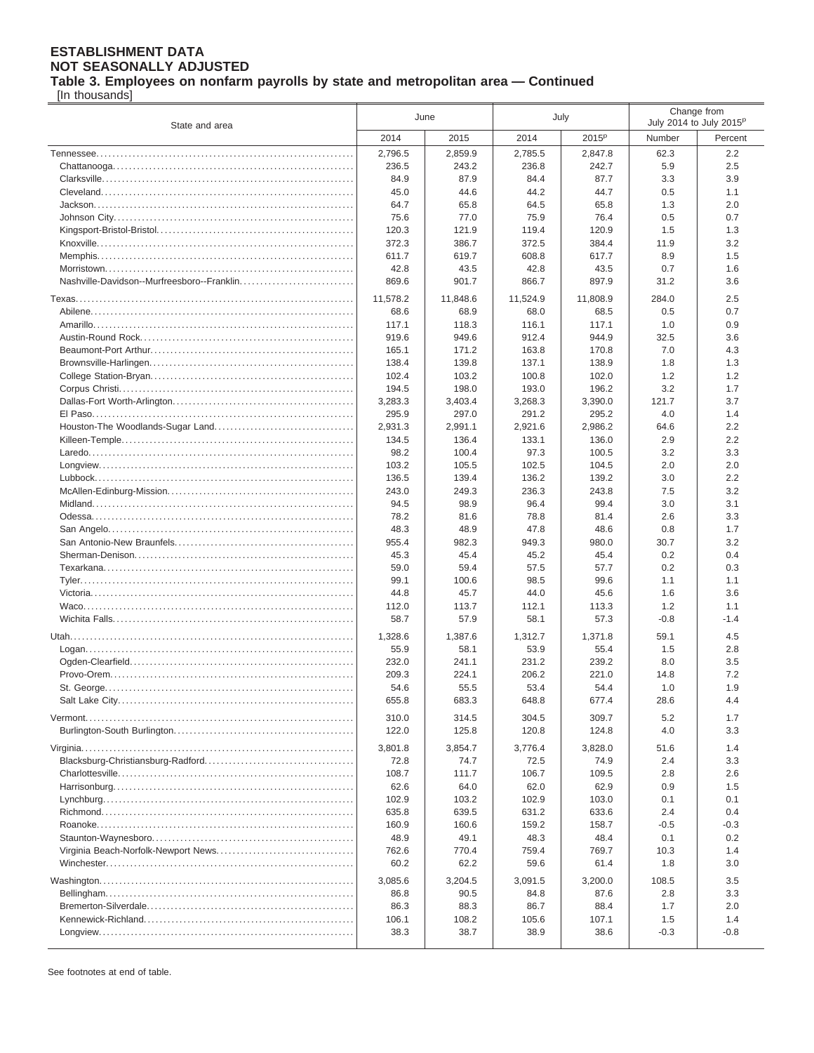**ESTABLISHMENT DATA**
**NOT SEASONALLY ADJUSTED**
**Table 3. Employees on nonfarm payrolls by state and metropolitan area — Continued**
[In thousands]

| State and area | June | | July | | Change from July 2014 to July 2015[p] | |
|---|---|---|---|---|---|---|
| | 2014 | 2015 | 2014 | 2015[p] | Number | Percent |
| Tennessee | 2,796.5 | 2,859.9 | 2,785.5 | 2,847.8 | 62.3 | 2.2 |
| Chattanooga | 236.5 | 243.2 | 236.8 | 242.7 | 5.9 | 2.5 |
| Clarksville | 84.9 | 87.9 | 84.4 | 87.7 | 3.3 | 3.9 |
| Cleveland | 45.0 | 44.6 | 44.2 | 44.7 | 0.5 | 1.1 |
| Jackson | 64.7 | 65.8 | 64.5 | 65.8 | 1.3 | 2.0 |
| Johnson City | 75.6 | 77.0 | 75.9 | 76.4 | 0.5 | 0.7 |
| Kingsport-Bristol-Bristol | 120.3 | 121.9 | 119.4 | 120.9 | 1.5 | 1.3 |
| Knoxville | 372.3 | 386.7 | 372.5 | 384.4 | 11.9 | 3.2 |
| Memphis | 611.7 | 619.7 | 608.8 | 617.7 | 8.9 | 1.5 |
| Morristown | 42.8 | 43.5 | 42.8 | 43.5 | 0.7 | 1.6 |
| Nashville-Davidson--Murfreesboro--Franklin | 869.6 | 901.7 | 866.7 | 897.9 | 31.2 | 3.6 |
| Texas | 11,578.2 | 11,848.6 | 11,524.9 | 11,808.9 | 284.0 | 2.5 |
| Abilene | 68.6 | 68.9 | 68.0 | 68.5 | 0.5 | 0.7 |
| Amarillo | 117.1 | 118.3 | 116.1 | 117.1 | 1.0 | 0.9 |
| Austin-Round Rock | 919.6 | 949.6 | 912.4 | 944.9 | 32.5 | 3.6 |
| Beaumont-Port Arthur | 165.1 | 171.2 | 163.8 | 170.8 | 7.0 | 4.3 |
| Brownsville-Harlingen | 138.4 | 139.8 | 137.1 | 138.9 | 1.8 | 1.3 |
| College Station-Bryan | 102.4 | 103.2 | 100.8 | 102.0 | 1.2 | 1.2 |
| Corpus Christi | 194.5 | 198.0 | 193.0 | 196.2 | 3.2 | 1.7 |
| Dallas-Fort Worth-Arlington | 3,283.3 | 3,403.4 | 3,268.3 | 3,390.0 | 121.7 | 3.7 |
| El Paso | 295.9 | 297.0 | 291.2 | 295.2 | 4.0 | 1.4 |
| Houston-The Woodlands-Sugar Land | 2,931.3 | 2,991.1 | 2,921.6 | 2,986.2 | 64.6 | 2.2 |
| Killeen-Temple | 134.5 | 136.4 | 133.1 | 136.0 | 2.9 | 2.2 |
| Laredo | 98.2 | 100.4 | 97.3 | 100.5 | 3.2 | 3.3 |
| Longview | 103.2 | 105.5 | 102.5 | 104.5 | 2.0 | 2.0 |
| Lubbock | 136.5 | 139.4 | 136.2 | 139.2 | 3.0 | 2.2 |
| McAllen-Edinburg-Mission | 243.0 | 249.3 | 236.3 | 243.8 | 7.5 | 3.2 |
| Midland | 94.5 | 98.9 | 96.4 | 99.4 | 3.0 | 3.1 |
| Odessa | 78.2 | 81.6 | 78.8 | 81.4 | 2.6 | 3.3 |
| San Angelo | 48.3 | 48.9 | 47.8 | 48.6 | 0.8 | 1.7 |
| San Antonio-New Braunfels | 955.4 | 982.3 | 949.3 | 980.0 | 30.7 | 3.2 |
| Sherman-Denison | 45.3 | 45.4 | 45.2 | 45.4 | 0.2 | 0.4 |
| Texarkana | 59.0 | 59.4 | 57.5 | 57.7 | 0.2 | 0.3 |
| Tyler | 99.1 | 100.6 | 98.5 | 99.6 | 1.1 | 1.1 |
| Victoria | 44.8 | 45.7 | 44.0 | 45.6 | 1.6 | 3.6 |
| Waco | 112.0 | 113.7 | 112.1 | 113.3 | 1.2 | 1.1 |
| Wichita Falls | 58.7 | 57.9 | 58.1 | 57.3 | -0.8 | -1.4 |
| Utah | 1,328.6 | 1,387.6 | 1,312.7 | 1,371.8 | 59.1 | 4.5 |
| Logan | 55.9 | 58.1 | 53.9 | 55.4 | 1.5 | 2.8 |
| Ogden-Clearfield | 232.0 | 241.1 | 231.2 | 239.2 | 8.0 | 3.5 |
| Provo-Orem | 209.3 | 224.1 | 206.2 | 221.0 | 14.8 | 7.2 |
| St. George | 54.6 | 55.5 | 53.4 | 54.4 | 1.0 | 1.9 |
| Salt Lake City | 655.8 | 683.3 | 648.8 | 677.4 | 28.6 | 4.4 |
| Vermont | 310.0 | 314.5 | 304.5 | 309.7 | 5.2 | 1.7 |
| Burlington-South Burlington | 122.0 | 125.8 | 120.8 | 124.8 | 4.0 | 3.3 |
| Virginia | 3,801.8 | 3,854.7 | 3,776.4 | 3,828.0 | 51.6 | 1.4 |
| Blacksburg-Christiansburg-Radford | 72.8 | 74.7 | 72.5 | 74.9 | 2.4 | 3.3 |
| Charlottesville | 108.7 | 111.7 | 106.7 | 109.5 | 2.8 | 2.6 |
| Harrisonburg | 62.6 | 64.0 | 62.0 | 62.9 | 0.9 | 1.5 |
| Lynchburg | 102.9 | 103.2 | 102.9 | 103.0 | 0.1 | 0.1 |
| Richmond | 635.8 | 639.5 | 631.2 | 633.6 | 2.4 | 0.4 |
| Roanoke | 160.9 | 160.6 | 159.2 | 158.7 | -0.5 | -0.3 |
| Staunton-Waynesboro | 48.9 | 49.1 | 48.3 | 48.4 | 0.1 | 0.2 |
| Virginia Beach-Norfolk-Newport News | 762.6 | 770.4 | 759.4 | 769.7 | 10.3 | 1.4 |
| Winchester | 60.2 | 62.2 | 59.6 | 61.4 | 1.8 | 3.0 |
| Washington | 3,085.6 | 3,204.5 | 3,091.5 | 3,200.0 | 108.5 | 3.5 |
| Bellingham | 86.8 | 90.5 | 84.8 | 87.6 | 2.8 | 3.3 |
| Bremerton-Silverdale | 86.3 | 88.3 | 86.7 | 88.4 | 1.7 | 2.0 |
| Kennewick-Richland | 106.1 | 108.2 | 105.6 | 107.1 | 1.5 | 1.4 |
| Longview | 38.3 | 38.7 | 38.9 | 38.6 | -0.3 | -0.8 |

See footnotes at end of table.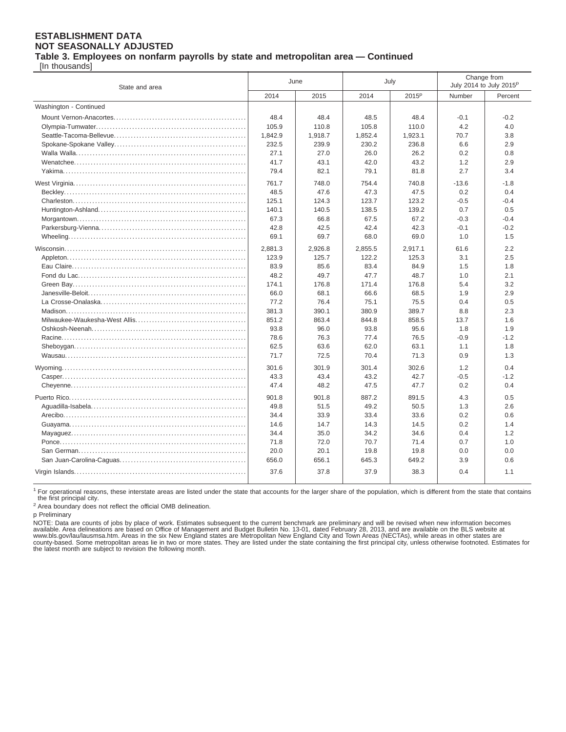**ESTABLISHMENT DATA**
**NOT SEASONALLY ADJUSTED**
**Table 3. Employees on nonfarm payrolls by state and metropolitan area — Continued**
[In thousands]

| State and area | June | | July | | Change from July 2014 to July 2015p | |
|---|---|---|---|---|---|---|
| | 2014 | 2015 | 2014 | 2015p | Number | Percent |
| Washington - Continued | | | | | | |
| Mount Vernon-Anacortes | 48.4 | 48.4 | 48.5 | 48.4 | -0.1 | -0.2 |
| Olympia-Tumwater | 105.9 | 110.8 | 105.8 | 110.0 | 4.2 | 4.0 |
| Seattle-Tacoma-Bellevue | 1,842.9 | 1,918.7 | 1,852.4 | 1,923.1 | 70.7 | 3.8 |
| Spokane-Spokane Valley | 232.5 | 239.9 | 230.2 | 236.8 | 6.6 | 2.9 |
| Walla Walla | 27.1 | 27.0 | 26.0 | 26.2 | 0.2 | 0.8 |
| Wenatchee | 41.7 | 43.1 | 42.0 | 43.2 | 1.2 | 2.9 |
| Yakima | 79.4 | 82.1 | 79.1 | 81.8 | 2.7 | 3.4 |
| West Virginia | 761.7 | 748.0 | 754.4 | 740.8 | -13.6 | -1.8 |
| Beckley | 48.5 | 47.6 | 47.3 | 47.5 | 0.2 | 0.4 |
| Charleston | 125.1 | 124.3 | 123.7 | 123.2 | -0.5 | -0.4 |
| Huntington-Ashland | 140.1 | 140.5 | 138.5 | 139.2 | 0.7 | 0.5 |
| Morgantown | 67.3 | 66.8 | 67.5 | 67.2 | -0.3 | -0.4 |
| Parkersburg-Vienna | 42.8 | 42.5 | 42.4 | 42.3 | -0.1 | -0.2 |
| Wheeling | 69.1 | 69.7 | 68.0 | 69.0 | 1.0 | 1.5 |
| Wisconsin | 2,881.3 | 2,926.8 | 2,855.5 | 2,917.1 | 61.6 | 2.2 |
| Appleton | 123.9 | 125.7 | 122.2 | 125.3 | 3.1 | 2.5 |
| Eau Claire | 83.9 | 85.6 | 83.4 | 84.9 | 1.5 | 1.8 |
| Fond du Lac | 48.2 | 49.7 | 47.7 | 48.7 | 1.0 | 2.1 |
| Green Bay | 174.1 | 176.8 | 171.4 | 176.8 | 5.4 | 3.2 |
| Janesville-Beloit | 66.0 | 68.1 | 66.6 | 68.5 | 1.9 | 2.9 |
| La Crosse-Onalaska | 77.2 | 76.4 | 75.1 | 75.5 | 0.4 | 0.5 |
| Madison | 381.3 | 390.1 | 380.9 | 389.7 | 8.8 | 2.3 |
| Milwaukee-Waukesha-West Allis | 851.2 | 863.4 | 844.8 | 858.5 | 13.7 | 1.6 |
| Oshkosh-Neenah | 93.8 | 96.0 | 93.8 | 95.6 | 1.8 | 1.9 |
| Racine | 78.6 | 76.3 | 77.4 | 76.5 | -0.9 | -1.2 |
| Sheboygan | 62.5 | 63.6 | 62.0 | 63.1 | 1.1 | 1.8 |
| Wausau | 71.7 | 72.5 | 70.4 | 71.3 | 0.9 | 1.3 |
| Wyoming | 301.6 | 301.9 | 301.4 | 302.6 | 1.2 | 0.4 |
| Casper | 43.3 | 43.4 | 43.2 | 42.7 | -0.5 | -1.2 |
| Cheyenne | 47.4 | 48.2 | 47.5 | 47.7 | 0.2 | 0.4 |
| Puerto Rico | 901.8 | 901.8 | 887.2 | 891.5 | 4.3 | 0.5 |
| Aguadilla-Isabela | 49.8 | 51.5 | 49.2 | 50.5 | 1.3 | 2.6 |
| Arecibo | 34.4 | 33.9 | 33.4 | 33.6 | 0.2 | 0.6 |
| Guayama | 14.6 | 14.7 | 14.3 | 14.5 | 0.2 | 1.4 |
| Mayaguez | 34.4 | 35.0 | 34.2 | 34.6 | 0.4 | 1.2 |
| Ponce | 71.8 | 72.0 | 70.7 | 71.4 | 0.7 | 1.0 |
| San German | 20.0 | 20.1 | 19.8 | 19.8 | 0.0 | 0.0 |
| San Juan-Carolina-Caguas | 656.0 | 656.1 | 645.3 | 649.2 | 3.9 | 0.6 |
| Virgin Islands | 37.6 | 37.8 | 37.9 | 38.3 | 0.4 | 1.1 |

[1] For operational reasons, these interstate areas are listed under the state that accounts for the larger share of the population, which is different from the state that contains the first principal city.

[2] Area boundary does not reflect the official OMB delineation.

p Preliminary

NOTE: Data are counts of jobs by place of work. Estimates subsequent to the current benchmark are preliminary and will be revised when new information becomes available. Area delineations are based on Office of Management and Budget Bulletin No. 13-01, dated February 28, 2013, and are available on the BLS website at www.bls.gov/lau/lausmsa.htm. Areas in the six New England states are Metropolitan New England City and Town Areas (NECTAs), while areas in other states are county-based. Some metropolitan areas lie in two or more states. They are listed under the state containing the first principal city, unless otherwise footnoted. Estimates for the latest month are subject to revision the following month.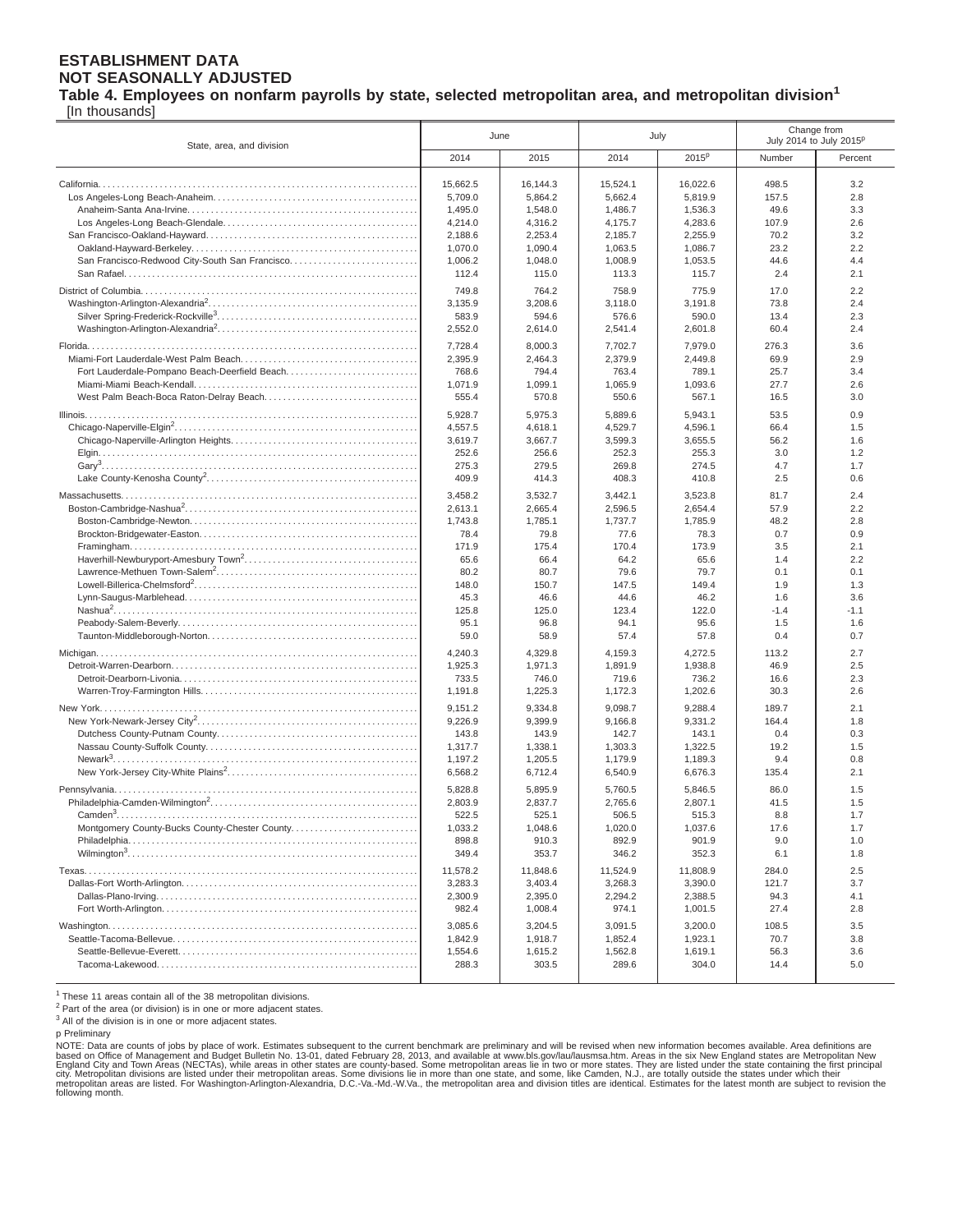**ESTABLISHMENT DATA**
**NOT SEASONALLY ADJUSTED**
**Table 4. Employees on nonfarm payrolls by state, selected metropolitan area, and metropolitan division[1]**
[In thousands]

| State, area, and division | June | | July | | Change from July 2014 to July 2015p | |
|---|---|---|---|---|---|---|
| | 2014 | 2015 | 2014 | 2015p | Number | Percent |
| California | 15,662.5 | 16,144.3 | 15,524.1 | 16,022.6 | 498.5 | 3.2 |
| Los Angeles-Long Beach-Anaheim | 5,709.0 | 5,864.2 | 5,662.4 | 5,819.9 | 157.5 | 2.8 |
| Anaheim-Santa Ana-Irvine | 1,495.0 | 1,548.0 | 1,486.7 | 1,536.3 | 49.6 | 3.3 |
| Los Angeles-Long Beach-Glendale | 4,214.0 | 4,316.2 | 4,175.7 | 4,283.6 | 107.9 | 2.6 |
| San Francisco-Oakland-Hayward | 2,188.6 | 2,253.4 | 2,185.7 | 2,255.9 | 70.2 | 3.2 |
| Oakland-Hayward-Berkeley | 1,070.0 | 1,090.4 | 1,063.5 | 1,086.7 | 23.2 | 2.2 |
| San Francisco-Redwood City-South San Francisco | 1,006.2 | 1,048.0 | 1,008.9 | 1,053.5 | 44.6 | 4.4 |
| San Rafael | 112.4 | 115.0 | 113.3 | 115.7 | 2.4 | 2.1 |
| District of Columbia | 749.8 | 764.2 | 758.9 | 775.9 | 17.0 | 2.2 |
| Washington-Arlington-Alexandria[2] | 3,135.9 | 3,208.6 | 3,118.0 | 3,191.8 | 73.8 | 2.4 |
| Silver Spring-Frederick-Rockville[3] | 583.9 | 594.6 | 576.6 | 590.0 | 13.4 | 2.3 |
| Washington-Arlington-Alexandria[2] | 2,552.0 | 2,614.0 | 2,541.4 | 2,601.8 | 60.4 | 2.4 |
| Florida | 7,728.4 | 8,000.3 | 7,702.7 | 7,979.0 | 276.3 | 3.6 |
| Miami-Fort Lauderdale-West Palm Beach | 2,395.9 | 2,464.3 | 2,379.9 | 2,449.8 | 69.9 | 2.9 |
| Fort Lauderdale-Pompano Beach-Deerfield Beach | 768.6 | 794.4 | 763.4 | 789.1 | 25.7 | 3.4 |
| Miami-Miami Beach-Kendall | 1,071.9 | 1,099.1 | 1,065.9 | 1,093.6 | 27.7 | 2.6 |
| West Palm Beach-Boca Raton-Delray Beach | 555.4 | 570.8 | 550.6 | 567.1 | 16.5 | 3.0 |
| Illinois | 5,928.7 | 5,975.3 | 5,889.6 | 5,943.1 | 53.5 | 0.9 |
| Chicago-Naperville-Elgin[2] | 4,557.5 | 4,618.1 | 4,529.7 | 4,596.1 | 66.4 | 1.5 |
| Chicago-Naperville-Arlington Heights | 3,619.7 | 3,667.7 | 3,599.3 | 3,655.5 | 56.2 | 1.6 |
| Elgin | 252.6 | 256.6 | 252.3 | 255.3 | 3.0 | 1.2 |
| Gary[3] | 275.3 | 279.5 | 269.8 | 274.5 | 4.7 | 1.7 |
| Lake County-Kenosha County[2] | 409.9 | 414.3 | 408.3 | 410.8 | 2.5 | 0.6 |
| Massachusetts | 3,458.2 | 3,532.7 | 3,442.1 | 3,523.8 | 81.7 | 2.4 |
| Boston-Cambridge-Nashua[2] | 2,613.1 | 2,665.4 | 2,596.5 | 2,654.4 | 57.9 | 2.2 |
| Boston-Cambridge-Newton | 1,743.8 | 1,785.1 | 1,737.7 | 1,785.9 | 48.2 | 2.8 |
| Brockton-Bridgewater-Easton | 78.4 | 79.8 | 77.6 | 78.3 | 0.7 | 0.9 |
| Framingham | 171.9 | 175.4 | 170.4 | 173.9 | 3.5 | 2.1 |
| Haverhill-Newburyport-Amesbury Town[2] | 65.6 | 66.4 | 64.2 | 65.6 | 1.4 | 2.2 |
| Lawrence-Methuen Town-Salem[2] | 80.2 | 80.7 | 79.6 | 79.7 | 0.1 | 0.1 |
| Lowell-Billerica-Chelmsford[2] | 148.0 | 150.7 | 147.5 | 149.4 | 1.9 | 1.3 |
| Lynn-Saugus-Marblehead | 45.3 | 46.6 | 44.6 | 46.2 | 1.6 | 3.6 |
| Nashua[2] | 125.8 | 125.0 | 123.4 | 122.0 | -1.4 | -1.1 |
| Peabody-Salem-Beverly | 95.1 | 96.8 | 94.1 | 95.6 | 1.5 | 1.6 |
| Taunton-Middleborough-Norton | 59.0 | 58.9 | 57.4 | 57.8 | 0.4 | 0.7 |
| Michigan | 4,240.3 | 4,329.8 | 4,159.3 | 4,272.5 | 113.2 | 2.7 |
| Detroit-Warren-Dearborn | 1,925.3 | 1,971.3 | 1,891.9 | 1,938.8 | 46.9 | 2.5 |
| Detroit-Dearborn-Livonia | 733.5 | 746.0 | 719.6 | 736.2 | 16.6 | 2.3 |
| Warren-Troy-Farmington Hills | 1,191.8 | 1,225.3 | 1,172.3 | 1,202.6 | 30.3 | 2.6 |
| New York | 9,151.2 | 9,334.8 | 9,098.7 | 9,288.4 | 189.7 | 2.1 |
| New York-Newark-Jersey City[2] | 9,226.9 | 9,399.9 | 9,166.8 | 9,331.2 | 164.4 | 1.8 |
| Dutchess County-Putnam County | 143.8 | 143.9 | 142.7 | 143.1 | 0.4 | 0.3 |
| Nassau County-Suffolk County | 1,317.7 | 1,338.1 | 1,303.3 | 1,322.5 | 19.2 | 1.5 |
| Newark[3] | 1,197.2 | 1,205.5 | 1,179.9 | 1,189.3 | 9.4 | 0.8 |
| New York-Jersey City-White Plains[2] | 6,568.2 | 6,712.4 | 6,540.9 | 6,676.3 | 135.4 | 2.1 |
| Pennsylvania | 5,828.8 | 5,895.9 | 5,760.5 | 5,846.5 | 86.0 | 1.5 |
| Philadelphia-Camden-Wilmington[2] | 2,803.9 | 2,837.7 | 2,765.6 | 2,807.1 | 41.5 | 1.5 |
| Camden[3] | 522.5 | 525.1 | 506.5 | 515.3 | 8.8 | 1.7 |
| Montgomery County-Bucks County-Chester County | 1,033.2 | 1,048.6 | 1,020.0 | 1,037.6 | 17.6 | 1.7 |
| Philadelphia | 898.8 | 910.3 | 892.9 | 901.9 | 9.0 | 1.0 |
| Wilmington[3] | 349.4 | 353.7 | 346.2 | 352.3 | 6.1 | 1.8 |
| Texas | 11,578.2 | 11,848.6 | 11,524.9 | 11,808.9 | 284.0 | 2.5 |
| Dallas-Fort Worth-Arlington | 3,283.3 | 3,403.4 | 3,268.3 | 3,390.0 | 121.7 | 3.7 |
| Dallas-Plano-Irving | 2,300.9 | 2,395.0 | 2,294.2 | 2,388.5 | 94.3 | 4.1 |
| Fort Worth-Arlington | 982.4 | 1,008.4 | 974.1 | 1,001.5 | 27.4 | 2.8 |
| Washington | 3,085.6 | 3,204.5 | 3,091.5 | 3,200.0 | 108.5 | 3.5 |
| Seattle-Tacoma-Bellevue | 1,842.9 | 1,918.7 | 1,852.4 | 1,923.1 | 70.7 | 3.8 |
| Seattle-Bellevue-Everett | 1,554.6 | 1,615.2 | 1,562.8 | 1,619.1 | 56.3 | 3.6 |
| Tacoma-Lakewood | 288.3 | 303.5 | 289.6 | 304.0 | 14.4 | 5.0 |

[1] These 11 areas contain all of the 38 metropolitan divisions.
[2] Part of the area (or division) is in one or more adjacent states.
[3] All of the division is in one or more adjacent states.
p Preliminary

NOTE: Data are counts of jobs by place of work. Estimates subsequent to the current benchmark are preliminary and will be revised when new information becomes available. Area definitions are based on Office of Management and Budget Bulletin No. 13-01, dated February 28, 2013, and available at www.bls.gov/lau/lausmsa.htm. Areas in the six New England states are Metropolitan New England City and Town Areas (NECTAs), while areas in other states are county-based. Some metropolitan areas lie in two or more states. They are listed under the state containing the first principal city. Metropolitan divisions are listed under their metropolitan areas. Some divisions lie in more than one state, and some, like Camden, N.J., are totally outside the states under which their metropolitan areas are listed. For Washington-Arlington-Alexandria, D.C.-Va.-Md.-W.Va., the metropolitan area and division titles are identical. Estimates for the latest month are subject to revision the following month.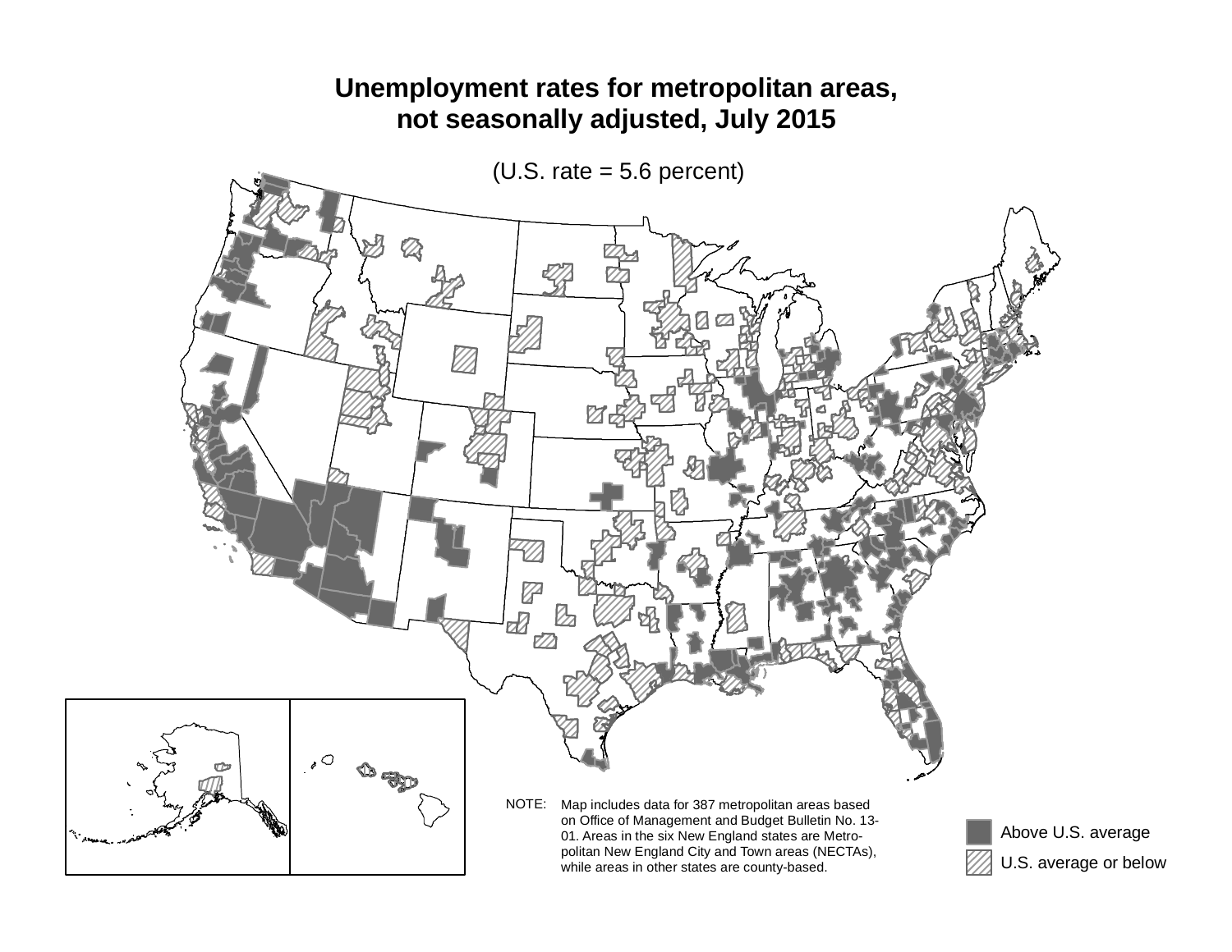# Unemployment rates for metropolitan areas, not seasonally adjusted, July 2015

(U.S. rate = 5.6 percent)

NOTE: Map includes data for 387 metropolitan areas based on Office of Management and Budget Bulletin No. 13-01. Areas in the six New England states are Metropolitan New England City and Town areas (NECTAs), while areas in other states are county-based.

Above U.S. average

U.S. average or below